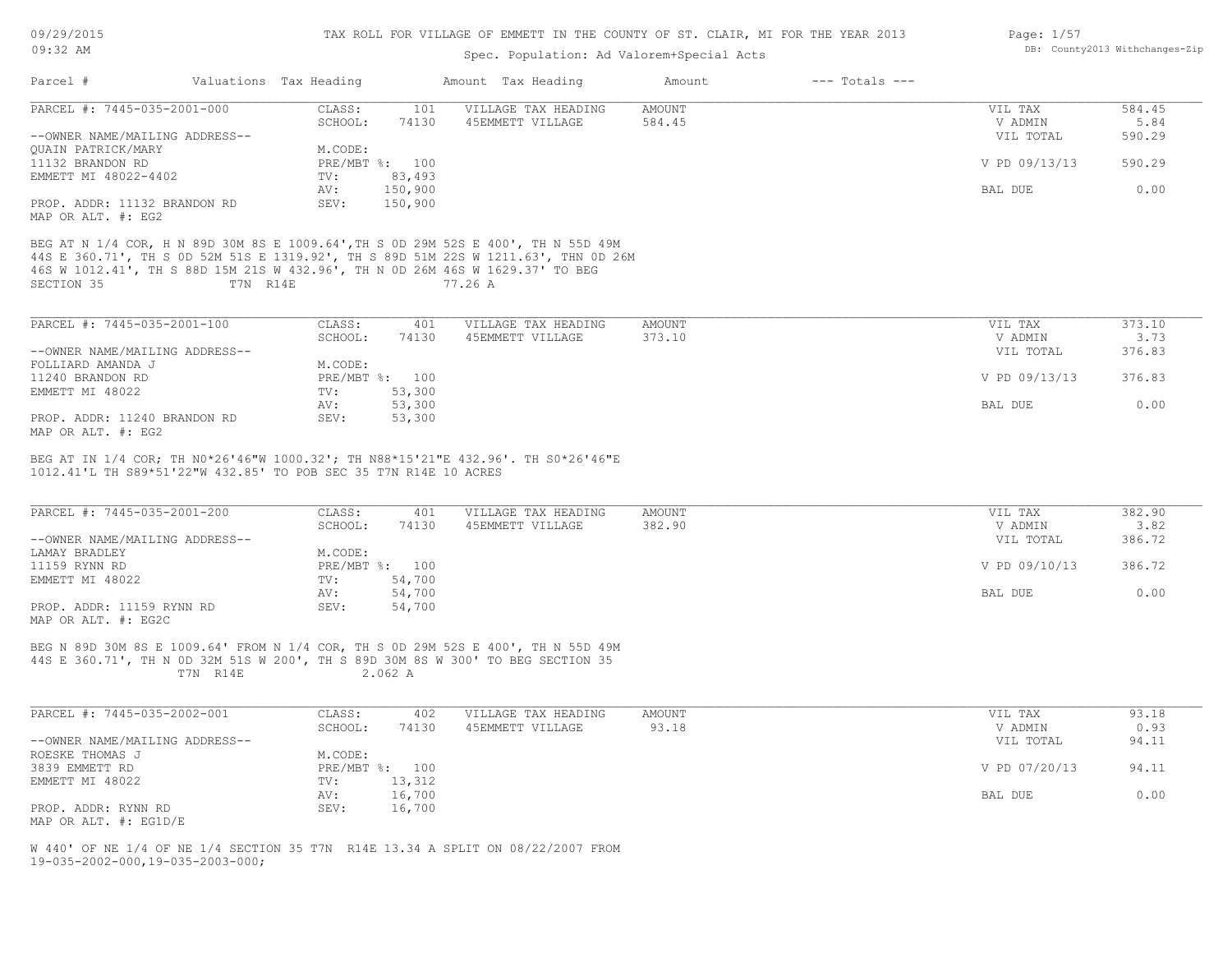# TAX ROLL FOR VILLAGE OF EMMETT IN THE COUNTY OF ST. CLAIR, MI FOR THE YEAR 2013

09/29/2015
09:32 AM

DB: County2013 Withchanges-Zip

Spec. Population: Ad Valorem+Special Acts

| Parcel # | Valuations | Tax Heading | Amount | Tax Heading | Amount | --- Totals --- | |
|---|---|---|---|---|---|---|---|

---

**PARCEL #: 7445-035-2001-000**

| | | | | | |
|---|---|---|---|---|---|
| CLASS: | 101 | VILLAGE TAX HEADING | AMOUNT | VIL TAX | 584.45 |
| SCHOOL: | 74130 | 45EMMETT VILLAGE | 584.45 | V ADMIN | 5.84 |
| | | | | VIL TOTAL | 590.29 |
| M.CODE: | | | | | |
| PRE/MBT %: | 100 | | | V PD 09/13/13 | 590.29 |
| TV: | 83,493 | | | | |
| AV: | 150,900 | | | BAL DUE | 0.00 |
| SEV: | 150,900 | | | | |

--OWNER NAME/MAILING ADDRESS--
QUAIN PATRICK/MARY
11132 BRANDON RD
EMMETT MI 48022-4402

PROP. ADDR: 11132 BRANDON RD
MAP OR ALT. #: EG2

BEG AT N 1/4 COR, H N 89D 30M 8S E 1009.64',TH S 0D 29M 52S E 400', TH N 55D 49M 44S E 360.71', TH S 0D 52M 51S E 1319.92', TH S 89D 51M 22S W 1211.63', THN 0D 26M 46S W 1012.41', TH S 88D 15M 21S W 432.96', TH N 0D 26M 46S W 1629.37' TO BEG SECTION 35 T7N R14E 77.26 A

---

**PARCEL #: 7445-035-2001-100**

| | | | | | |
|---|---|---|---|---|---|
| CLASS: | 401 | VILLAGE TAX HEADING | AMOUNT | VIL TAX | 373.10 |
| SCHOOL: | 74130 | 45EMMETT VILLAGE | 373.10 | V ADMIN | 3.73 |
| | | | | VIL TOTAL | 376.83 |
| M.CODE: | | | | | |
| PRE/MBT %: | 100 | | | V PD 09/13/13 | 376.83 |
| TV: | 53,300 | | | | |
| AV: | 53,300 | | | BAL DUE | 0.00 |
| SEV: | 53,300 | | | | |

--OWNER NAME/MAILING ADDRESS--
FOLLIARD AMANDA J
11240 BRANDON RD
EMMETT MI 48022

PROP. ADDR: 11240 BRANDON RD
MAP OR ALT. #: EG2

BEG AT IN 1/4 COR; TH N0*26'46"W 1000.32'; TH N88*15'21"E 432.96'. TH S0*26'46"E 1012.41'L TH S89*51'22"W 432.85' TO POB SEC 35 T7N R14E 10 ACRES

---

**PARCEL #: 7445-035-2001-200**

| | | | | | |
|---|---|---|---|---|---|
| CLASS: | 401 | VILLAGE TAX HEADING | AMOUNT | VIL TAX | 382.90 |
| SCHOOL: | 74130 | 45EMMETT VILLAGE | 382.90 | V ADMIN | 3.82 |
| | | | | VIL TOTAL | 386.72 |
| M.CODE: | | | | | |
| PRE/MBT %: | 100 | | | V PD 09/10/13 | 386.72 |
| TV: | 54,700 | | | | |
| AV: | 54,700 | | | BAL DUE | 0.00 |
| SEV: | 54,700 | | | | |

--OWNER NAME/MAILING ADDRESS--
LAMAY BRADLEY
11159 RYNN RD
EMMETT MI 48022

PROP. ADDR: 11159 RYNN RD
MAP OR ALT. #: EG2C

BEG N 89D 30M 8S E 1009.64' FROM N 1/4 COR, TH S 0D 29M 52S E 400', TH N 55D 49M 44S E 360.71', TH N 0D 32M 51S W 200', TH S 89D 30M 8S W 300' TO BEG SECTION 35 T7N R14E 2.062 A

---

**PARCEL #: 7445-035-2002-001**

| | | | | | |
|---|---|---|---|---|---|
| CLASS: | 402 | VILLAGE TAX HEADING | AMOUNT | VIL TAX | 93.18 |
| SCHOOL: | 74130 | 45EMMETT VILLAGE | 93.18 | V ADMIN | 0.93 |
| | | | | VIL TOTAL | 94.11 |
| M.CODE: | | | | | |
| PRE/MBT %: | 100 | | | V PD 07/20/13 | 94.11 |
| TV: | 13,312 | | | | |
| AV: | 16,700 | | | BAL DUE | 0.00 |
| SEV: | 16,700 | | | | |

--OWNER NAME/MAILING ADDRESS--
ROESKE THOMAS J
3839 EMMETT RD
EMMETT MI 48022

PROP. ADDR: RYNN RD
MAP OR ALT. #: EG1D/E

W 440' OF NE 1/4 OF NE 1/4 SECTION 35 T7N R14E 13.34 A SPLIT ON 08/22/2007 FROM 19-035-2002-000,19-035-2003-000;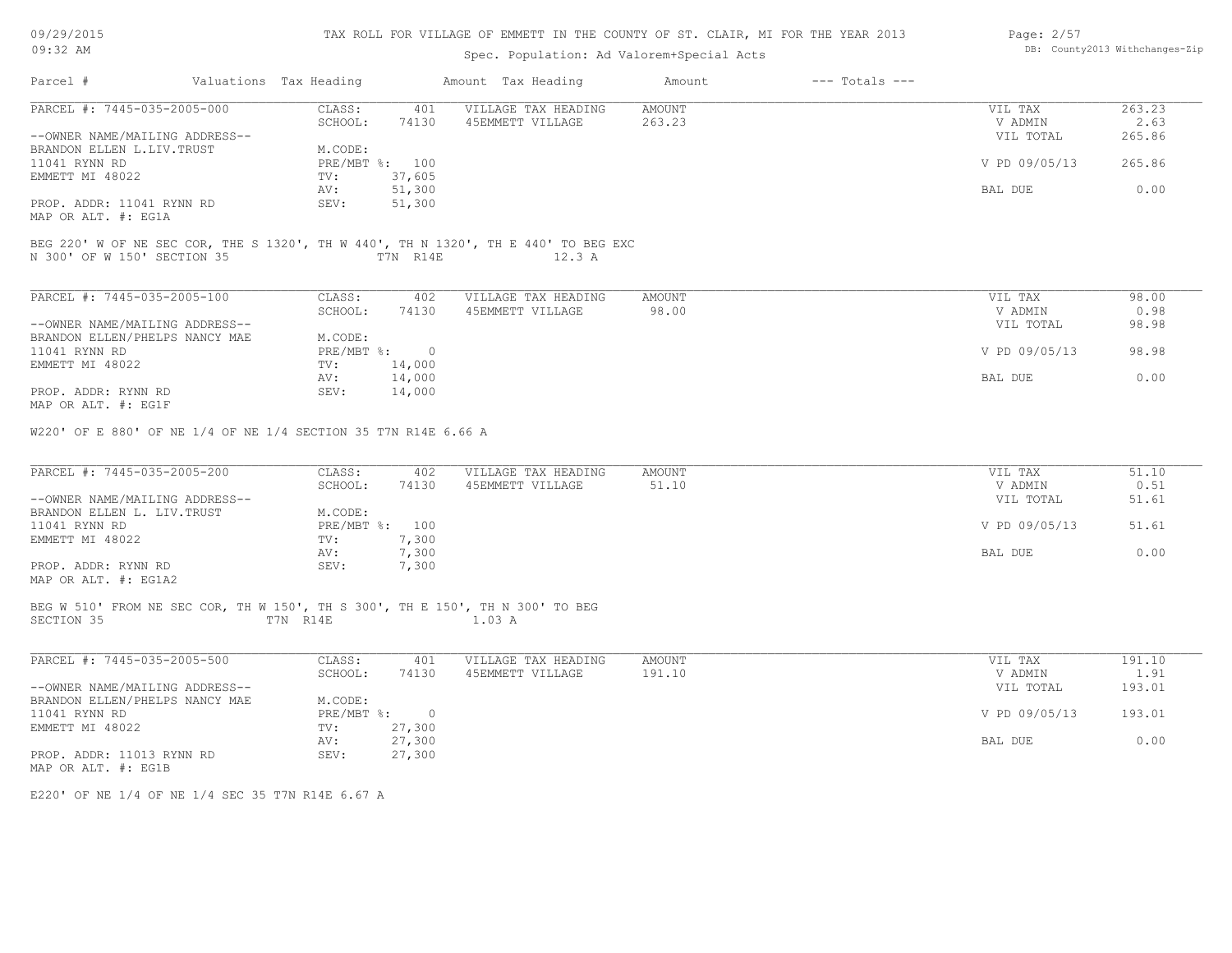# TAX ROLL FOR VILLAGE OF EMMETT IN THE COUNTY OF ST. CLAIR, MI FOR THE YEAR 2013

Spec. Population: Ad Valorem+Special Acts

09/29/2015 09:32 AM — DB: County2013 Withchanges-Zip

| Parcel # | Valuations | Tax Heading | Amount | Tax Heading | Amount | --- Totals --- | |
|---|---|---|---|---|---|---|---|

---

**PARCEL #: 7445-035-2005-000**

| | | | | | | |
|---|---|---|---|---|---|---|
| CLASS: | 401 | VILLAGE TAX HEADING | AMOUNT | | VIL TAX | 263.23 |
| SCHOOL: | 74130 | 45EMMETT VILLAGE | 263.23 | | V ADMIN | 2.63 |
| M.CODE: | | | | | VIL TOTAL | 265.86 |
| PRE/MBT %: | 100 | | | | V PD 09/05/13 | 265.86 |
| TV: | 37,605 | | | | | |
| AV: | 51,300 | | | | BAL DUE | 0.00 |
| SEV: | 51,300 | | | | | |

--OWNER NAME/MAILING ADDRESS--
BRANDON ELLEN L.LIV.TRUST
11041 RYNN RD
EMMETT MI 48022

PROP. ADDR: 11041 RYNN RD
MAP OR ALT. #: EG1A

BEG 220' W OF NE SEC COR, THE S 1320', TH W 440', TH N 1320', TH E 440' TO BEG EXC N 300' OF W 150' SECTION 35 T7N R14E 12.3 A

---

**PARCEL #: 7445-035-2005-100**

| | | | | | | |
|---|---|---|---|---|---|---|
| CLASS: | 402 | VILLAGE TAX HEADING | AMOUNT | | VIL TAX | 98.00 |
| SCHOOL: | 74130 | 45EMMETT VILLAGE | 98.00 | | V ADMIN | 0.98 |
| M.CODE: | | | | | VIL TOTAL | 98.98 |
| PRE/MBT %: | 0 | | | | V PD 09/05/13 | 98.98 |
| TV: | 14,000 | | | | | |
| AV: | 14,000 | | | | BAL DUE | 0.00 |
| SEV: | 14,000 | | | | | |

--OWNER NAME/MAILING ADDRESS--
BRANDON ELLEN/PHELPS NANCY MAE
11041 RYNN RD
EMMETT MI 48022

PROP. ADDR: RYNN RD
MAP OR ALT. #: EG1F

W220' OF E 880' OF NE 1/4 OF NE 1/4 SECTION 35 T7N R14E 6.66 A

---

**PARCEL #: 7445-035-2005-200**

| | | | | | | |
|---|---|---|---|---|---|---|
| CLASS: | 402 | VILLAGE TAX HEADING | AMOUNT | | VIL TAX | 51.10 |
| SCHOOL: | 74130 | 45EMMETT VILLAGE | 51.10 | | V ADMIN | 0.51 |
| M.CODE: | | | | | VIL TOTAL | 51.61 |
| PRE/MBT %: | 100 | | | | V PD 09/05/13 | 51.61 |
| TV: | 7,300 | | | | | |
| AV: | 7,300 | | | | BAL DUE | 0.00 |
| SEV: | 7,300 | | | | | |

--OWNER NAME/MAILING ADDRESS--
BRANDON ELLEN L. LIV.TRUST
11041 RYNN RD
EMMETT MI 48022

PROP. ADDR: RYNN RD
MAP OR ALT. #: EG1A2

BEG W 510' FROM NE SEC COR, TH W 150', TH S 300', TH E 150', TH N 300' TO BEG SECTION 35 T7N R14E 1.03 A

---

**PARCEL #: 7445-035-2005-500**

| | | | | | | |
|---|---|---|---|---|---|---|
| CLASS: | 401 | VILLAGE TAX HEADING | AMOUNT | | VIL TAX | 191.10 |
| SCHOOL: | 74130 | 45EMMETT VILLAGE | 191.10 | | V ADMIN | 1.91 |
| M.CODE: | | | | | VIL TOTAL | 193.01 |
| PRE/MBT %: | 0 | | | | V PD 09/05/13 | 193.01 |
| TV: | 27,300 | | | | | |
| AV: | 27,300 | | | | BAL DUE | 0.00 |
| SEV: | 27,300 | | | | | |

--OWNER NAME/MAILING ADDRESS--
BRANDON ELLEN/PHELPS NANCY MAE
11041 RYNN RD
EMMETT MI 48022

PROP. ADDR: 11013 RYNN RD
MAP OR ALT. #: EG1B

E220' OF NE 1/4 OF NE 1/4 SEC 35 T7N R14E 6.67 A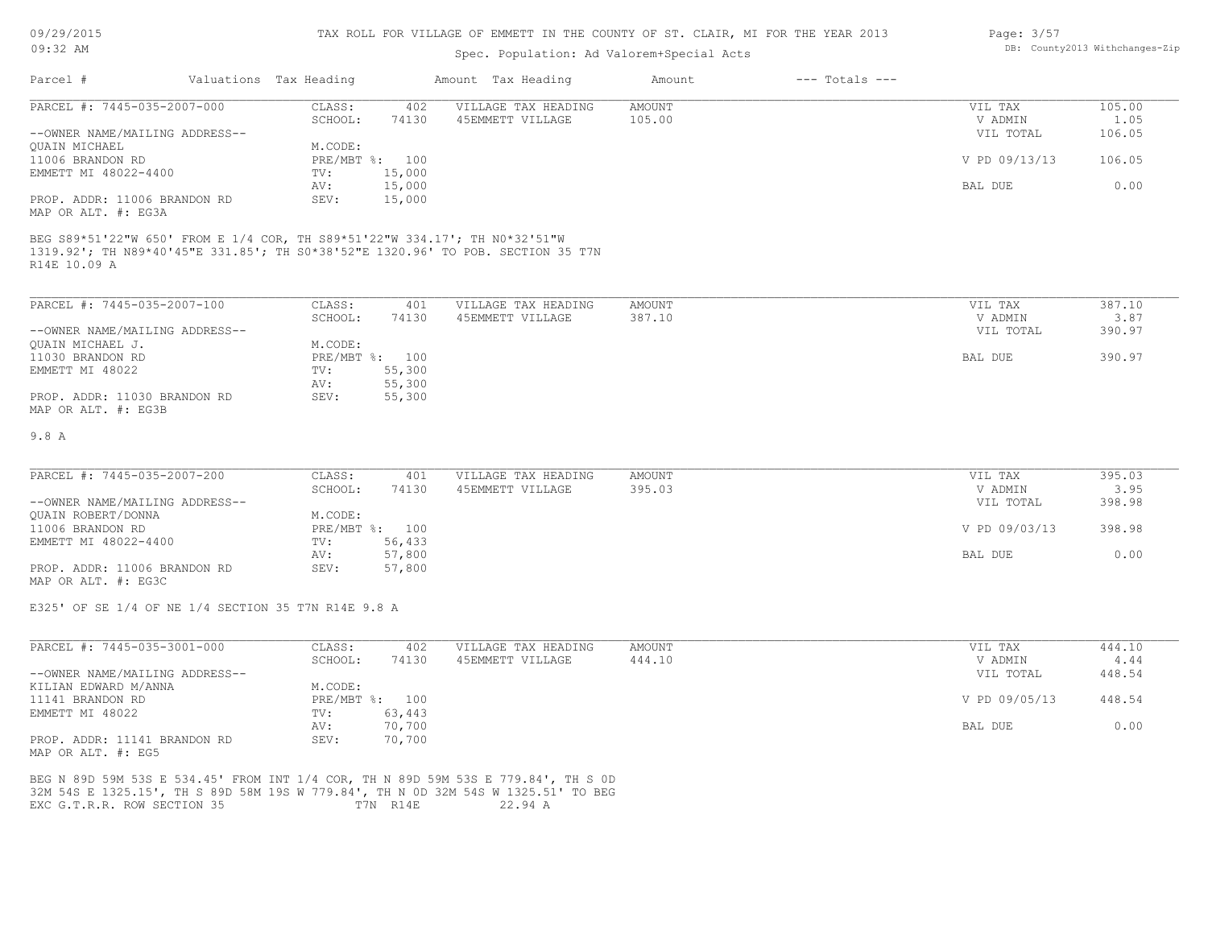# TAX ROLL FOR VILLAGE OF EMMETT IN THE COUNTY OF ST. CLAIR, MI FOR THE YEAR 2013

Spec. Population: Ad Valorem+Special Acts

| Parcel # | Valuations | Tax Heading | Amount | Tax Heading | Amount | --- Totals --- | |
|---|---|---|---|---|---|---|---|

---

**PARCEL #: 7445-035-2007-000**

| | | | | | |
|---|---|---|---|---|---|
| CLASS: | 402 | VILLAGE TAX HEADING | AMOUNT | VIL TAX | 105.00 |
| SCHOOL: | 74130 | 45EMMETT VILLAGE | 105.00 | V ADMIN | 1.05 |
| | | | | VIL TOTAL | 106.05 |
| M.CODE: | | | | | |
| PRE/MBT %: | 100 | | | V PD 09/13/13 | 106.05 |
| TV: | 15,000 | | | | |
| AV: | 15,000 | | | BAL DUE | 0.00 |
| SEV: | 15,000 | | | | |

--OWNER NAME/MAILING ADDRESS--
QUAIN MICHAEL
11006 BRANDON RD
EMMETT MI 48022-4400

PROP. ADDR: 11006 BRANDON RD
MAP OR ALT. #: EG3A

BEG S89*51'22"W 650' FROM E 1/4 COR, TH S89*51'22"W 334.17'; TH N0*32'51"W 1319.92'; TH N89*40'45"E 331.85'; TH S0*38'52"E 1320.96' TO POB. SECTION 35 T7N R14E 10.09 A

---

**PARCEL #: 7445-035-2007-100**

| | | | | | |
|---|---|---|---|---|---|
| CLASS: | 401 | VILLAGE TAX HEADING | AMOUNT | VIL TAX | 387.10 |
| SCHOOL: | 74130 | 45EMMETT VILLAGE | 387.10 | V ADMIN | 3.87 |
| | | | | VIL TOTAL | 390.97 |
| M.CODE: | | | | | |
| PRE/MBT %: | 100 | | | BAL DUE | 390.97 |
| TV: | 55,300 | | | | |
| AV: | 55,300 | | | | |
| SEV: | 55,300 | | | | |

--OWNER NAME/MAILING ADDRESS--
QUAIN MICHAEL J.
11030 BRANDON RD
EMMETT MI 48022

PROP. ADDR: 11030 BRANDON RD
MAP OR ALT. #: EG3B

9.8 A

---

**PARCEL #: 7445-035-2007-200**

| | | | | | |
|---|---|---|---|---|---|
| CLASS: | 401 | VILLAGE TAX HEADING | AMOUNT | VIL TAX | 395.03 |
| SCHOOL: | 74130 | 45EMMETT VILLAGE | 395.03 | V ADMIN | 3.95 |
| | | | | VIL TOTAL | 398.98 |
| M.CODE: | | | | | |
| PRE/MBT %: | 100 | | | V PD 09/03/13 | 398.98 |
| TV: | 56,433 | | | | |
| AV: | 57,800 | | | BAL DUE | 0.00 |
| SEV: | 57,800 | | | | |

--OWNER NAME/MAILING ADDRESS--
QUAIN ROBERT/DONNA
11006 BRANDON RD
EMMETT MI 48022-4400

PROP. ADDR: 11006 BRANDON RD
MAP OR ALT. #: EG3C

E325' OF SE 1/4 OF NE 1/4 SECTION 35 T7N R14E 9.8 A

---

**PARCEL #: 7445-035-3001-000**

| | | | | | |
|---|---|---|---|---|---|
| CLASS: | 402 | VILLAGE TAX HEADING | AMOUNT | VIL TAX | 444.10 |
| SCHOOL: | 74130 | 45EMMETT VILLAGE | 444.10 | V ADMIN | 4.44 |
| | | | | VIL TOTAL | 448.54 |
| M.CODE: | | | | | |
| PRE/MBT %: | 100 | | | V PD 09/05/13 | 448.54 |
| TV: | 63,443 | | | | |
| AV: | 70,700 | | | BAL DUE | 0.00 |
| SEV: | 70,700 | | | | |

--OWNER NAME/MAILING ADDRESS--
KILIAN EDWARD M/ANNA
11141 BRANDON RD
EMMETT MI 48022

PROP. ADDR: 11141 BRANDON RD
MAP OR ALT. #: EG5

BEG N 89D 59M 53S E 534.45' FROM INT 1/4 COR, TH N 89D 59M 53S E 779.84', TH S 0D 32M 54S E 1325.15', TH S 89D 58M 19S W 779.84', TH N 0D 32M 54S W 1325.51' TO BEG EXC G.T.R.R. ROW SECTION 35 T7N R14E 22.94 A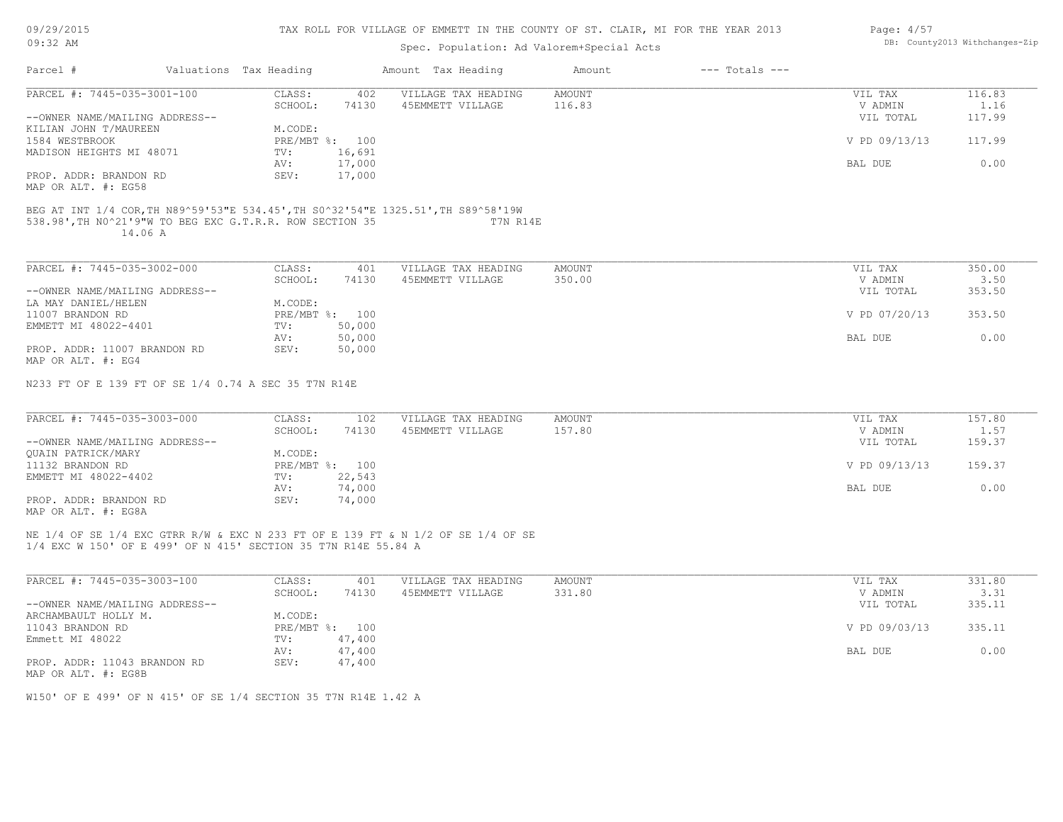# TAX ROLL FOR VILLAGE OF EMMETT IN THE COUNTY OF ST. CLAIR, MI FOR THE YEAR 2013

Spec. Population: Ad Valorem+Special Acts

09/29/2015
09:32 AM

DB: County2013 Withchanges-Zip

| Parcel # | Valuations | Tax Heading | Amount | Tax Heading | Amount | --- Totals --- | |
|---|---|---|---|---|---|---|---|

---

**PARCEL #: 7445-035-3001-100**

| | | | | | | |
|---|---|---|---|---|---|---|
| CLASS: | 402 | VILLAGE TAX HEADING | AMOUNT | | VIL TAX | 116.83 |
| SCHOOL: | 74130 | 45EMMETT VILLAGE | 116.83 | | V ADMIN | 1.16 |
| | | | | | VIL TOTAL | 117.99 |
| M.CODE: | | | | | | |
| PRE/MBT %: | 100 | | | | V PD 09/13/13 | 117.99 |
| TV: | 16,691 | | | | | |
| AV: | 17,000 | | | | BAL DUE | 0.00 |
| SEV: | 17,000 | | | | | |

--OWNER NAME/MAILING ADDRESS--
KILIAN JOHN T/MAUREEN
1584 WESTBROOK
MADISON HEIGHTS MI 48071

PROP. ADDR: BRANDON RD
MAP OR ALT. #: EG58

BEG AT INT 1/4 COR,TH N89^59'53"E 534.45',TH S0^32'54"E 1325.51',TH S89^58'19W 538.98',TH N0^21'9"W TO BEG EXC G.T.R.R. ROW SECTION 35 T7N R14E 14.06 A

---

**PARCEL #: 7445-035-3002-000**

| | | | | | | |
|---|---|---|---|---|---|---|
| CLASS: | 401 | VILLAGE TAX HEADING | AMOUNT | | VIL TAX | 350.00 |
| SCHOOL: | 74130 | 45EMMETT VILLAGE | 350.00 | | V ADMIN | 3.50 |
| | | | | | VIL TOTAL | 353.50 |
| M.CODE: | | | | | | |
| PRE/MBT %: | 100 | | | | V PD 07/20/13 | 353.50 |
| TV: | 50,000 | | | | | |
| AV: | 50,000 | | | | BAL DUE | 0.00 |
| SEV: | 50,000 | | | | | |

--OWNER NAME/MAILING ADDRESS--
LA MAY DANIEL/HELEN
11007 BRANDON RD
EMMETT MI 48022-4401

PROP. ADDR: 11007 BRANDON RD
MAP OR ALT. #: EG4

N233 FT OF E 139 FT OF SE 1/4 0.74 A SEC 35 T7N R14E

---

**PARCEL #: 7445-035-3003-000**

| | | | | | | |
|---|---|---|---|---|---|---|
| CLASS: | 102 | VILLAGE TAX HEADING | AMOUNT | | VIL TAX | 157.80 |
| SCHOOL: | 74130 | 45EMMETT VILLAGE | 157.80 | | V ADMIN | 1.57 |
| | | | | | VIL TOTAL | 159.37 |
| M.CODE: | | | | | | |
| PRE/MBT %: | 100 | | | | V PD 09/13/13 | 159.37 |
| TV: | 22,543 | | | | | |
| AV: | 74,000 | | | | BAL DUE | 0.00 |
| SEV: | 74,000 | | | | | |

--OWNER NAME/MAILING ADDRESS--
QUAIN PATRICK/MARY
11132 BRANDON RD
EMMETT MI 48022-4402

PROP. ADDR: BRANDON RD
MAP OR ALT. #: EG8A

NE 1/4 OF SE 1/4 EXC GTRR R/W & EXC N 233 FT OF E 139 FT & N 1/2 OF SE 1/4 OF SE 1/4 EXC W 150' OF E 499' OF N 415' SECTION 35 T7N R14E 55.84 A

---

**PARCEL #: 7445-035-3003-100**

| | | | | | | |
|---|---|---|---|---|---|---|
| CLASS: | 401 | VILLAGE TAX HEADING | AMOUNT | | VIL TAX | 331.80 |
| SCHOOL: | 74130 | 45EMMETT VILLAGE | 331.80 | | V ADMIN | 3.31 |
| | | | | | VIL TOTAL | 335.11 |
| M.CODE: | | | | | | |
| PRE/MBT %: | 100 | | | | V PD 09/03/13 | 335.11 |
| TV: | 47,400 | | | | | |
| AV: | 47,400 | | | | BAL DUE | 0.00 |
| SEV: | 47,400 | | | | | |

--OWNER NAME/MAILING ADDRESS--
ARCHAMBAULT HOLLY M.
11043 BRANDON RD
Emmett MI 48022

PROP. ADDR: 11043 BRANDON RD
MAP OR ALT. #: EG8B

W150' OF E 499' OF N 415' OF SE 1/4 SECTION 35 T7N R14E 1.42 A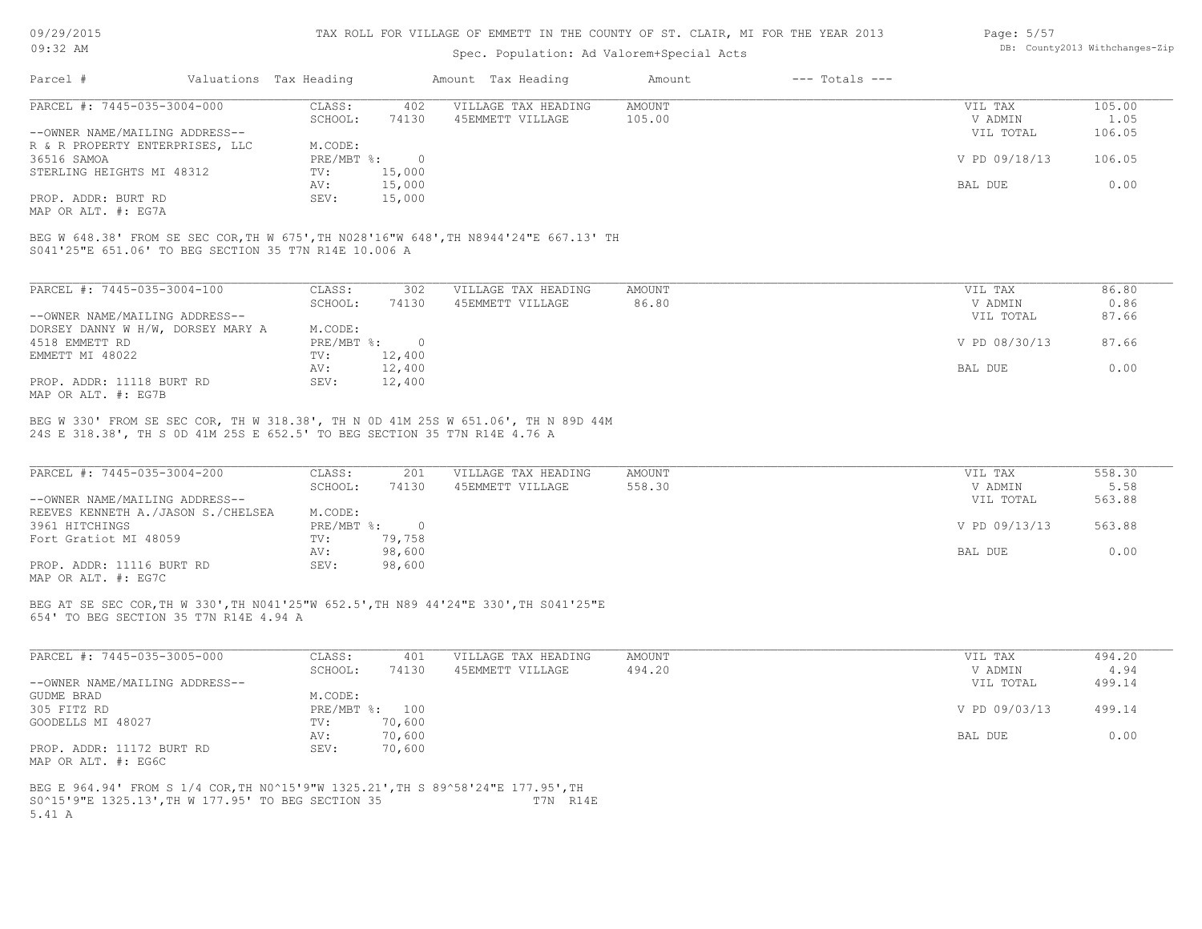# TAX ROLL FOR VILLAGE OF EMMETT IN THE COUNTY OF ST. CLAIR, MI FOR THE YEAR 2013

Spec. Population: Ad Valorem+Special Acts

| Parcel # | Valuations | Tax Heading | Amount | Tax Heading | Amount | --- Totals --- | |
|---|---|---|---|---|---|---|---|
| PARCEL #: 7445-035-3004-000 | CLASS: | 402 | VILLAGE TAX HEADING | AMOUNT | | VIL TAX | 105.00 |
| | SCHOOL: | 74130 | 45EMMETT VILLAGE | 105.00 | | V ADMIN | 1.05 |
| --OWNER NAME/MAILING ADDRESS-- | | | | | | VIL TOTAL | 106.05 |
| R & R PROPERTY ENTERPRISES, LLC | M.CODE: | | | | | | |
| 36516 SAMOA | PRE/MBT %: | 0 | | | | V PD 09/18/13 | 106.05 |
| STERLING HEIGHTS MI 48312 | TV: | 15,000 | | | | | |
| | AV: | 15,000 | | | | BAL DUE | 0.00 |
| PROP. ADDR: BURT RD | SEV: | 15,000 | | | | | |
| MAP OR ALT. #: EG7A | | | | | | | |

BEG W 648.38' FROM SE SEC COR,TH W 675',TH N028'16"W 648',TH N8944'24"E 667.13' TH S041'25"E 651.06' TO BEG SECTION 35 T7N R14E 10.006 A

| Parcel # | Valuations | Tax Heading | Amount | Tax Heading | Amount | --- Totals --- | |
|---|---|---|---|---|---|---|---|
| PARCEL #: 7445-035-3004-100 | CLASS: | 302 | VILLAGE TAX HEADING | AMOUNT | | VIL TAX | 86.80 |
| | SCHOOL: | 74130 | 45EMMETT VILLAGE | 86.80 | | V ADMIN | 0.86 |
| --OWNER NAME/MAILING ADDRESS-- | | | | | | VIL TOTAL | 87.66 |
| DORSEY DANNY W H/W, DORSEY MARY A | M.CODE: | | | | | | |
| 4518 EMMETT RD | PRE/MBT %: | 0 | | | | V PD 08/30/13 | 87.66 |
| EMMETT MI 48022 | TV: | 12,400 | | | | | |
| | AV: | 12,400 | | | | BAL DUE | 0.00 |
| PROP. ADDR: 11118 BURT RD | SEV: | 12,400 | | | | | |
| MAP OR ALT. #: EG7B | | | | | | | |

BEG W 330' FROM SE SEC COR, TH W 318.38', TH N 0D 41M 25S W 651.06', TH N 89D 44M 24S E 318.38', TH S 0D 41M 25S E 652.5' TO BEG SECTION 35 T7N R14E 4.76 A

| Parcel # | Valuations | Tax Heading | Amount | Tax Heading | Amount | --- Totals --- | |
|---|---|---|---|---|---|---|---|
| PARCEL #: 7445-035-3004-200 | CLASS: | 201 | VILLAGE TAX HEADING | AMOUNT | | VIL TAX | 558.30 |
| | SCHOOL: | 74130 | 45EMMETT VILLAGE | 558.30 | | V ADMIN | 5.58 |
| --OWNER NAME/MAILING ADDRESS-- | | | | | | VIL TOTAL | 563.88 |
| REEVES KENNETH A./JASON S./CHELSEA | M.CODE: | | | | | | |
| 3961 HITCHINGS | PRE/MBT %: | 0 | | | | V PD 09/13/13 | 563.88 |
| Fort Gratiot MI 48059 | TV: | 79,758 | | | | | |
| | AV: | 98,600 | | | | BAL DUE | 0.00 |
| PROP. ADDR: 11116 BURT RD | SEV: | 98,600 | | | | | |
| MAP OR ALT. #: EG7C | | | | | | | |

BEG AT SE SEC COR,TH W 330',TH N041'25"W 652.5',TH N89 44'24"E 330',TH S041'25"E 654' TO BEG SECTION 35 T7N R14E 4.94 A

| Parcel # | Valuations | Tax Heading | Amount | Tax Heading | Amount | --- Totals --- | |
|---|---|---|---|---|---|---|---|
| PARCEL #: 7445-035-3005-000 | CLASS: | 401 | VILLAGE TAX HEADING | AMOUNT | | VIL TAX | 494.20 |
| | SCHOOL: | 74130 | 45EMMETT VILLAGE | 494.20 | | V ADMIN | 4.94 |
| --OWNER NAME/MAILING ADDRESS-- | | | | | | VIL TOTAL | 499.14 |
| GUDME BRAD | M.CODE: | | | | | | |
| 305 FITZ RD | PRE/MBT %: | 100 | | | | V PD 09/03/13 | 499.14 |
| GOODELLS MI 48027 | TV: | 70,600 | | | | | |
| | AV: | 70,600 | | | | BAL DUE | 0.00 |
| PROP. ADDR: 11172 BURT RD | SEV: | 70,600 | | | | | |
| MAP OR ALT. #: EG6C | | | | | | | |

BEG E 964.94' FROM S 1/4 COR,TH N0^15'9"W 1325.21',TH S 89^58'24"E 177.95',TH S0^15'9"E 1325.13',TH W 177.95' TO BEG SECTION 35 T7N R14E 5.41 A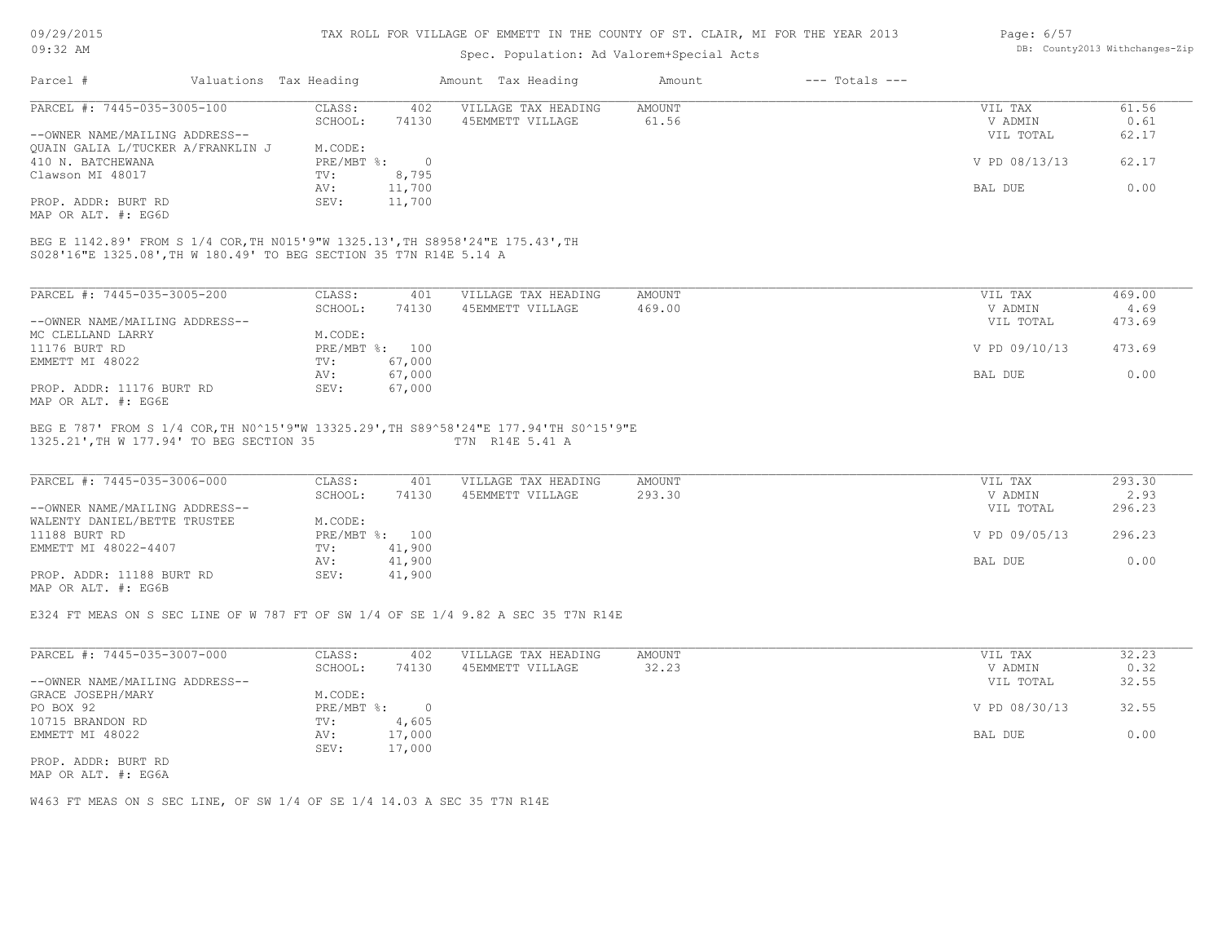TAX ROLL FOR VILLAGE OF EMMETT IN THE COUNTY OF ST. CLAIR, MI FOR THE YEAR 2013

Spec. Population: Ad Valorem+Special Acts

| Parcel # | Valuations Tax Heading | | Amount Tax Heading | Amount | --- Totals --- | |
|---|---|---|---|---|---|---|

**PARCEL #: 7445-035-3005-100**

| | | | | | | |
|---|---|---|---|---|---|---|
| PARCEL #: 7445-035-3005-100 | CLASS: | 402 | VILLAGE TAX HEADING | AMOUNT | VIL TAX | 61.56 |
| | SCHOOL: | 74130 | 45EMMETT VILLAGE | 61.56 | V ADMIN | 0.61 |
| --OWNER NAME/MAILING ADDRESS-- | | | | | VIL TOTAL | 62.17 |
| QUAIN GALIA L/TUCKER A/FRANKLIN J | M.CODE: | | | | | |
| 410 N. BATCHEWANA | PRE/MBT %: | 0 | | | V PD 08/13/13 | 62.17 |
| Clawson MI 48017 | TV: | 8,795 | | | | |
| | AV: | 11,700 | | | BAL DUE | 0.00 |
| PROP. ADDR: BURT RD | SEV: | 11,700 | | | | |
| MAP OR ALT. #: EG6D | | | | | | |

BEG E 1142.89' FROM S 1/4 COR,TH N015'9"W 1325.13',TH S8958'24"E 175.43',TH S028'16"E 1325.08',TH W 180.49' TO BEG SECTION 35 T7N R14E 5.14 A

**PARCEL #: 7445-035-3005-200**

| | | | | | | |
|---|---|---|---|---|---|---|
| PARCEL #: 7445-035-3005-200 | CLASS: | 401 | VILLAGE TAX HEADING | AMOUNT | VIL TAX | 469.00 |
| | SCHOOL: | 74130 | 45EMMETT VILLAGE | 469.00 | V ADMIN | 4.69 |
| --OWNER NAME/MAILING ADDRESS-- | | | | | VIL TOTAL | 473.69 |
| MC CLELLAND LARRY | M.CODE: | | | | | |
| 11176 BURT RD | PRE/MBT %: | 100 | | | V PD 09/10/13 | 473.69 |
| EMMETT MI 48022 | TV: | 67,000 | | | | |
| | AV: | 67,000 | | | BAL DUE | 0.00 |
| PROP. ADDR: 11176 BURT RD | SEV: | 67,000 | | | | |
| MAP OR ALT. #: EG6E | | | | | | |

BEG E 787' FROM S 1/4 COR,TH N0^15'9"W 13325.29',TH S89^58'24"E 177.94'TH S0^15'9"E 1325.21',TH W 177.94' TO BEG SECTION 35 T7N R14E 5.41 A

**PARCEL #: 7445-035-3006-000**

| | | | | | | |
|---|---|---|---|---|---|---|
| PARCEL #: 7445-035-3006-000 | CLASS: | 401 | VILLAGE TAX HEADING | AMOUNT | VIL TAX | 293.30 |
| | SCHOOL: | 74130 | 45EMMETT VILLAGE | 293.30 | V ADMIN | 2.93 |
| --OWNER NAME/MAILING ADDRESS-- | | | | | VIL TOTAL | 296.23 |
| WALENTY DANIEL/BETTE TRUSTEE | M.CODE: | | | | | |
| 11188 BURT RD | PRE/MBT %: | 100 | | | V PD 09/05/13 | 296.23 |
| EMMETT MI 48022-4407 | TV: | 41,900 | | | | |
| | AV: | 41,900 | | | BAL DUE | 0.00 |
| PROP. ADDR: 11188 BURT RD | SEV: | 41,900 | | | | |
| MAP OR ALT. #: EG6B | | | | | | |

E324 FT MEAS ON S SEC LINE OF W 787 FT OF SW 1/4 OF SE 1/4 9.82 A SEC 35 T7N R14E

**PARCEL #: 7445-035-3007-000**

| | | | | | | |
|---|---|---|---|---|---|---|
| PARCEL #: 7445-035-3007-000 | CLASS: | 402 | VILLAGE TAX HEADING | AMOUNT | VIL TAX | 32.23 |
| | SCHOOL: | 74130 | 45EMMETT VILLAGE | 32.23 | V ADMIN | 0.32 |
| --OWNER NAME/MAILING ADDRESS-- | | | | | VIL TOTAL | 32.55 |
| GRACE JOSEPH/MARY | M.CODE: | | | | | |
| PO BOX 92 | PRE/MBT %: | 0 | | | V PD 08/30/13 | 32.55 |
| 10715 BRANDON RD | TV: | 4,605 | | | | |
| EMMETT MI 48022 | AV: | 17,000 | | | BAL DUE | 0.00 |
| | SEV: | 17,000 | | | | |
| PROP. ADDR: BURT RD | | | | | | |
| MAP OR ALT. #: EG6A | | | | | | |

W463 FT MEAS ON S SEC LINE, OF SW 1/4 OF SE 1/4 14.03 A SEC 35 T7N R14E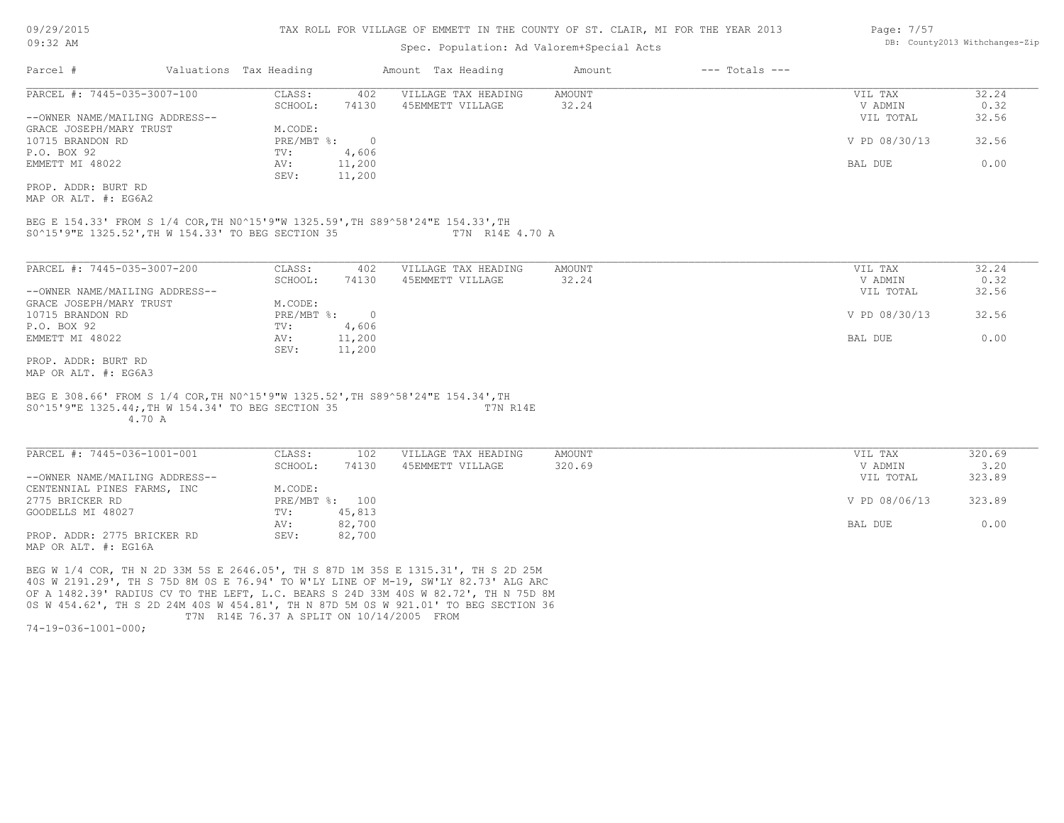TAX ROLL FOR VILLAGE OF EMMETT IN THE COUNTY OF ST. CLAIR, MI FOR THE YEAR 2013

Spec. Population: Ad Valorem+Special Acts

| Parcel # | Valuations | Tax Heading | Amount | Tax Heading | Amount | --- Totals --- | |
|---|---|---|---|---|---|---|---|

**PARCEL #: 7445-035-3007-100**

| | | | | | |
|---|---|---|---|---|---|
| CLASS: | 402 | VILLAGE TAX HEADING | AMOUNT | VIL TAX | 32.24 |
| SCHOOL: | 74130 | 45EMMETT VILLAGE | 32.24 | V ADMIN | 0.32 |
| | | | | VIL TOTAL | 32.56 |
| M.CODE: | | | | | |
| PRE/MBT %: | 0 | | | V PD 08/30/13 | 32.56 |
| TV: | 4,606 | | | | |
| AV: | 11,200 | | | BAL DUE | 0.00 |
| SEV: | 11,200 | | | | |

--OWNER NAME/MAILING ADDRESS--
GRACE JOSEPH/MARY TRUST
10715 BRANDON RD
P.O. BOX 92
EMMETT MI 48022

PROP. ADDR: BURT RD
MAP OR ALT. #: EG6A2

BEG E 154.33' FROM S 1/4 COR,TH N0^15'9"W 1325.59',TH S89^58'24"E 154.33',TH S0^15'9"E 1325.52',TH W 154.33' TO BEG SECTION 35 T7N R14E 4.70 A

**PARCEL #: 7445-035-3007-200**

| | | | | | |
|---|---|---|---|---|---|
| CLASS: | 402 | VILLAGE TAX HEADING | AMOUNT | VIL TAX | 32.24 |
| SCHOOL: | 74130 | 45EMMETT VILLAGE | 32.24 | V ADMIN | 0.32 |
| | | | | VIL TOTAL | 32.56 |
| M.CODE: | | | | | |
| PRE/MBT %: | 0 | | | V PD 08/30/13 | 32.56 |
| TV: | 4,606 | | | | |
| AV: | 11,200 | | | BAL DUE | 0.00 |
| SEV: | 11,200 | | | | |

--OWNER NAME/MAILING ADDRESS--
GRACE JOSEPH/MARY TRUST
10715 BRANDON RD
P.O. BOX 92
EMMETT MI 48022

PROP. ADDR: BURT RD
MAP OR ALT. #: EG6A3

BEG E 308.66' FROM S 1/4 COR,TH N0^15'9"W 1325.52',TH S89^58'24"E 154.34',TH S0^15'9"E 1325.44;,TH W 154.34' TO BEG SECTION 35 T7N R14E 4.70 A

**PARCEL #: 7445-036-1001-001**

| | | | | | |
|---|---|---|---|---|---|
| CLASS: | 102 | VILLAGE TAX HEADING | AMOUNT | VIL TAX | 320.69 |
| SCHOOL: | 74130 | 45EMMETT VILLAGE | 320.69 | V ADMIN | 3.20 |
| | | | | VIL TOTAL | 323.89 |
| M.CODE: | | | | | |
| PRE/MBT %: | 100 | | | V PD 08/06/13 | 323.89 |
| TV: | 45,813 | | | | |
| AV: | 82,700 | | | BAL DUE | 0.00 |
| SEV: | 82,700 | | | | |

--OWNER NAME/MAILING ADDRESS--
CENTENNIAL PINES FARMS, INC
2775 BRICKER RD
GOODELLS MI 48027

PROP. ADDR: 2775 BRICKER RD
MAP OR ALT. #: EG16A

BEG W 1/4 COR, TH N 2D 33M 5S E 2646.05', TH S 87D 1M 35S E 1315.31', TH S 2D 25M 40S W 2191.29', TH S 75D 8M 0S E 76.94' TO W'LY LINE OF M-19, SW'LY 82.73' ALG ARC OF A 1482.39' RADIUS CV TO THE LEFT, L.C. BEARS S 24D 33M 40S W 82.72', TH N 75D 8M 0S W 454.62', TH S 2D 24M 40S W 454.81', TH N 87D 5M 0S W 921.01' TO BEG SECTION 36 T7N R14E 76.37 A SPLIT ON 10/14/2005 FROM 74-19-036-1001-000;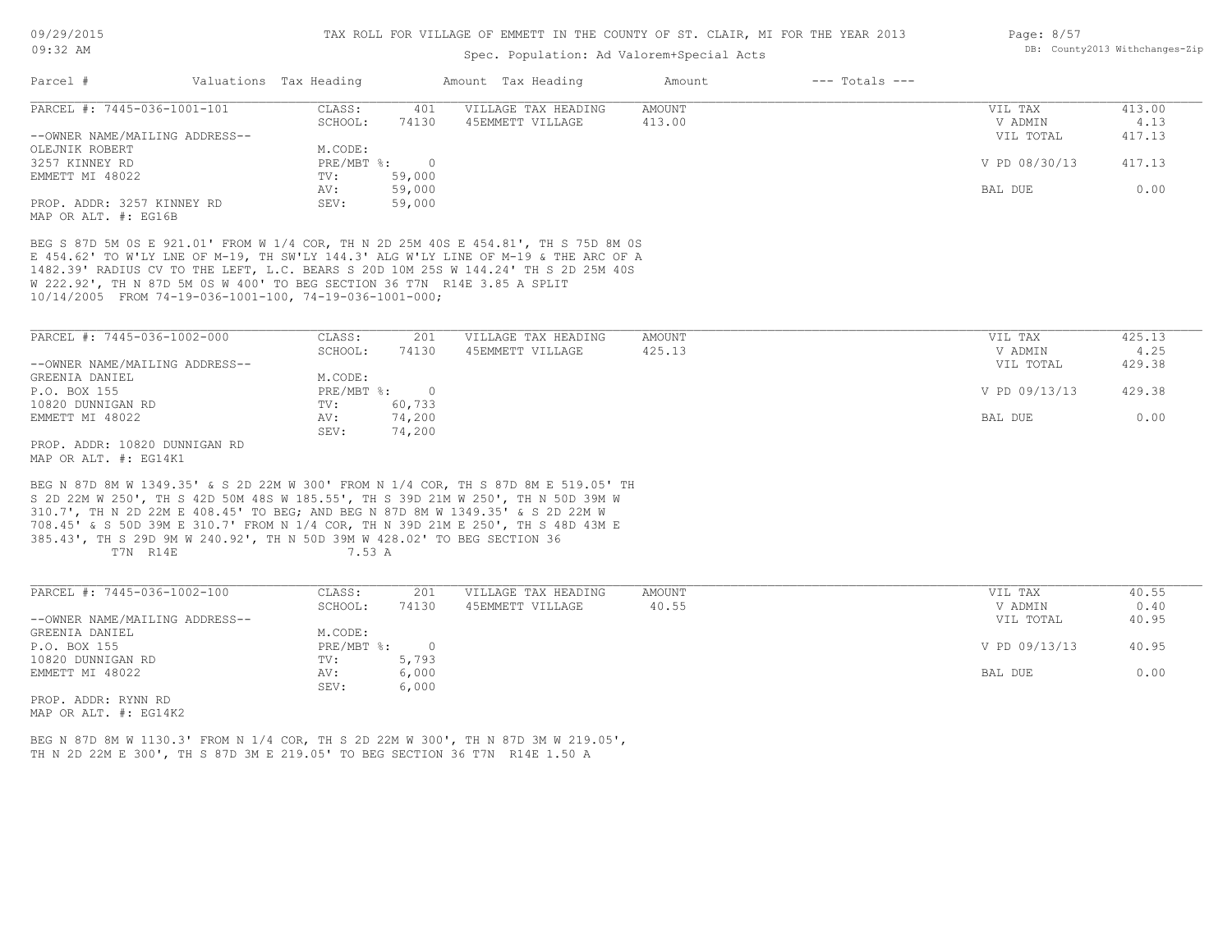# TAX ROLL FOR VILLAGE OF EMMETT IN THE COUNTY OF ST. CLAIR, MI FOR THE YEAR 2013

Spec. Population: Ad Valorem+Special Acts

09/29/2015
09:32 AM

DB: County2013 Withchanges-Zip

| Parcel # | Valuations | Tax Heading | Amount | Tax Heading | Amount | --- Totals --- | |
|---|---|---|---|---|---|---|---|
| PARCEL #: 7445-036-1001-101 | CLASS: | 401 | VILLAGE TAX HEADING | AMOUNT | | VIL TAX | 413.00 |
| | SCHOOL: | 74130 | 45EMMETT VILLAGE | 413.00 | | V ADMIN | 4.13 |
| --OWNER NAME/MAILING ADDRESS-- | | | | | | VIL TOTAL | 417.13 |
| OLEJNIK ROBERT | M.CODE: | | | | | | |
| 3257 KINNEY RD | PRE/MBT %: | 0 | | | | V PD 08/30/13 | 417.13 |
| EMMETT MI 48022 | TV: | 59,000 | | | | | |
| | AV: | 59,000 | | | | BAL DUE | 0.00 |
| PROP. ADDR: 3257 KINNEY RD | SEV: | 59,000 | | | | | |
| MAP OR ALT. #: EG16B | | | | | | | |

BEG S 87D 5M 0S E 921.01' FROM W 1/4 COR, TH N 2D 25M 40S E 454.81', TH S 75D 8M 0S E 454.62' TO W'LY LNE OF M-19, TH SW'LY 144.3' ALG W'LY LINE OF M-19 & THE ARC OF A 1482.39' RADIUS CV TO THE LEFT, L.C. BEARS S 20D 10M 25S W 144.24' TH S 2D 25M 40S W 222.92', TH N 87D 5M 0S W 400' TO BEG SECTION 36 T7N R14E 3.85 A SPLIT 10/14/2005 FROM 74-19-036-1001-100, 74-19-036-1001-000;

| Parcel # | Valuations | Tax Heading | Amount | Tax Heading | Amount | --- Totals --- | |
|---|---|---|---|---|---|---|---|
| PARCEL #: 7445-036-1002-000 | CLASS: | 201 | VILLAGE TAX HEADING | AMOUNT | | VIL TAX | 425.13 |
| | SCHOOL: | 74130 | 45EMMETT VILLAGE | 425.13 | | V ADMIN | 4.25 |
| --OWNER NAME/MAILING ADDRESS-- | | | | | | VIL TOTAL | 429.38 |
| GREENIA DANIEL | M.CODE: | | | | | | |
| P.O. BOX 155 | PRE/MBT %: | 0 | | | | V PD 09/13/13 | 429.38 |
| 10820 DUNNIGAN RD | TV: | 60,733 | | | | | |
| EMMETT MI 48022 | AV: | 74,200 | | | | BAL DUE | 0.00 |
| | SEV: | 74,200 | | | | | |
| PROP. ADDR: 10820 DUNNIGAN RD | | | | | | | |
| MAP OR ALT. #: EG14K1 | | | | | | | |

BEG N 87D 8M W 1349.35' & S 2D 22M W 300' FROM N 1/4 COR, TH S 87D 8M E 519.05' TH S 2D 22M W 250', TH S 42D 50M 48S W 185.55', TH S 39D 21M W 250', TH N 50D 39M W 310.7', TH N 2D 22M E 408.45' TO BEG; AND BEG N 87D 8M W 1349.35' & S 2D 22M W 708.45' & S 50D 39M E 310.7' FROM N 1/4 COR, TH N 39D 21M E 250', TH S 48D 43M E 385.43', TH S 29D 9M W 240.92', TH N 50D 39M W 428.02' TO BEG SECTION 36 T7N R14E 7.53 A

| Parcel # | Valuations | Tax Heading | Amount | Tax Heading | Amount | --- Totals --- | |
|---|---|---|---|---|---|---|---|
| PARCEL #: 7445-036-1002-100 | CLASS: | 201 | VILLAGE TAX HEADING | AMOUNT | | VIL TAX | 40.55 |
| | SCHOOL: | 74130 | 45EMMETT VILLAGE | 40.55 | | V ADMIN | 0.40 |
| --OWNER NAME/MAILING ADDRESS-- | | | | | | VIL TOTAL | 40.95 |
| GREENIA DANIEL | M.CODE: | | | | | | |
| P.O. BOX 155 | PRE/MBT %: | 0 | | | | V PD 09/13/13 | 40.95 |
| 10820 DUNNIGAN RD | TV: | 5,793 | | | | | |
| EMMETT MI 48022 | AV: | 6,000 | | | | BAL DUE | 0.00 |
| | SEV: | 6,000 | | | | | |
| PROP. ADDR: RYNN RD | | | | | | | |
| MAP OR ALT. #: EG14K2 | | | | | | | |

BEG N 87D 8M W 1130.3' FROM N 1/4 COR, TH S 2D 22M W 300', TH N 87D 3M W 219.05', TH N 2D 22M E 300', TH S 87D 3M E 219.05' TO BEG SECTION 36 T7N R14E 1.50 A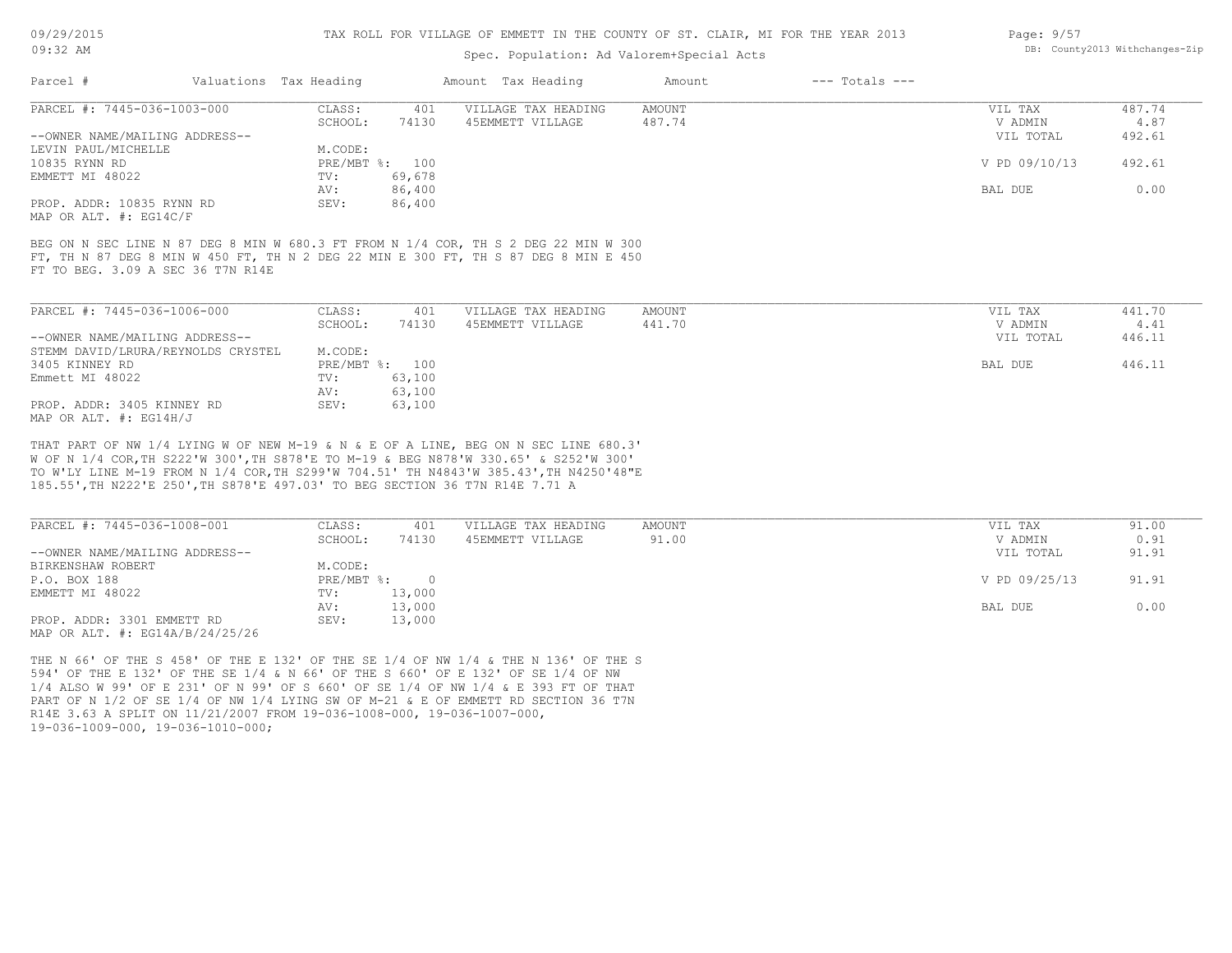TAX ROLL FOR VILLAGE OF EMMETT IN THE COUNTY OF ST. CLAIR, MI FOR THE YEAR 2013

Spec. Population: Ad Valorem+Special Acts

| Parcel # | Valuations | Tax Heading | Amount | Tax Heading | Amount | --- Totals --- | |
|---|---|---|---|---|---|---|---|

**PARCEL #: 7445-036-1003-000**

| | | | | | |
|---|---|---|---|---|---|
| CLASS: | 401 | VILLAGE TAX HEADING | AMOUNT | VIL TAX | 487.74 |
| SCHOOL: | 74130 | 45EMMETT VILLAGE | 487.74 | V ADMIN | 4.87 |
| | | | | VIL TOTAL | 492.61 |
| M.CODE: | | | | | |
| PRE/MBT %: | 100 | | | V PD 09/10/13 | 492.61 |
| TV: | 69,678 | | | | |
| AV: | 86,400 | | | BAL DUE | 0.00 |
| SEV: | 86,400 | | | | |

--OWNER NAME/MAILING ADDRESS--
LEVIN PAUL/MICHELLE
10835 RYNN RD
EMMETT MI 48022

PROP. ADDR: 10835 RYNN RD
MAP OR ALT. #: EG14C/F

BEG ON N SEC LINE N 87 DEG 8 MIN W 680.3 FT FROM N 1/4 COR, TH S 2 DEG 22 MIN W 300 FT, TH N 87 DEG 8 MIN W 450 FT, TH N 2 DEG 22 MIN E 300 FT, TH S 87 DEG 8 MIN E 450 FT TO BEG. 3.09 A SEC 36 T7N R14E

**PARCEL #: 7445-036-1006-000**

| | | | | | |
|---|---|---|---|---|---|
| CLASS: | 401 | VILLAGE TAX HEADING | AMOUNT | VIL TAX | 441.70 |
| SCHOOL: | 74130 | 45EMMETT VILLAGE | 441.70 | V ADMIN | 4.41 |
| | | | | VIL TOTAL | 446.11 |
| M.CODE: | | | | | |
| PRE/MBT %: | 100 | | | BAL DUE | 446.11 |
| TV: | 63,100 | | | | |
| AV: | 63,100 | | | | |
| SEV: | 63,100 | | | | |

--OWNER NAME/MAILING ADDRESS--
STEMM DAVID/LRURA/REYNOLDS CRYSTEL
3405 KINNEY RD
Emmett MI 48022

PROP. ADDR: 3405 KINNEY RD
MAP OR ALT. #: EG14H/J

THAT PART OF NW 1/4 LYING W OF NEW M-19 & N & E OF A LINE, BEG ON N SEC LINE 680.3' W OF N 1/4 COR,TH S222'W 300',TH S878'E TO M-19 & BEG N878'W 330.65' & S252'W 300' TO W'LY LINE M-19 FROM N 1/4 COR,TH S299'W 704.51' TH N4843'W 385.43',TH N4250'48"E 185.55',TH N222'E 250',TH S878'E 497.03' TO BEG SECTION 36 T7N R14E 7.71 A

**PARCEL #: 7445-036-1008-001**

| | | | | | |
|---|---|---|---|---|---|
| CLASS: | 401 | VILLAGE TAX HEADING | AMOUNT | VIL TAX | 91.00 |
| SCHOOL: | 74130 | 45EMMETT VILLAGE | 91.00 | V ADMIN | 0.91 |
| | | | | VIL TOTAL | 91.91 |
| M.CODE: | | | | | |
| PRE/MBT %: | 0 | | | V PD 09/25/13 | 91.91 |
| TV: | 13,000 | | | | |
| AV: | 13,000 | | | BAL DUE | 0.00 |
| SEV: | 13,000 | | | | |

--OWNER NAME/MAILING ADDRESS--
BIRKENSHAW ROBERT
P.O. BOX 188
EMMETT MI 48022

PROP. ADDR: 3301 EMMETT RD
MAP OR ALT. #: EG14A/B/24/25/26

THE N 66' OF THE S 458' OF THE E 132' OF THE SE 1/4 OF NW 1/4 & THE N 136' OF THE S 594' OF THE E 132' OF THE SE 1/4 & N 66' OF THE S 660' OF E 132' OF SE 1/4 OF NW 1/4 ALSO W 99' OF E 231' OF N 99' OF S 660' OF SE 1/4 OF NW 1/4 & E 393 FT OF THAT PART OF N 1/2 OF SE 1/4 OF NW 1/4 LYING SW OF M-21 & E OF EMMETT RD SECTION 36 T7N R14E 3.63 A SPLIT ON 11/21/2007 FROM 19-036-1008-000, 19-036-1007-000, 19-036-1009-000, 19-036-1010-000;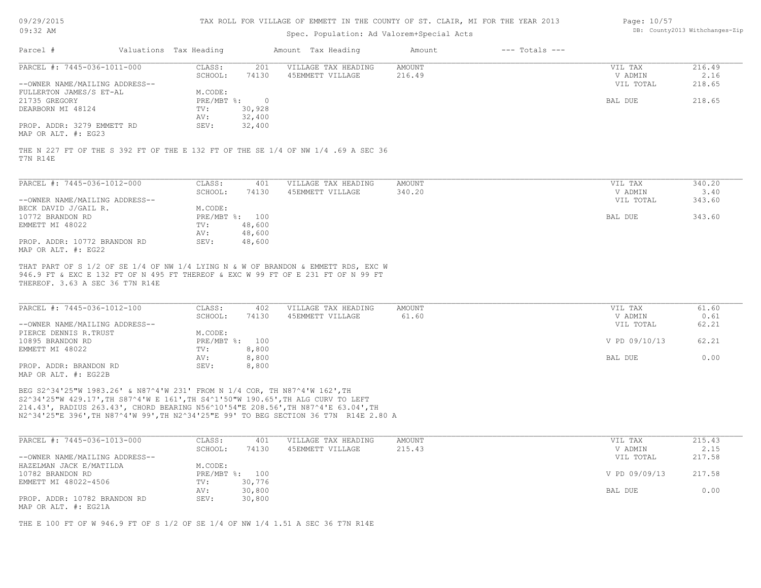TAX ROLL FOR VILLAGE OF EMMETT IN THE COUNTY OF ST. CLAIR, MI FOR THE YEAR 2013

Spec. Population: Ad Valorem+Special Acts

| Parcel # | Valuations | Tax Heading | Amount | Tax Heading | Amount | --- Totals --- | |
|---|---|---|---|---|---|---|---|
| PARCEL #: 7445-036-1011-000 | CLASS: | 201 | VILLAGE TAX HEADING | AMOUNT | | VIL TAX | 216.49 |
| | SCHOOL: | 74130 | 45EMMETT VILLAGE | 216.49 | | V ADMIN | 2.16 |
| --OWNER NAME/MAILING ADDRESS-- | | | | | | VIL TOTAL | 218.65 |
| FULLERTON JAMES/S ET-AL | M.CODE: | | | | | | |
| 21735 GREGORY | PRE/MBT %: | 0 | | | | BAL DUE | 218.65 |
| DEARBORN MI 48124 | TV: | 30,928 | | | | | |
| | AV: | 32,400 | | | | | |
| PROP. ADDR: 3279 EMMETT RD | SEV: | 32,400 | | | | | |
| MAP OR ALT. #: EG23 | | | | | | | |

THE N 227 FT OF THE S 392 FT OF THE E 132 FT OF THE SE 1/4 OF NW 1/4 .69 A SEC 36 T7N R14E

| Parcel # | Valuations | Tax Heading | Amount | Tax Heading | Amount | --- Totals --- | |
|---|---|---|---|---|---|---|---|
| PARCEL #: 7445-036-1012-000 | CLASS: | 401 | VILLAGE TAX HEADING | AMOUNT | | VIL TAX | 340.20 |
| | SCHOOL: | 74130 | 45EMMETT VILLAGE | 340.20 | | V ADMIN | 3.40 |
| --OWNER NAME/MAILING ADDRESS-- | | | | | | VIL TOTAL | 343.60 |
| BECK DAVID J/GAIL R. | M.CODE: | | | | | | |
| 10772 BRANDON RD | PRE/MBT %: | 100 | | | | BAL DUE | 343.60 |
| EMMETT MI 48022 | TV: | 48,600 | | | | | |
| | AV: | 48,600 | | | | | |
| PROP. ADDR: 10772 BRANDON RD | SEV: | 48,600 | | | | | |
| MAP OR ALT. #: EG22 | | | | | | | |

THAT PART OF S 1/2 OF SE 1/4 OF NW 1/4 LYING N & W OF BRANDON & EMMETT RDS, EXC W 946.9 FT & EXC E 132 FT OF N 495 FT THEREOF & EXC W 99 FT OF E 231 FT OF N 99 FT THEREOF. 3.63 A SEC 36 T7N R14E

| Parcel # | Valuations | Tax Heading | Amount | Tax Heading | Amount | --- Totals --- | |
|---|---|---|---|---|---|---|---|
| PARCEL #: 7445-036-1012-100 | CLASS: | 402 | VILLAGE TAX HEADING | AMOUNT | | VIL TAX | 61.60 |
| | SCHOOL: | 74130 | 45EMMETT VILLAGE | 61.60 | | V ADMIN | 0.61 |
| --OWNER NAME/MAILING ADDRESS-- | | | | | | VIL TOTAL | 62.21 |
| PIERCE DENNIS R.TRUST | M.CODE: | | | | | | |
| 10895 BRANDON RD | PRE/MBT %: | 100 | | | | V PD 09/10/13 | 62.21 |
| EMMETT MI 48022 | TV: | 8,800 | | | | | |
| | AV: | 8,800 | | | | BAL DUE | 0.00 |
| PROP. ADDR: BRANDON RD | SEV: | 8,800 | | | | | |
| MAP OR ALT. #: EG22B | | | | | | | |

BEG S2^34'25"W 1983.26' & N87^4'W 231' FROM N 1/4 COR, TH N87^4'W 162',TH S2^34'25"W 429.17',TH S87^4'W E 161',TH S4^1'50"W 190.65',TH ALG CURV TO LEFT 214.43', RADIUS 263.43', CHORD BEARING N56^10'54"E 208.56',TH N87^4'E 63.04',TH N2^34'25"E 396',TH N87^4'W 99',TH N2^34'25"E 99' TO BEG SECTION 36 T7N R14E 2.80 A

| Parcel # | Valuations | Tax Heading | Amount | Tax Heading | Amount | --- Totals --- | |
|---|---|---|---|---|---|---|---|
| PARCEL #: 7445-036-1013-000 | CLASS: | 401 | VILLAGE TAX HEADING | AMOUNT | | VIL TAX | 215.43 |
| | SCHOOL: | 74130 | 45EMMETT VILLAGE | 215.43 | | V ADMIN | 2.15 |
| --OWNER NAME/MAILING ADDRESS-- | | | | | | VIL TOTAL | 217.58 |
| HAZELMAN JACK E/MATILDA | M.CODE: | | | | | | |
| 10782 BRANDON RD | PRE/MBT %: | 100 | | | | V PD 09/09/13 | 217.58 |
| EMMETT MI 48022-4506 | TV: | 30,776 | | | | | |
| | AV: | 30,800 | | | | BAL DUE | 0.00 |
| PROP. ADDR: 10782 BRANDON RD | SEV: | 30,800 | | | | | |
| MAP OR ALT. #: EG21A | | | | | | | |

THE E 100 FT OF W 946.9 FT OF S 1/2 OF SE 1/4 OF NW 1/4 1.51 A SEC 36 T7N R14E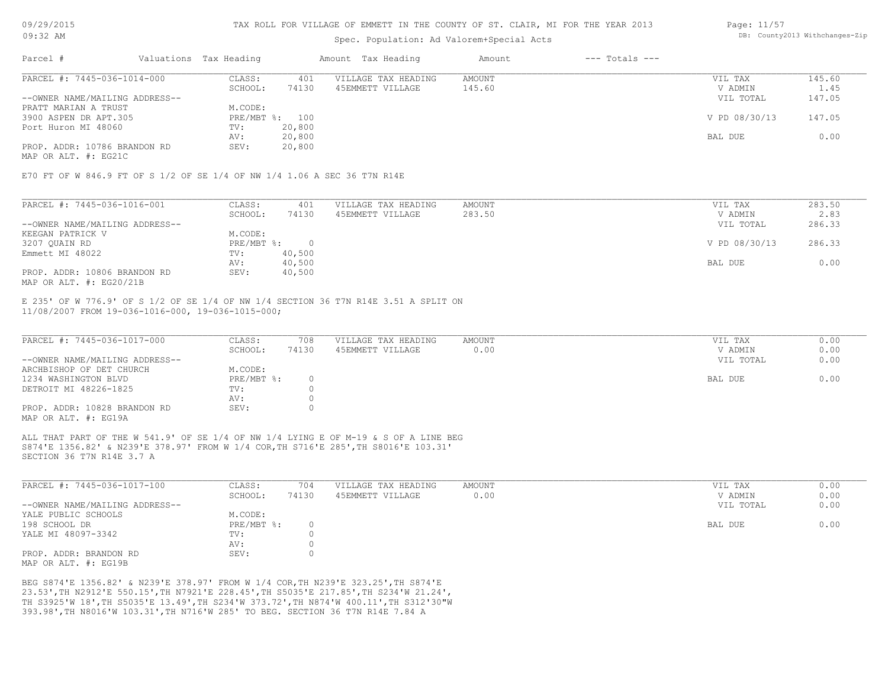TAX ROLL FOR VILLAGE OF EMMETT IN THE COUNTY OF ST. CLAIR, MI FOR THE YEAR 2013

Spec. Population: Ad Valorem+Special Acts

| Parcel # | Valuations | Tax Heading | Amount | Tax Heading | Amount | --- Totals --- |
|---|---|---|---|---|---|---|

**PARCEL #: 7445-036-1014-000**

| | | | | | | |
|---|---|---|---|---|---|---|
| | CLASS: | 401 | VILLAGE TAX HEADING | AMOUNT | VIL TAX | 145.60 |
| | SCHOOL: | 74130 | 45EMMETT VILLAGE | 145.60 | V ADMIN | 1.45 |
| --OWNER NAME/MAILING ADDRESS-- | | | | | VIL TOTAL | 147.05 |
| PRATT MARIAN A TRUST | M.CODE: | | | | | |
| 3900 ASPEN DR APT.305 | PRE/MBT %: | 100 | | | V PD 08/30/13 | 147.05 |
| Port Huron MI 48060 | TV: | 20,800 | | | | |
| | AV: | 20,800 | | | BAL DUE | 0.00 |
| PROP. ADDR: 10786 BRANDON RD | SEV: | 20,800 | | | | |
| MAP OR ALT. #: EG21C | | | | | | |

E70 FT OF W 846.9 FT OF S 1/2 OF SE 1/4 OF NW 1/4 1.06 A SEC 36 T7N R14E

**PARCEL #: 7445-036-1016-001**

| | | | | | | |
|---|---|---|---|---|---|---|
| | CLASS: | 401 | VILLAGE TAX HEADING | AMOUNT | VIL TAX | 283.50 |
| | SCHOOL: | 74130 | 45EMMETT VILLAGE | 283.50 | V ADMIN | 2.83 |
| --OWNER NAME/MAILING ADDRESS-- | | | | | VIL TOTAL | 286.33 |
| KEEGAN PATRICK V | M.CODE: | | | | | |
| 3207 QUAIN RD | PRE/MBT %: | 0 | | | V PD 08/30/13 | 286.33 |
| Emmett MI 48022 | TV: | 40,500 | | | | |
| | AV: | 40,500 | | | BAL DUE | 0.00 |
| PROP. ADDR: 10806 BRANDON RD | SEV: | 40,500 | | | | |
| MAP OR ALT. #: EG20/21B | | | | | | |

E 235' OF W 776.9' OF S 1/2 OF SE 1/4 OF NW 1/4 SECTION 36 T7N R14E 3.51 A SPLIT ON 11/08/2007 FROM 19-036-1016-000, 19-036-1015-000;

**PARCEL #: 7445-036-1017-000**

| | | | | | | |
|---|---|---|---|---|---|---|
| | CLASS: | 708 | VILLAGE TAX HEADING | AMOUNT | VIL TAX | 0.00 |
| | SCHOOL: | 74130 | 45EMMETT VILLAGE | 0.00 | V ADMIN | 0.00 |
| --OWNER NAME/MAILING ADDRESS-- | | | | | VIL TOTAL | 0.00 |
| ARCHBISHOP OF DET CHURCH | M.CODE: | | | | | |
| 1234 WASHINGTON BLVD | PRE/MBT %: | 0 | | | BAL DUE | 0.00 |
| DETROIT MI 48226-1825 | TV: | 0 | | | | |
| | AV: | 0 | | | | |
| PROP. ADDR: 10828 BRANDON RD | SEV: | 0 | | | | |
| MAP OR ALT. #: EG19A | | | | | | |

ALL THAT PART OF THE W 541.9' OF SE 1/4 OF NW 1/4 LYING E OF M-19 & S OF A LINE BEG S874'E 1356.82' & N239'E 378.97' FROM W 1/4 COR,TH S716'E 285',TH S8016'E 103.31' SECTION 36 T7N R14E 3.7 A

**PARCEL #: 7445-036-1017-100**

| | | | | | | |
|---|---|---|---|---|---|---|
| | CLASS: | 704 | VILLAGE TAX HEADING | AMOUNT | VIL TAX | 0.00 |
| | SCHOOL: | 74130 | 45EMMETT VILLAGE | 0.00 | V ADMIN | 0.00 |
| --OWNER NAME/MAILING ADDRESS-- | | | | | VIL TOTAL | 0.00 |
| YALE PUBLIC SCHOOLS | M.CODE: | | | | | |
| 198 SCHOOL DR | PRE/MBT %: | 0 | | | BAL DUE | 0.00 |
| YALE MI 48097-3342 | TV: | 0 | | | | |
| | AV: | 0 | | | | |
| PROP. ADDR: BRANDON RD | SEV: | 0 | | | | |
| MAP OR ALT. #: EG19B | | | | | | |

BEG S874'E 1356.82' & N239'E 378.97' FROM W 1/4 COR,TH N239'E 323.25',TH S874'E 23.53',TH N2912'E 550.15',TH N7921'E 228.45',TH S5035'E 217.85',TH S234'W 21.24', TH S3925'W 18',TH S5035'E 13.49',TH S234'W 373.72',TH N874'W 400.11',TH S312'30"W 393.98',TH N8016'W 103.31',TH N716'W 285' TO BEG. SECTION 36 T7N R14E 7.84 A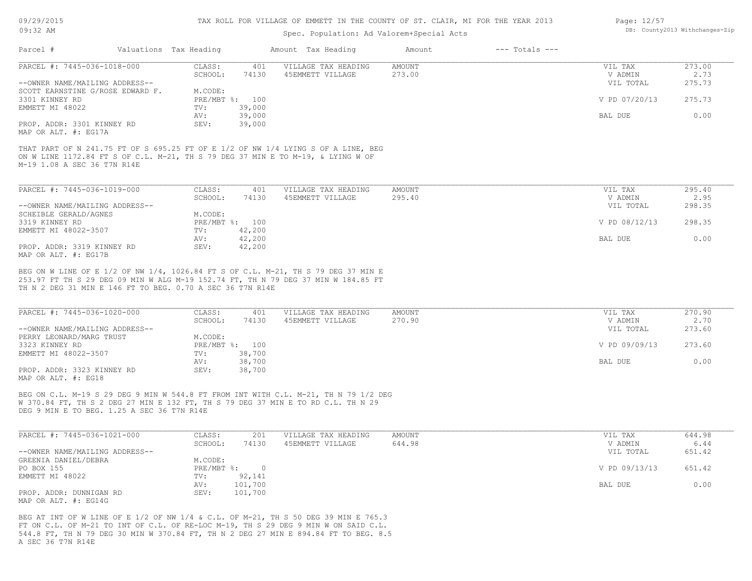TAX ROLL FOR VILLAGE OF EMMETT IN THE COUNTY OF ST. CLAIR, MI FOR THE YEAR 2013

Spec. Population: Ad Valorem+Special Acts

| Parcel # | Valuations | Tax Heading | Amount | Tax Heading | Amount | --- Totals --- | |
|---|---|---|---|---|---|---|---|

**PARCEL #: 7445-036-1018-000**

| | | | | | | |
|---|---|---|---|---|---|---|
| | CLASS: | 401 | VILLAGE TAX HEADING | AMOUNT | VIL TAX | 273.00 |
| | SCHOOL: | 74130 | 45EMMETT VILLAGE | 273.00 | V ADMIN | 2.73 |
| --OWNER NAME/MAILING ADDRESS-- | | | | | VIL TOTAL | 275.73 |
| SCOTT EARNSTINE G/ROSE EDWARD F. | M.CODE: | | | | | |
| 3301 KINNEY RD | PRE/MBT %: | 100 | | | V PD 07/20/13 | 275.73 |
| EMMETT MI 48022 | TV: | 39,000 | | | | |
| | AV: | 39,000 | | | BAL DUE | 0.00 |
| PROP. ADDR: 3301 KINNEY RD | SEV: | 39,000 | | | | |
| MAP OR ALT. #: EG17A | | | | | | |

THAT PART OF N 241.75 FT OF S 695.25 FT OF E 1/2 OF NW 1/4 LYING S OF A LINE, BEG ON W LINE 1172.84 FT S OF C.L. M-21, TH S 79 DEG 37 MIN E TO M-19, & LYING W OF M-19 1.08 A SEC 36 T7N R14E

**PARCEL #: 7445-036-1019-000**

| | | | | | | |
|---|---|---|---|---|---|---|
| | CLASS: | 401 | VILLAGE TAX HEADING | AMOUNT | VIL TAX | 295.40 |
| | SCHOOL: | 74130 | 45EMMETT VILLAGE | 295.40 | V ADMIN | 2.95 |
| --OWNER NAME/MAILING ADDRESS-- | | | | | VIL TOTAL | 298.35 |
| SCHEIBLE GERALD/AGNES | M.CODE: | | | | | |
| 3319 KINNEY RD | PRE/MBT %: | 100 | | | V PD 08/12/13 | 298.35 |
| EMMETT MI 48022-3507 | TV: | 42,200 | | | | |
| | AV: | 42,200 | | | BAL DUE | 0.00 |
| PROP. ADDR: 3319 KINNEY RD | SEV: | 42,200 | | | | |
| MAP OR ALT. #: EG17B | | | | | | |

BEG ON W LINE OF E 1/2 OF NW 1/4, 1026.84 FT S OF C.L. M-21, TH S 79 DEG 37 MIN E 253.97 FT TH S 29 DEG 09 MIN W ALG M-19 152.74 FT, TH N 79 DEG 37 MIN W 184.85 FT TH N 2 DEG 31 MIN E 146 FT TO BEG. 0.70 A SEC 36 T7N R14E

**PARCEL #: 7445-036-1020-000**

| | | | | | | |
|---|---|---|---|---|---|---|
| | CLASS: | 401 | VILLAGE TAX HEADING | AMOUNT | VIL TAX | 270.90 |
| | SCHOOL: | 74130 | 45EMMETT VILLAGE | 270.90 | V ADMIN | 2.70 |
| --OWNER NAME/MAILING ADDRESS-- | | | | | VIL TOTAL | 273.60 |
| PERRY LEONARD/MARG TRUST | M.CODE: | | | | | |
| 3323 KINNEY RD | PRE/MBT %: | 100 | | | V PD 09/09/13 | 273.60 |
| EMMETT MI 48022-3507 | TV: | 38,700 | | | | |
| | AV: | 38,700 | | | BAL DUE | 0.00 |
| PROP. ADDR: 3323 KINNEY RD | SEV: | 38,700 | | | | |
| MAP OR ALT. #: EG18 | | | | | | |

BEG ON C.L. M-19 S 29 DEG 9 MIN W 544.8 FT FROM INT WITH C.L. M-21, TH N 79 1/2 DEG W 370.84 FT, TH S 2 DEG 27 MIN E 132 FT, TH S 79 DEG 37 MIN E TO RD C.L. TH N 29 DEG 9 MIN E TO BEG. 1.25 A SEC 36 T7N R14E

**PARCEL #: 7445-036-1021-000**

| | | | | | | |
|---|---|---|---|---|---|---|
| | CLASS: | 201 | VILLAGE TAX HEADING | AMOUNT | VIL TAX | 644.98 |
| | SCHOOL: | 74130 | 45EMMETT VILLAGE | 644.98 | V ADMIN | 6.44 |
| --OWNER NAME/MAILING ADDRESS-- | | | | | VIL TOTAL | 651.42 |
| GREENIA DANIEL/DEBRA | M.CODE: | | | | | |
| PO BOX 155 | PRE/MBT %: | 0 | | | V PD 09/13/13 | 651.42 |
| EMMETT MI 48022 | TV: | 92,141 | | | | |
| | AV: | 101,700 | | | BAL DUE | 0.00 |
| PROP. ADDR: DUNNIGAN RD | SEV: | 101,700 | | | | |
| MAP OR ALT. #: EG14G | | | | | | |

BEG AT INT OF W LINE OF E 1/2 OF NW 1/4 & C.L. OF M-21, TH S 50 DEG 39 MIN E 765.3 FT ON C.L. OF M-21 TO INT OF C.L. OF RE-LOC M-19, TH S 29 DEG 9 MIN W ON SAID C.L. 544.8 FT, TH N 79 DEG 30 MIN W 370.84 FT, TH N 2 DEG 27 MIN E 894.84 FT TO BEG. 8.5 A SEC 36 T7N R14E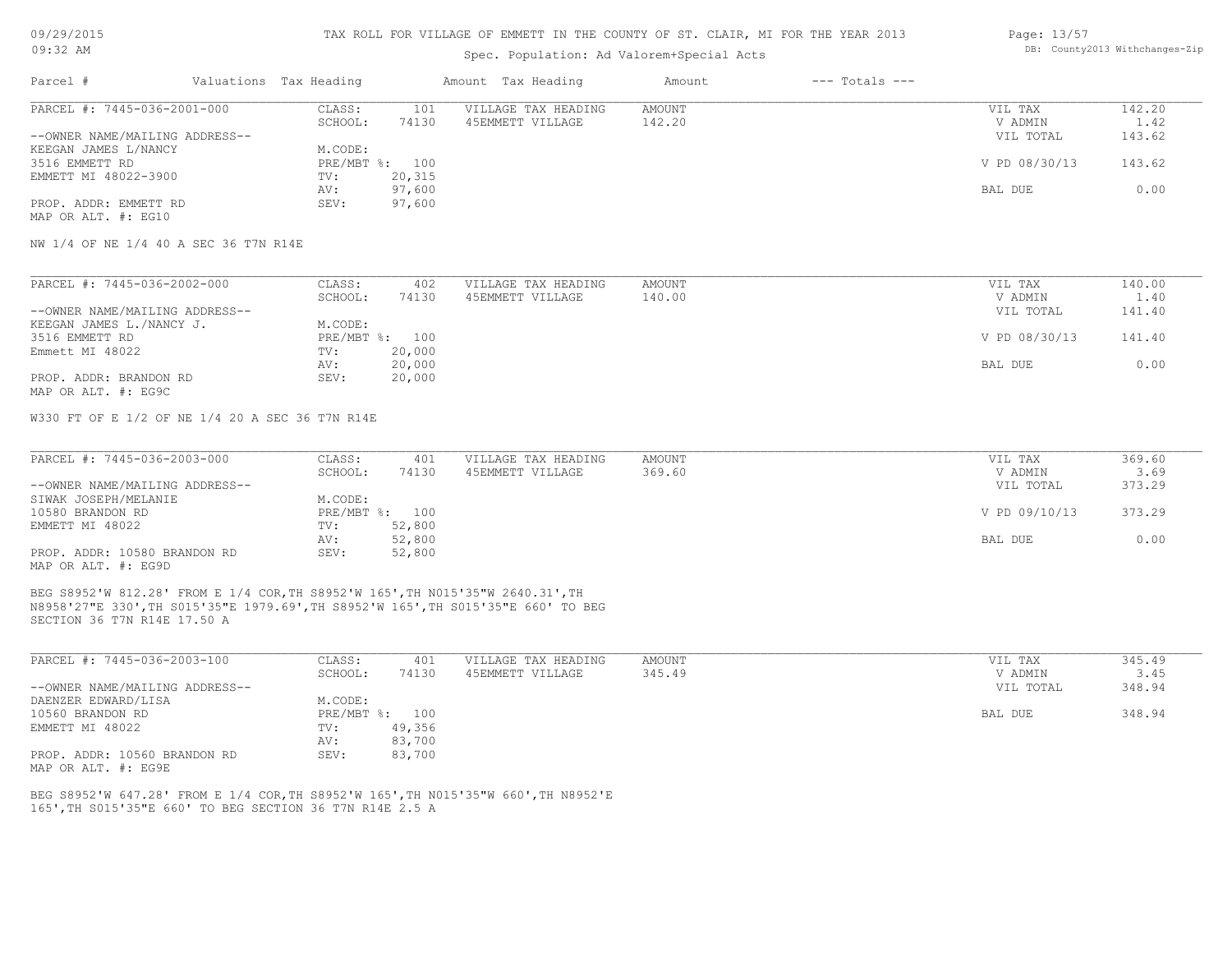# TAX ROLL FOR VILLAGE OF EMMETT IN THE COUNTY OF ST. CLAIR, MI FOR THE YEAR 2013

Spec. Population: Ad Valorem+Special Acts

| Parcel # | Valuations | Tax Heading | Amount | Tax Heading | Amount | --- Totals --- | |
|---|---|---|---|---|---|---|---|

---

**PARCEL #: 7445-036-2001-000**

| | | | | | |
|---|---|---|---|---|---|
| CLASS: | 101 | VILLAGE TAX HEADING | AMOUNT | VIL TAX | 142.20 |
| SCHOOL: | 74130 | 45EMMETT VILLAGE | 142.20 | V ADMIN | 1.42 |
| | | | | VIL TOTAL | 143.62 |
| M.CODE: | | | | | |
| PRE/MBT %: | 100 | | | V PD 08/30/13 | 143.62 |
| TV: | 20,315 | | | | |
| AV: | 97,600 | | | BAL DUE | 0.00 |
| SEV: | 97,600 | | | | |

--OWNER NAME/MAILING ADDRESS--
KEEGAN JAMES L/NANCY
3516 EMMETT RD
EMMETT MI 48022-3900

PROP. ADDR: EMMETT RD
MAP OR ALT. #: EG10

NW 1/4 OF NE 1/4 40 A SEC 36 T7N R14E

---

**PARCEL #: 7445-036-2002-000**

| | | | | | |
|---|---|---|---|---|---|
| CLASS: | 402 | VILLAGE TAX HEADING | AMOUNT | VIL TAX | 140.00 |
| SCHOOL: | 74130 | 45EMMETT VILLAGE | 140.00 | V ADMIN | 1.40 |
| | | | | VIL TOTAL | 141.40 |
| M.CODE: | | | | | |
| PRE/MBT %: | 100 | | | V PD 08/30/13 | 141.40 |
| TV: | 20,000 | | | | |
| AV: | 20,000 | | | BAL DUE | 0.00 |
| SEV: | 20,000 | | | | |

--OWNER NAME/MAILING ADDRESS--
KEEGAN JAMES L./NANCY J.
3516 EMMETT RD
Emmett MI 48022

PROP. ADDR: BRANDON RD
MAP OR ALT. #: EG9C

W330 FT OF E 1/2 OF NE 1/4 20 A SEC 36 T7N R14E

---

**PARCEL #: 7445-036-2003-000**

| | | | | | |
|---|---|---|---|---|---|
| CLASS: | 401 | VILLAGE TAX HEADING | AMOUNT | VIL TAX | 369.60 |
| SCHOOL: | 74130 | 45EMMETT VILLAGE | 369.60 | V ADMIN | 3.69 |
| | | | | VIL TOTAL | 373.29 |
| M.CODE: | | | | | |
| PRE/MBT %: | 100 | | | V PD 09/10/13 | 373.29 |
| TV: | 52,800 | | | | |
| AV: | 52,800 | | | BAL DUE | 0.00 |
| SEV: | 52,800 | | | | |

--OWNER NAME/MAILING ADDRESS--
SIWAK JOSEPH/MELANIE
10580 BRANDON RD
EMMETT MI 48022

PROP. ADDR: 10580 BRANDON RD
MAP OR ALT. #: EG9D

BEG S8952'W 812.28' FROM E 1/4 COR,TH S8952'W 165',TH N015'35"W 2640.31',TH N8958'27"E 330',TH S015'35"E 1979.69',TH S8952'W 165',TH S015'35"E 660' TO BEG SECTION 36 T7N R14E 17.50 A

---

**PARCEL #: 7445-036-2003-100**

| | | | | | |
|---|---|---|---|---|---|
| CLASS: | 401 | VILLAGE TAX HEADING | AMOUNT | VIL TAX | 345.49 |
| SCHOOL: | 74130 | 45EMMETT VILLAGE | 345.49 | V ADMIN | 3.45 |
| | | | | VIL TOTAL | 348.94 |
| M.CODE: | | | | | |
| PRE/MBT %: | 100 | | | BAL DUE | 348.94 |
| TV: | 49,356 | | | | |
| AV: | 83,700 | | | | |
| SEV: | 83,700 | | | | |

--OWNER NAME/MAILING ADDRESS--
DAENZER EDWARD/LISA
10560 BRANDON RD
EMMETT MI 48022

PROP. ADDR: 10560 BRANDON RD
MAP OR ALT. #: EG9E

BEG S8952'W 647.28' FROM E 1/4 COR,TH S8952'W 165',TH N015'35"W 660',TH N8952'E 165',TH S015'35"E 660' TO BEG SECTION 36 T7N R14E 2.5 A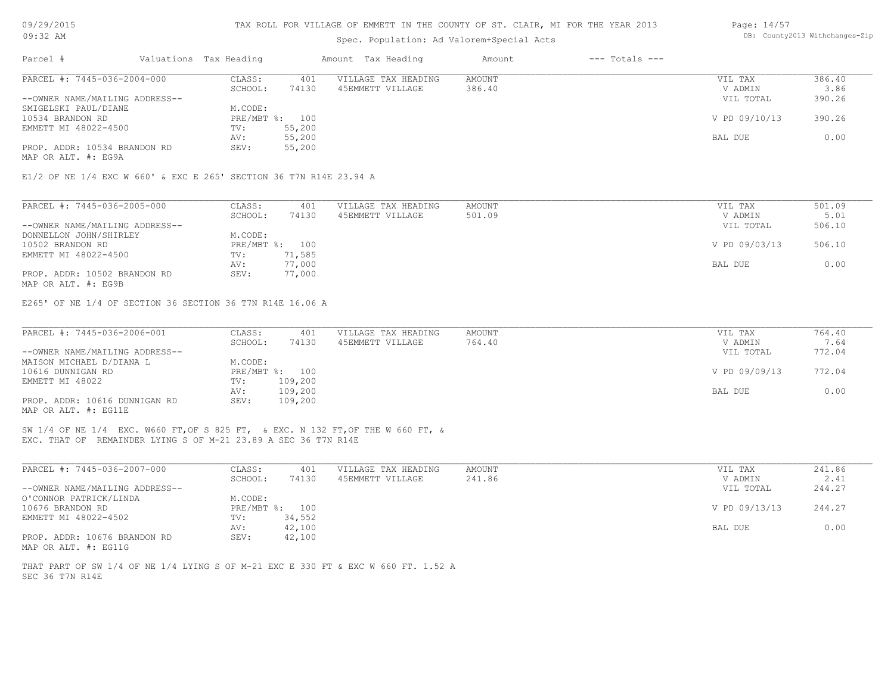TAX ROLL FOR VILLAGE OF EMMETT IN THE COUNTY OF ST. CLAIR, MI FOR THE YEAR 2013

Spec. Population: Ad Valorem+Special Acts

| Parcel # | Valuations | Tax Heading | Amount | Tax Heading | Amount | --- Totals --- | |
|---|---|---|---|---|---|---|---|
| PARCEL #: 7445-036-2004-000 | CLASS: | 401 | VILLAGE TAX HEADING | AMOUNT | | VIL TAX | 386.40 |
| | SCHOOL: | 74130 | 45EMMETT VILLAGE | 386.40 | | V ADMIN | 3.86 |
| --OWNER NAME/MAILING ADDRESS-- | | | | | | VIL TOTAL | 390.26 |
| SMIGELSKI PAUL/DIANE | M.CODE: | | | | | | |
| 10534 BRANDON RD | PRE/MBT %: | 100 | | | | V PD 09/10/13 | 390.26 |
| EMMETT MI 48022-4500 | TV: | 55,200 | | | | | |
| | AV: | 55,200 | | | | BAL DUE | 0.00 |
| PROP. ADDR: 10534 BRANDON RD | SEV: | 55,200 | | | | | |
| MAP OR ALT. #: EG9A | | | | | | | |

E1/2 OF NE 1/4 EXC W 660' & EXC E 265' SECTION 36 T7N R14E 23.94 A

| Parcel # | Valuations | Tax Heading | Amount | Tax Heading | Amount | --- Totals --- | |
|---|---|---|---|---|---|---|---|
| PARCEL #: 7445-036-2005-000 | CLASS: | 401 | VILLAGE TAX HEADING | AMOUNT | | VIL TAX | 501.09 |
| | SCHOOL: | 74130 | 45EMMETT VILLAGE | 501.09 | | V ADMIN | 5.01 |
| --OWNER NAME/MAILING ADDRESS-- | | | | | | VIL TOTAL | 506.10 |
| DONNELLON JOHN/SHIRLEY | M.CODE: | | | | | | |
| 10502 BRANDON RD | PRE/MBT %: | 100 | | | | V PD 09/03/13 | 506.10 |
| EMMETT MI 48022-4500 | TV: | 71,585 | | | | | |
| | AV: | 77,000 | | | | BAL DUE | 0.00 |
| PROP. ADDR: 10502 BRANDON RD | SEV: | 77,000 | | | | | |
| MAP OR ALT. #: EG9B | | | | | | | |

E265' OF NE 1/4 OF SECTION 36 SECTION 36 T7N R14E 16.06 A

| Parcel # | Valuations | Tax Heading | Amount | Tax Heading | Amount | --- Totals --- | |
|---|---|---|---|---|---|---|---|
| PARCEL #: 7445-036-2006-001 | CLASS: | 401 | VILLAGE TAX HEADING | AMOUNT | | VIL TAX | 764.40 |
| | SCHOOL: | 74130 | 45EMMETT VILLAGE | 764.40 | | V ADMIN | 7.64 |
| --OWNER NAME/MAILING ADDRESS-- | | | | | | VIL TOTAL | 772.04 |
| MAISON MICHAEL D/DIANA L | M.CODE: | | | | | | |
| 10616 DUNNIGAN RD | PRE/MBT %: | 100 | | | | V PD 09/09/13 | 772.04 |
| EMMETT MI 48022 | TV: | 109,200 | | | | | |
| | AV: | 109,200 | | | | BAL DUE | 0.00 |
| PROP. ADDR: 10616 DUNNIGAN RD | SEV: | 109,200 | | | | | |
| MAP OR ALT. #: EG11E | | | | | | | |

SW 1/4 OF NE 1/4 EXC. W660 FT,OF S 825 FT, & EXC. N 132 FT,OF THE W 660 FT, & EXC. THAT OF REMAINDER LYING S OF M-21 23.89 A SEC 36 T7N R14E

| Parcel # | Valuations | Tax Heading | Amount | Tax Heading | Amount | --- Totals --- | |
|---|---|---|---|---|---|---|---|
| PARCEL #: 7445-036-2007-000 | CLASS: | 401 | VILLAGE TAX HEADING | AMOUNT | | VIL TAX | 241.86 |
| | SCHOOL: | 74130 | 45EMMETT VILLAGE | 241.86 | | V ADMIN | 2.41 |
| --OWNER NAME/MAILING ADDRESS-- | | | | | | VIL TOTAL | 244.27 |
| O'CONNOR PATRICK/LINDA | M.CODE: | | | | | | |
| 10676 BRANDON RD | PRE/MBT %: | 100 | | | | V PD 09/13/13 | 244.27 |
| EMMETT MI 48022-4502 | TV: | 34,552 | | | | | |
| | AV: | 42,100 | | | | BAL DUE | 0.00 |
| PROP. ADDR: 10676 BRANDON RD | SEV: | 42,100 | | | | | |
| MAP OR ALT. #: EG11G | | | | | | | |

THAT PART OF SW 1/4 OF NE 1/4 LYING S OF M-21 EXC E 330 FT & EXC W 660 FT. 1.52 A SEC 36 T7N R14E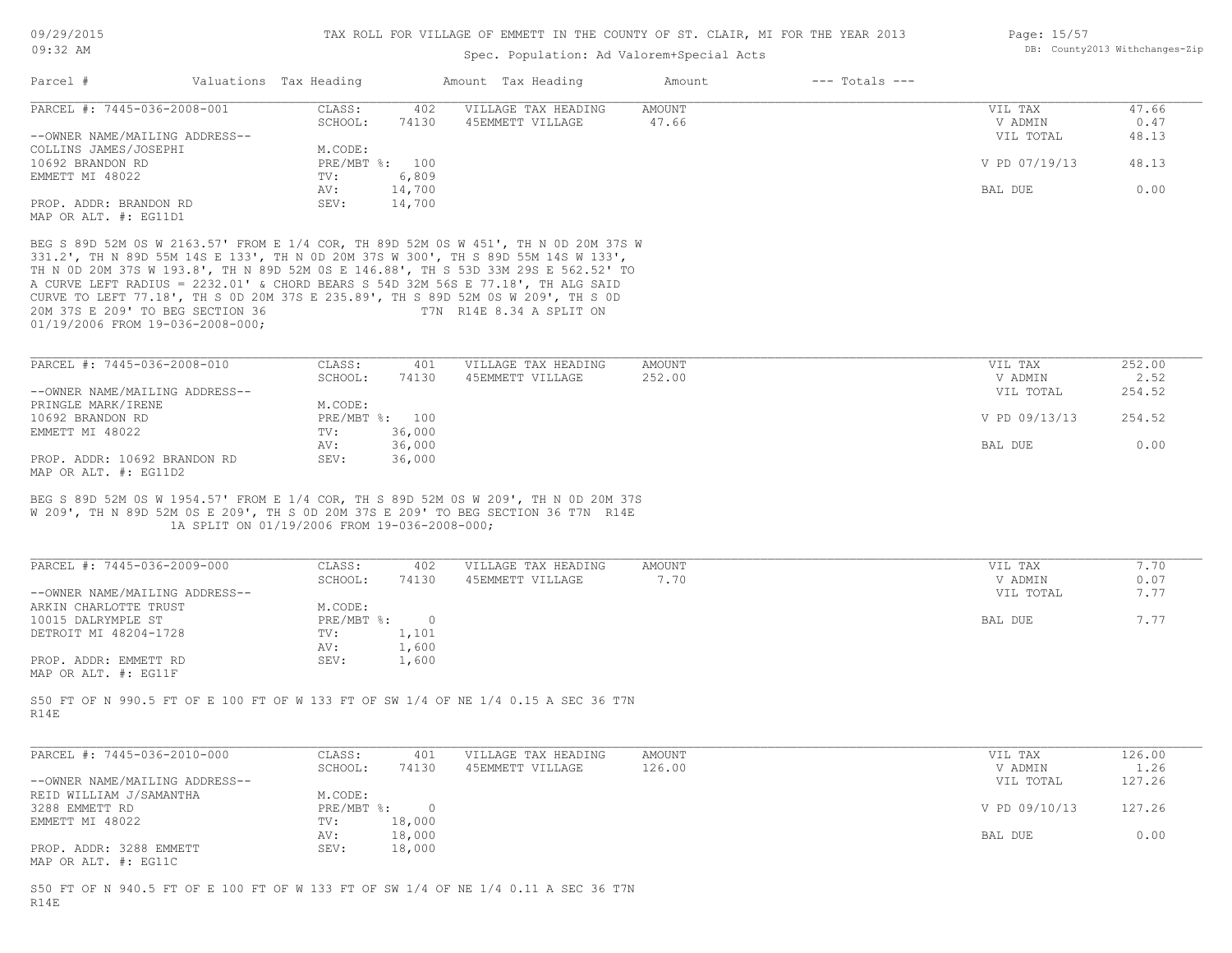TAX ROLL FOR VILLAGE OF EMMETT IN THE COUNTY OF ST. CLAIR, MI FOR THE YEAR 2013

Spec. Population: Ad Valorem+Special Acts

| Parcel # | Valuations | Tax Heading | Amount | Tax Heading | Amount | --- Totals --- | |
|---|---|---|---|---|---|---|---|

**PARCEL #: 7445-036-2008-001**

| | | | | | | |
|---|---|---|---|---|---|---|
| | CLASS: | 402 | VILLAGE TAX HEADING | AMOUNT | VIL TAX | 47.66 |
| | SCHOOL: | 74130 | 45EMMETT VILLAGE | 47.66 | V ADMIN | 0.47 |
| --OWNER NAME/MAILING ADDRESS-- | | | | | VIL TOTAL | 48.13 |
| COLLINS JAMES/JOSEPHI | M.CODE: | | | | | |
| 10692 BRANDON RD | PRE/MBT %: | 100 | | | V PD 07/19/13 | 48.13 |
| EMMETT MI 48022 | TV: | 6,809 | | | | |
| | AV: | 14,700 | | | BAL DUE | 0.00 |
| PROP. ADDR: BRANDON RD | SEV: | 14,700 | | | | |
| MAP OR ALT. #: EG11D1 | | | | | | |

BEG S 89D 52M 0S W 2163.57' FROM E 1/4 COR, TH 89D 52M 0S W 451', TH N 0D 20M 37S W 331.2', TH N 89D 55M 14S E 133', TH N 0D 20M 37S W 300', TH S 89D 55M 14S W 133', TH N 0D 20M 37S W 193.8', TH N 89D 52M 0S E 146.88', TH S 53D 33M 29S E 562.52' TO A CURVE LEFT RADIUS = 2232.01' & CHORD BEARS S 54D 32M 56S E 77.18', TH ALG SAID CURVE TO LEFT 77.18', TH S 0D 20M 37S E 235.89', TH S 89D 52M 0S W 209', TH S 0D 20M 37S E 209' TO BEG SECTION 36 T7N R14E 8.34 A SPLIT ON 01/19/2006 FROM 19-036-2008-000;

**PARCEL #: 7445-036-2008-010**

| | | | | | | |
|---|---|---|---|---|---|---|
| | CLASS: | 401 | VILLAGE TAX HEADING | AMOUNT | VIL TAX | 252.00 |
| | SCHOOL: | 74130 | 45EMMETT VILLAGE | 252.00 | V ADMIN | 2.52 |
| --OWNER NAME/MAILING ADDRESS-- | | | | | VIL TOTAL | 254.52 |
| PRINGLE MARK/IRENE | M.CODE: | | | | | |
| 10692 BRANDON RD | PRE/MBT %: | 100 | | | V PD 09/13/13 | 254.52 |
| EMMETT MI 48022 | TV: | 36,000 | | | | |
| | AV: | 36,000 | | | BAL DUE | 0.00 |
| PROP. ADDR: 10692 BRANDON RD | SEV: | 36,000 | | | | |
| MAP OR ALT. #: EG11D2 | | | | | | |

BEG S 89D 52M 0S W 1954.57' FROM E 1/4 COR, TH S 89D 52M 0S W 209', TH N 0D 20M 37S W 209', TH N 89D 52M 0S E 209', TH S 0D 20M 37S E 209' TO BEG SECTION 36 T7N R14E 1A SPLIT ON 01/19/2006 FROM 19-036-2008-000;

**PARCEL #: 7445-036-2009-000**

| | | | | | | |
|---|---|---|---|---|---|---|
| | CLASS: | 402 | VILLAGE TAX HEADING | AMOUNT | VIL TAX | 7.70 |
| | SCHOOL: | 74130 | 45EMMETT VILLAGE | 7.70 | V ADMIN | 0.07 |
| --OWNER NAME/MAILING ADDRESS-- | | | | | VIL TOTAL | 7.77 |
| ARKIN CHARLOTTE TRUST | M.CODE: | | | | | |
| 10015 DALRYMPLE ST | PRE/MBT %: | 0 | | | BAL DUE | 7.77 |
| DETROIT MI 48204-1728 | TV: | 1,101 | | | | |
| | AV: | 1,600 | | | | |
| PROP. ADDR: EMMETT RD | SEV: | 1,600 | | | | |
| MAP OR ALT. #: EG11F | | | | | | |

S50 FT OF N 990.5 FT OF E 100 FT OF W 133 FT OF SW 1/4 OF NE 1/4 0.15 A SEC 36 T7N R14E

**PARCEL #: 7445-036-2010-000**

| | | | | | | |
|---|---|---|---|---|---|---|
| | CLASS: | 401 | VILLAGE TAX HEADING | AMOUNT | VIL TAX | 126.00 |
| | SCHOOL: | 74130 | 45EMMETT VILLAGE | 126.00 | V ADMIN | 1.26 |
| --OWNER NAME/MAILING ADDRESS-- | | | | | VIL TOTAL | 127.26 |
| REID WILLIAM J/SAMANTHA | M.CODE: | | | | | |
| 3288 EMMETT RD | PRE/MBT %: | 0 | | | V PD 09/10/13 | 127.26 |
| EMMETT MI 48022 | TV: | 18,000 | | | | |
| | AV: | 18,000 | | | BAL DUE | 0.00 |
| PROP. ADDR: 3288 EMMETT | SEV: | 18,000 | | | | |
| MAP OR ALT. #: EG11C | | | | | | |

S50 FT OF N 940.5 FT OF E 100 FT OF W 133 FT OF SW 1/4 OF NE 1/4 0.11 A SEC 36 T7N R14E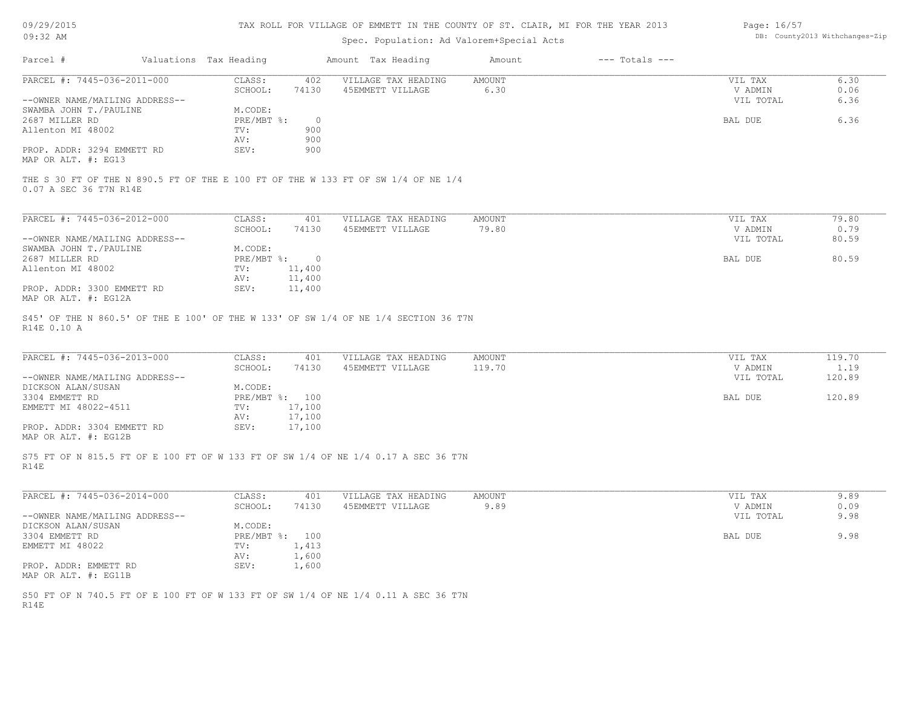TAX ROLL FOR VILLAGE OF EMMETT IN THE COUNTY OF ST. CLAIR, MI FOR THE YEAR 2013

Spec. Population: Ad Valorem+Special Acts

| Parcel # | Valuations | Tax Heading | Amount | Tax Heading | Amount | --- Totals --- | |
|---|---|---|---|---|---|---|---|

---

PARCEL #: 7445-036-2011-000

| | | | | | |
|---|---|---|---|---|---|
| CLASS: | 402 | VILLAGE TAX HEADING | AMOUNT | VIL TAX | 6.30 |
| SCHOOL: | 74130 | 45EMMETT VILLAGE | 6.30 | V ADMIN | 0.06 |
| | | | | VIL TOTAL | 6.36 |
| M.CODE: | | | | | |
| PRE/MBT %: | 0 | | | BAL DUE | 6.36 |
| TV: | 900 | | | | |
| AV: | 900 | | | | |
| SEV: | 900 | | | | |

--OWNER NAME/MAILING ADDRESS--
SWAMBA JOHN T./PAULINE
2687 MILLER RD
Allenton MI 48002

PROP. ADDR: 3294 EMMETT RD
MAP OR ALT. #: EG13

THE S 30 FT OF THE N 890.5 FT OF THE E 100 FT OF THE W 133 FT OF SW 1/4 OF NE 1/4
0.07 A SEC 36 T7N R14E

---

PARCEL #: 7445-036-2012-000

| | | | | | |
|---|---|---|---|---|---|
| CLASS: | 401 | VILLAGE TAX HEADING | AMOUNT | VIL TAX | 79.80 |
| SCHOOL: | 74130 | 45EMMETT VILLAGE | 79.80 | V ADMIN | 0.79 |
| | | | | VIL TOTAL | 80.59 |
| M.CODE: | | | | | |
| PRE/MBT %: | 0 | | | BAL DUE | 80.59 |
| TV: | 11,400 | | | | |
| AV: | 11,400 | | | | |
| SEV: | 11,400 | | | | |

--OWNER NAME/MAILING ADDRESS--
SWAMBA JOHN T./PAULINE
2687 MILLER RD
Allenton MI 48002

PROP. ADDR: 3300 EMMETT RD
MAP OR ALT. #: EG12A

S45' OF THE N 860.5' OF THE E 100' OF THE W 133' OF SW 1/4 OF NE 1/4 SECTION 36 T7N
R14E 0.10 A

---

PARCEL #: 7445-036-2013-000

| | | | | | |
|---|---|---|---|---|---|
| CLASS: | 401 | VILLAGE TAX HEADING | AMOUNT | VIL TAX | 119.70 |
| SCHOOL: | 74130 | 45EMMETT VILLAGE | 119.70 | V ADMIN | 1.19 |
| | | | | VIL TOTAL | 120.89 |
| M.CODE: | | | | | |
| PRE/MBT %: | 100 | | | BAL DUE | 120.89 |
| TV: | 17,100 | | | | |
| AV: | 17,100 | | | | |
| SEV: | 17,100 | | | | |

--OWNER NAME/MAILING ADDRESS--
DICKSON ALAN/SUSAN
3304 EMMETT RD
EMMETT MI 48022-4511

PROP. ADDR: 3304 EMMETT RD
MAP OR ALT. #: EG12B

S75 FT OF N 815.5 FT OF E 100 FT OF W 133 FT OF SW 1/4 OF NE 1/4 0.17 A SEC 36 T7N
R14E

---

PARCEL #: 7445-036-2014-000

| | | | | | |
|---|---|---|---|---|---|
| CLASS: | 401 | VILLAGE TAX HEADING | AMOUNT | VIL TAX | 9.89 |
| SCHOOL: | 74130 | 45EMMETT VILLAGE | 9.89 | V ADMIN | 0.09 |
| | | | | VIL TOTAL | 9.98 |
| M.CODE: | | | | | |
| PRE/MBT %: | 100 | | | BAL DUE | 9.98 |
| TV: | 1,413 | | | | |
| AV: | 1,600 | | | | |
| SEV: | 1,600 | | | | |

--OWNER NAME/MAILING ADDRESS--
DICKSON ALAN/SUSAN
3304 EMMETT RD
EMMETT MI 48022

PROP. ADDR: EMMETT RD
MAP OR ALT. #: EG11B

S50 FT OF N 740.5 FT OF E 100 FT OF W 133 FT OF SW 1/4 OF NE 1/4 0.11 A SEC 36 T7N
R14E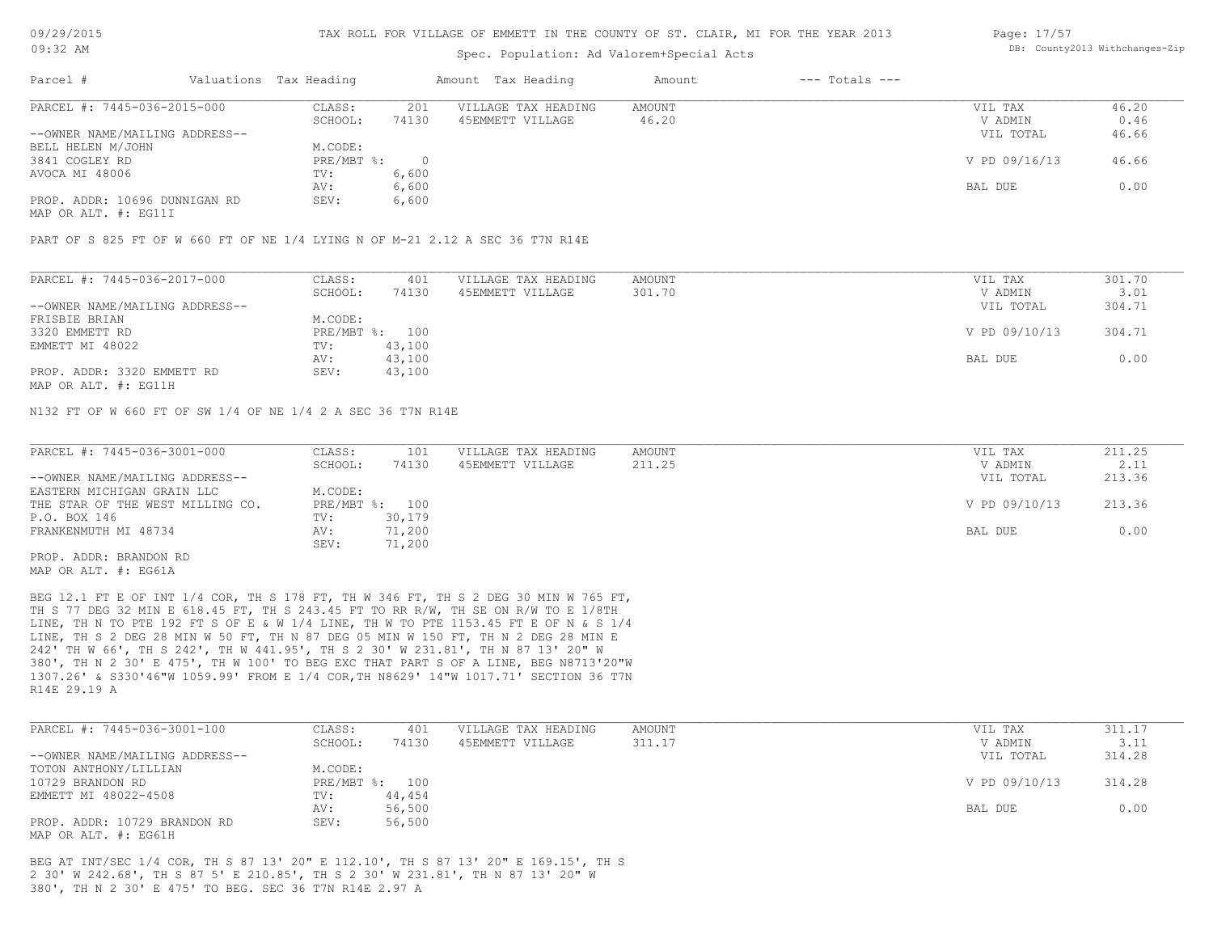# TAX ROLL FOR VILLAGE OF EMMETT IN THE COUNTY OF ST. CLAIR, MI FOR THE YEAR 2013

Spec. Population: Ad Valorem+Special Acts

| Parcel # | Valuations | Tax Heading | Amount | Tax Heading | Amount | --- Totals --- |
|---|---|---|---|---|---|---|

**PARCEL #: 7445-036-2015-000**

| --OWNER NAME/MAILING ADDRESS-- | | | | | | |
|---|---|---|---|---|---|---|
| | CLASS: | 201 | VILLAGE TAX HEADING | AMOUNT | VIL TAX | 46.20 |
| | SCHOOL: | 74130 | 45EMMETT VILLAGE | 46.20 | V ADMIN | 0.46 |
| BELL HELEN M/JOHN | M.CODE: | | | | VIL TOTAL | 46.66 |
| 3841 COGLEY RD | PRE/MBT %: | 0 | | | V PD 09/16/13 | 46.66 |
| AVOCA MI 48006 | TV: | 6,600 | | | | |
| | AV: | 6,600 | | | BAL DUE | 0.00 |
| PROP. ADDR: 10696 DUNNIGAN RD | SEV: | 6,600 | | | | |
| MAP OR ALT. #: EG11I | | | | | | |

PART OF S 825 FT OF W 660 FT OF NE 1/4 LYING N OF M-21 2.12 A SEC 36 T7N R14E

**PARCEL #: 7445-036-2017-000**

| --OWNER NAME/MAILING ADDRESS-- | | | | | | |
|---|---|---|---|---|---|---|
| | CLASS: | 401 | VILLAGE TAX HEADING | AMOUNT | VIL TAX | 301.70 |
| | SCHOOL: | 74130 | 45EMMETT VILLAGE | 301.70 | V ADMIN | 3.01 |
| FRISBIE BRIAN | M.CODE: | | | | VIL TOTAL | 304.71 |
| 3320 EMMETT RD | PRE/MBT %: | 100 | | | V PD 09/10/13 | 304.71 |
| EMMETT MI 48022 | TV: | 43,100 | | | | |
| | AV: | 43,100 | | | BAL DUE | 0.00 |
| PROP. ADDR: 3320 EMMETT RD | SEV: | 43,100 | | | | |
| MAP OR ALT. #: EG11H | | | | | | |

N132 FT OF W 660 FT OF SW 1/4 OF NE 1/4 2 A SEC 36 T7N R14E

**PARCEL #: 7445-036-3001-000**

| --OWNER NAME/MAILING ADDRESS-- | | | | | | |
|---|---|---|---|---|---|---|
| | CLASS: | 101 | VILLAGE TAX HEADING | AMOUNT | VIL TAX | 211.25 |
| | SCHOOL: | 74130 | 45EMMETT VILLAGE | 211.25 | V ADMIN | 2.11 |
| EASTERN MICHIGAN GRAIN LLC | M.CODE: | | | | VIL TOTAL | 213.36 |
| THE STAR OF THE WEST MILLING CO. | PRE/MBT %: | 100 | | | V PD 09/10/13 | 213.36 |
| P.O. BOX 146 | TV: | 30,179 | | | | |
| FRANKENMUTH MI 48734 | AV: | 71,200 | | | BAL DUE | 0.00 |
| | SEV: | 71,200 | | | | |
| PROP. ADDR: BRANDON RD | | | | | | |
| MAP OR ALT. #: EG61A | | | | | | |

BEG 12.1 FT E OF INT 1/4 COR, TH S 178 FT, TH W 346 FT, TH S 2 DEG 30 MIN W 765 FT, TH S 77 DEG 32 MIN E 618.45 FT, TH S 243.45 FT TO RR R/W, TH SE ON R/W TO E 1/8TH LINE, TH N TO PTE 192 FT S OF E & W 1/4 LINE, TH W TO PTE 1153.45 FT E OF N & S 1/4 LINE, TH S 2 DEG 28 MIN W 50 FT, TH N 87 DEG 05 MIN W 150 FT, TH N 2 DEG 28 MIN E 242' TH W 66', TH S 242', TH W 441.95', TH S 2 30' W 231.81', TH N 87 13' 20" W 380', TH N 2 30' E 475', TH W 100' TO BEG EXC THAT PART S OF A LINE, BEG N8713'20"W 1307.26' & S330'46"W 1059.99' FROM E 1/4 COR,TH N8629' 14"W 1017.71' SECTION 36 T7N R14E 29.19 A

**PARCEL #: 7445-036-3001-100**

| --OWNER NAME/MAILING ADDRESS-- | | | | | | |
|---|---|---|---|---|---|---|
| | CLASS: | 401 | VILLAGE TAX HEADING | AMOUNT | VIL TAX | 311.17 |
| | SCHOOL: | 74130 | 45EMMETT VILLAGE | 311.17 | V ADMIN | 3.11 |
| TOTON ANTHONY/LILLIAN | M.CODE: | | | | VIL TOTAL | 314.28 |
| 10729 BRANDON RD | PRE/MBT %: | 100 | | | V PD 09/10/13 | 314.28 |
| EMMETT MI 48022-4508 | TV: | 44,454 | | | | |
| | AV: | 56,500 | | | BAL DUE | 0.00 |
| PROP. ADDR: 10729 BRANDON RD | SEV: | 56,500 | | | | |
| MAP OR ALT. #: EG61H | | | | | | |

BEG AT INT/SEC 1/4 COR, TH S 87 13' 20" E 112.10', TH S 87 13' 20" E 169.15', TH S 2 30' W 242.68', TH S 87 5' E 210.85', TH S 2 30' W 231.81', TH N 87 13' 20" W 380', TH N 2 30' E 475' TO BEG. SEC 36 T7N R14E 2.97 A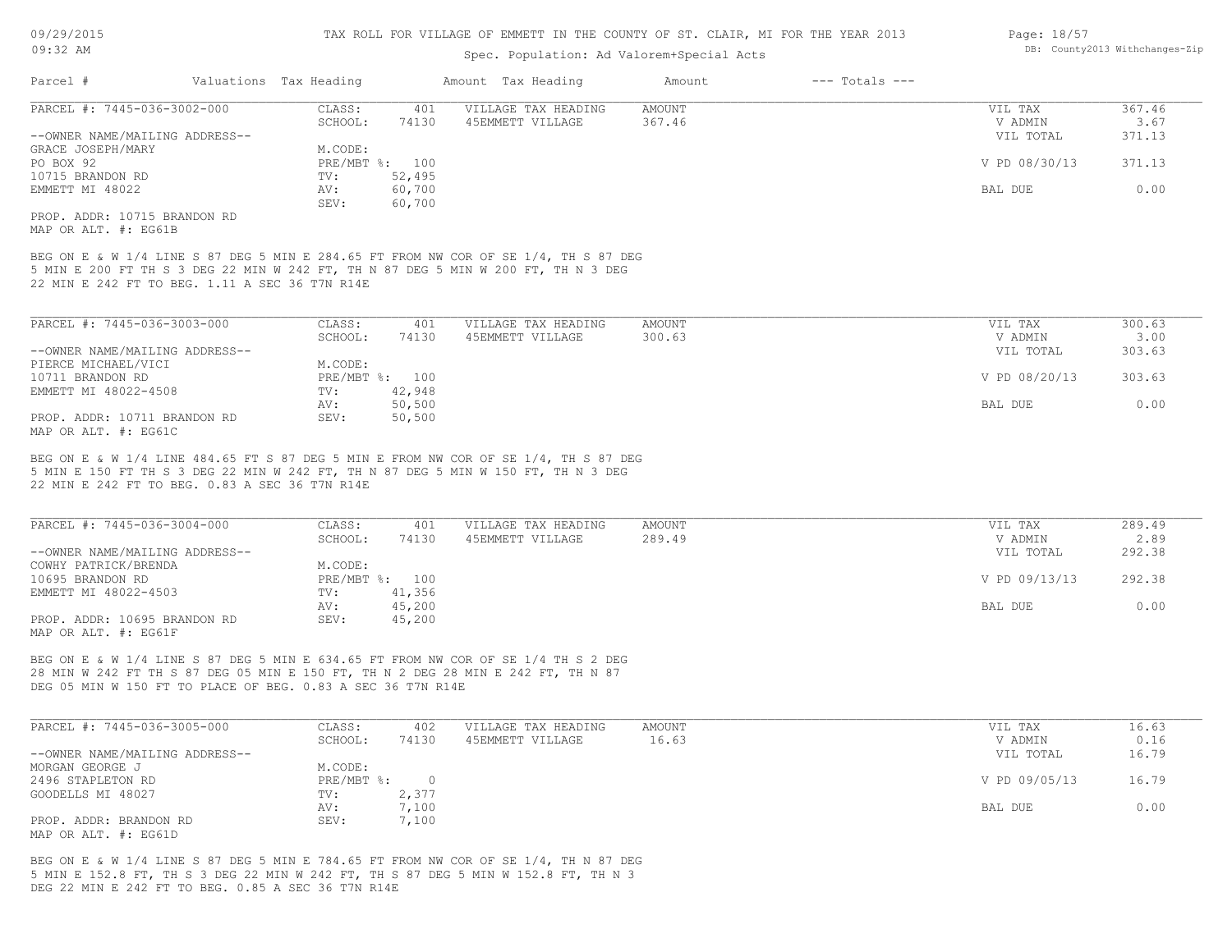TAX ROLL FOR VILLAGE OF EMMETT IN THE COUNTY OF ST. CLAIR, MI FOR THE YEAR 2013

Spec. Population: Ad Valorem+Special Acts

| Parcel # | Valuations | Tax Heading | Amount | Tax Heading | Amount | --- Totals --- | |
|---|---|---|---|---|---|---|---|
| PARCEL #: 7445-036-3002-000 | CLASS: | 401 | VILLAGE TAX HEADING | AMOUNT | | VIL TAX | 367.46 |
| | SCHOOL: | 74130 | 45EMMETT VILLAGE | 367.46 | | V ADMIN | 3.67 |
| --OWNER NAME/MAILING ADDRESS-- | | | | | | VIL TOTAL | 371.13 |
| GRACE JOSEPH/MARY | M.CODE: | | | | | | |
| PO BOX 92 | PRE/MBT %: | 100 | | | | V PD 08/30/13 | 371.13 |
| 10715 BRANDON RD | TV: | 52,495 | | | | | |
| EMMETT MI 48022 | AV: | 60,700 | | | | BAL DUE | 0.00 |
| | SEV: | 60,700 | | | | | |
| PROP. ADDR: 10715 BRANDON RD | | | | | | | |
| MAP OR ALT. #: EG61B | | | | | | | |

BEG ON E & W 1/4 LINE S 87 DEG 5 MIN E 284.65 FT FROM NW COR OF SE 1/4, TH S 87 DEG 5 MIN E 200 FT TH S 3 DEG 22 MIN W 242 FT, TH N 87 DEG 5 MIN W 200 FT, TH N 3 DEG 22 MIN E 242 FT TO BEG. 1.11 A SEC 36 T7N R14E

| Parcel # | Valuations | Tax Heading | Amount | Tax Heading | Amount | --- Totals --- | |
|---|---|---|---|---|---|---|---|
| PARCEL #: 7445-036-3003-000 | CLASS: | 401 | VILLAGE TAX HEADING | AMOUNT | | VIL TAX | 300.63 |
| | SCHOOL: | 74130 | 45EMMETT VILLAGE | 300.63 | | V ADMIN | 3.00 |
| --OWNER NAME/MAILING ADDRESS-- | | | | | | VIL TOTAL | 303.63 |
| PIERCE MICHAEL/VICI | M.CODE: | | | | | | |
| 10711 BRANDON RD | PRE/MBT %: | 100 | | | | V PD 08/20/13 | 303.63 |
| EMMETT MI 48022-4508 | TV: | 42,948 | | | | | |
| | AV: | 50,500 | | | | BAL DUE | 0.00 |
| PROP. ADDR: 10711 BRANDON RD | SEV: | 50,500 | | | | | |
| MAP OR ALT. #: EG61C | | | | | | | |

BEG ON E & W 1/4 LINE 484.65 FT S 87 DEG 5 MIN E FROM NW COR OF SE 1/4, TH S 87 DEG 5 MIN E 150 FT TH S 3 DEG 22 MIN W 242 FT, TH N 87 DEG 5 MIN W 150 FT, TH N 3 DEG 22 MIN E 242 FT TO BEG. 0.83 A SEC 36 T7N R14E

| Parcel # | Valuations | Tax Heading | Amount | Tax Heading | Amount | --- Totals --- | |
|---|---|---|---|---|---|---|---|
| PARCEL #: 7445-036-3004-000 | CLASS: | 401 | VILLAGE TAX HEADING | AMOUNT | | VIL TAX | 289.49 |
| | SCHOOL: | 74130 | 45EMMETT VILLAGE | 289.49 | | V ADMIN | 2.89 |
| --OWNER NAME/MAILING ADDRESS-- | | | | | | VIL TOTAL | 292.38 |
| COWHY PATRICK/BRENDA | M.CODE: | | | | | | |
| 10695 BRANDON RD | PRE/MBT %: | 100 | | | | V PD 09/13/13 | 292.38 |
| EMMETT MI 48022-4503 | TV: | 41,356 | | | | | |
| | AV: | 45,200 | | | | BAL DUE | 0.00 |
| PROP. ADDR: 10695 BRANDON RD | SEV: | 45,200 | | | | | |
| MAP OR ALT. #: EG61F | | | | | | | |

BEG ON E & W 1/4 LINE S 87 DEG 5 MIN E 634.65 FT FROM NW COR OF SE 1/4 TH S 2 DEG 28 MIN W 242 FT TH S 87 DEG 05 MIN E 150 FT, TH N 2 DEG 28 MIN E 242 FT, TH N 87 DEG 05 MIN W 150 FT TO PLACE OF BEG. 0.83 A SEC 36 T7N R14E

| Parcel # | Valuations | Tax Heading | Amount | Tax Heading | Amount | --- Totals --- | |
|---|---|---|---|---|---|---|---|
| PARCEL #: 7445-036-3005-000 | CLASS: | 402 | VILLAGE TAX HEADING | AMOUNT | | VIL TAX | 16.63 |
| | SCHOOL: | 74130 | 45EMMETT VILLAGE | 16.63 | | V ADMIN | 0.16 |
| --OWNER NAME/MAILING ADDRESS-- | | | | | | VIL TOTAL | 16.79 |
| MORGAN GEORGE J | M.CODE: | | | | | | |
| 2496 STAPLETON RD | PRE/MBT %: | 0 | | | | V PD 09/05/13 | 16.79 |
| GOODELLS MI 48027 | TV: | 2,377 | | | | | |
| | AV: | 7,100 | | | | BAL DUE | 0.00 |
| PROP. ADDR: BRANDON RD | SEV: | 7,100 | | | | | |
| MAP OR ALT. #: EG61D | | | | | | | |

BEG ON E & W 1/4 LINE S 87 DEG 5 MIN E 784.65 FT FROM NW COR OF SE 1/4, TH N 87 DEG 5 MIN E 152.8 FT, TH S 3 DEG 22 MIN W 242 FT, TH S 87 DEG 5 MIN W 152.8 FT, TH N 3 DEG 22 MIN E 242 FT TO BEG. 0.85 A SEC 36 T7N R14E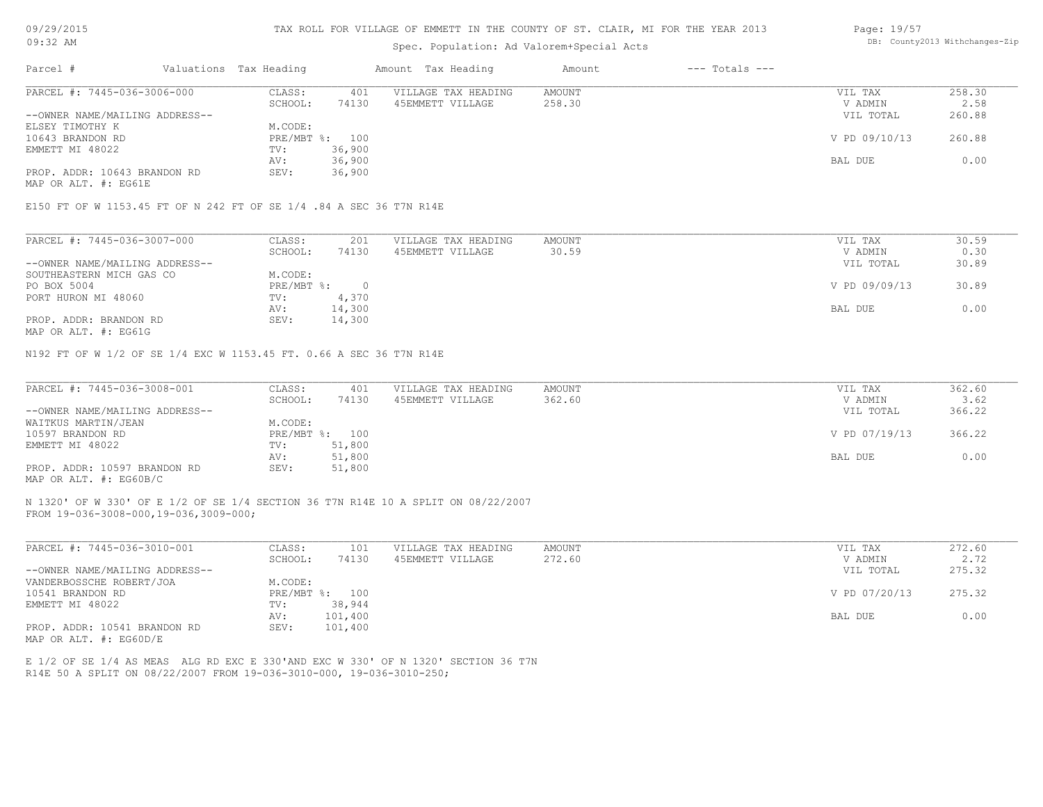# TAX ROLL FOR VILLAGE OF EMMETT IN THE COUNTY OF ST. CLAIR, MI FOR THE YEAR 2013

Spec. Population: Ad Valorem+Special Acts

09/29/2015 09:32 AM

DB: County2013 Withchanges-Zip

| Parcel # | Valuations | Tax Heading | Amount | Tax Heading | Amount | --- Totals --- | |
|---|---|---|---|---|---|---|---|
| PARCEL #: 7445-036-3006-000 | CLASS: | 401 | VILLAGE TAX HEADING | AMOUNT | | VIL TAX | 258.30 |
| | SCHOOL: | 74130 | 45EMMETT VILLAGE | 258.30 | | V ADMIN | 2.58 |
| --OWNER NAME/MAILING ADDRESS-- | | | | | | VIL TOTAL | 260.88 |
| ELSEY TIMOTHY K | M.CODE: | | | | | | |
| 10643 BRANDON RD | PRE/MBT %: | 100 | | | | V PD 09/10/13 | 260.88 |
| EMMETT MI 48022 | TV: | 36,900 | | | | | |
| | AV: | 36,900 | | | | BAL DUE | 0.00 |
| PROP. ADDR: 10643 BRANDON RD | SEV: | 36,900 | | | | | |
| MAP OR ALT. #: EG61E | | | | | | | |

E150 FT OF W 1153.45 FT OF N 242 FT OF SE 1/4 .84 A SEC 36 T7N R14E

| Parcel # | Valuations | Tax Heading | Amount | Tax Heading | Amount | --- Totals --- | |
|---|---|---|---|---|---|---|---|
| PARCEL #: 7445-036-3007-000 | CLASS: | 201 | VILLAGE TAX HEADING | AMOUNT | | VIL TAX | 30.59 |
| | SCHOOL: | 74130 | 45EMMETT VILLAGE | 30.59 | | V ADMIN | 0.30 |
| --OWNER NAME/MAILING ADDRESS-- | | | | | | VIL TOTAL | 30.89 |
| SOUTHEASTERN MICH GAS CO | M.CODE: | | | | | | |
| PO BOX 5004 | PRE/MBT %: | 0 | | | | V PD 09/09/13 | 30.89 |
| PORT HURON MI 48060 | TV: | 4,370 | | | | | |
| | AV: | 14,300 | | | | BAL DUE | 0.00 |
| PROP. ADDR: BRANDON RD | SEV: | 14,300 | | | | | |
| MAP OR ALT. #: EG61G | | | | | | | |

N192 FT OF W 1/2 OF SE 1/4 EXC W 1153.45 FT. 0.66 A SEC 36 T7N R14E

| Parcel # | Valuations | Tax Heading | Amount | Tax Heading | Amount | --- Totals --- | |
|---|---|---|---|---|---|---|---|
| PARCEL #: 7445-036-3008-001 | CLASS: | 401 | VILLAGE TAX HEADING | AMOUNT | | VIL TAX | 362.60 |
| | SCHOOL: | 74130 | 45EMMETT VILLAGE | 362.60 | | V ADMIN | 3.62 |
| --OWNER NAME/MAILING ADDRESS-- | | | | | | VIL TOTAL | 366.22 |
| WAITKUS MARTIN/JEAN | M.CODE: | | | | | | |
| 10597 BRANDON RD | PRE/MBT %: | 100 | | | | V PD 07/19/13 | 366.22 |
| EMMETT MI 48022 | TV: | 51,800 | | | | | |
| | AV: | 51,800 | | | | BAL DUE | 0.00 |
| PROP. ADDR: 10597 BRANDON RD | SEV: | 51,800 | | | | | |
| MAP OR ALT. #: EG60B/C | | | | | | | |

N 1320' OF W 330' OF E 1/2 OF SE 1/4 SECTION 36 T7N R14E 10 A SPLIT ON 08/22/2007 FROM 19-036-3008-000,19-036,3009-000;

| Parcel # | Valuations | Tax Heading | Amount | Tax Heading | Amount | --- Totals --- | |
|---|---|---|---|---|---|---|---|
| PARCEL #: 7445-036-3010-001 | CLASS: | 101 | VILLAGE TAX HEADING | AMOUNT | | VIL TAX | 272.60 |
| | SCHOOL: | 74130 | 45EMMETT VILLAGE | 272.60 | | V ADMIN | 2.72 |
| --OWNER NAME/MAILING ADDRESS-- | | | | | | VIL TOTAL | 275.32 |
| VANDERBOSSCHE ROBERT/JOA | M.CODE: | | | | | | |
| 10541 BRANDON RD | PRE/MBT %: | 100 | | | | V PD 07/20/13 | 275.32 |
| EMMETT MI 48022 | TV: | 38,944 | | | | | |
| | AV: | 101,400 | | | | BAL DUE | 0.00 |
| PROP. ADDR: 10541 BRANDON RD | SEV: | 101,400 | | | | | |
| MAP OR ALT. #: EG60D/E | | | | | | | |

E 1/2 OF SE 1/4 AS MEAS ALG RD EXC E 330'AND EXC W 330' OF N 1320' SECTION 36 T7N R14E 50 A SPLIT ON 08/22/2007 FROM 19-036-3010-000, 19-036-3010-250;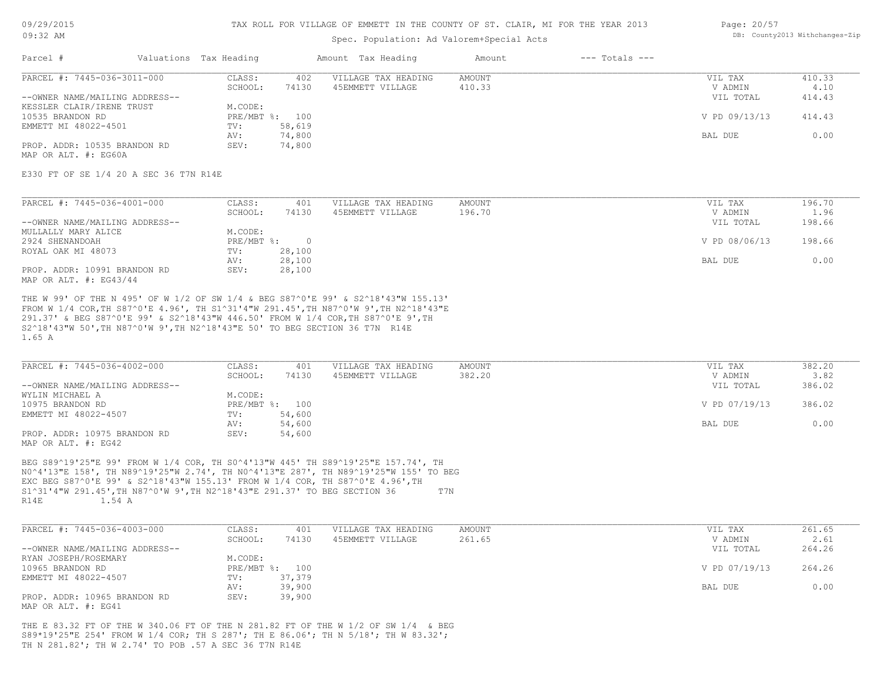TAX ROLL FOR VILLAGE OF EMMETT IN THE COUNTY OF ST. CLAIR, MI FOR THE YEAR 2013

Spec. Population: Ad Valorem+Special Acts

| Parcel # | Valuations | Tax Heading | Amount | Tax Heading | Amount | --- Totals --- | |
|---|---|---|---|---|---|---|---|
| PARCEL #: 7445-036-3011-000 | CLASS: | 402 | VILLAGE TAX HEADING | AMOUNT | | VIL TAX | 410.33 |
| | SCHOOL: | 74130 | 45EMMETT VILLAGE | 410.33 | | V ADMIN | 4.10 |
| --OWNER NAME/MAILING ADDRESS-- | | | | | | VIL TOTAL | 414.43 |
| KESSLER CLAIR/IRENE TRUST | M.CODE: | | | | | | |
| 10535 BRANDON RD | PRE/MBT %: | 100 | | | | V PD 09/13/13 | 414.43 |
| EMMETT MI 48022-4501 | TV: | 58,619 | | | | | |
| | AV: | 74,800 | | | | BAL DUE | 0.00 |
| PROP. ADDR: 10535 BRANDON RD | SEV: | 74,800 | | | | | |
| MAP OR ALT. #: EG60A | | | | | | | |

E330 FT OF SE 1/4 20 A SEC 36 T7N R14E

| Parcel # | Valuations | Tax Heading | Amount | Tax Heading | Amount | --- Totals --- | |
|---|---|---|---|---|---|---|---|
| PARCEL #: 7445-036-4001-000 | CLASS: | 401 | VILLAGE TAX HEADING | AMOUNT | | VIL TAX | 196.70 |
| | SCHOOL: | 74130 | 45EMMETT VILLAGE | 196.70 | | V ADMIN | 1.96 |
| --OWNER NAME/MAILING ADDRESS-- | | | | | | VIL TOTAL | 198.66 |
| MULLALLY MARY ALICE | M.CODE: | | | | | | |
| 2924 SHENANDOAH | PRE/MBT %: | 0 | | | | V PD 08/06/13 | 198.66 |
| ROYAL OAK MI 48073 | TV: | 28,100 | | | | | |
| | AV: | 28,100 | | | | BAL DUE | 0.00 |
| PROP. ADDR: 10991 BRANDON RD | SEV: | 28,100 | | | | | |
| MAP OR ALT. #: EG43/44 | | | | | | | |

THE W 99' OF THE N 495' OF W 1/2 OF SW 1/4 & BEG S87^0'E 99' & S2^18'43"W 155.13' FROM W 1/4 COR,TH S87^0'E 4.96', TH S1^31'4"W 291.45',TH N87^0'W 9',TH N2^18'43"E 291.37' & BEG S87^0'E 99' & S2^18'43"W 446.50' FROM W 1/4 COR,TH S87^0'E 9',TH S2^18'43"W 50',TH N87^0'W 9',TH N2^18'43"E 50' TO BEG SECTION 36 T7N R14E 1.65 A

| Parcel # | Valuations | Tax Heading | Amount | Tax Heading | Amount | --- Totals --- | |
|---|---|---|---|---|---|---|---|
| PARCEL #: 7445-036-4002-000 | CLASS: | 401 | VILLAGE TAX HEADING | AMOUNT | | VIL TAX | 382.20 |
| | SCHOOL: | 74130 | 45EMMETT VILLAGE | 382.20 | | V ADMIN | 3.82 |
| --OWNER NAME/MAILING ADDRESS-- | | | | | | VIL TOTAL | 386.02 |
| WYLIN MICHAEL A | M.CODE: | | | | | | |
| 10975 BRANDON RD | PRE/MBT %: | 100 | | | | V PD 07/19/13 | 386.02 |
| EMMETT MI 48022-4507 | TV: | 54,600 | | | | | |
| | AV: | 54,600 | | | | BAL DUE | 0.00 |
| PROP. ADDR: 10975 BRANDON RD | SEV: | 54,600 | | | | | |
| MAP OR ALT. #: EG42 | | | | | | | |

BEG S89^19'25"E 99' FROM W 1/4 COR, TH S0^4'13"W 445' TH S89^19'25"E 157.74', TH N0^4'13"E 158', TH N89^19'25"W 2.74', TH N0^4'13"E 287', TH N89^19'25"W 155' TO BEG EXC BEG S87^0'E 99' & S2^18'43"W 155.13' FROM W 1/4 COR, TH S87^0'E 4.96',TH S1^31'4"W 291.45',TH N87^0'W 9',TH N2^18'43"E 291.37' TO BEG SECTION 36 T7N R14E 1.54 A

| Parcel # | Valuations | Tax Heading | Amount | Tax Heading | Amount | --- Totals --- | |
|---|---|---|---|---|---|---|---|
| PARCEL #: 7445-036-4003-000 | CLASS: | 401 | VILLAGE TAX HEADING | AMOUNT | | VIL TAX | 261.65 |
| | SCHOOL: | 74130 | 45EMMETT VILLAGE | 261.65 | | V ADMIN | 2.61 |
| --OWNER NAME/MAILING ADDRESS-- | | | | | | VIL TOTAL | 264.26 |
| RYAN JOSEPH/ROSEMARY | M.CODE: | | | | | | |
| 10965 BRANDON RD | PRE/MBT %: | 100 | | | | V PD 07/19/13 | 264.26 |
| EMMETT MI 48022-4507 | TV: | 37,379 | | | | | |
| | AV: | 39,900 | | | | BAL DUE | 0.00 |
| PROP. ADDR: 10965 BRANDON RD | SEV: | 39,900 | | | | | |
| MAP OR ALT. #: EG41 | | | | | | | |

THE E 83.32 FT OF THE W 340.06 FT OF THE N 281.82 FT OF THE W 1/2 OF SW 1/4 & BEG S89*19'25"E 254' FROM W 1/4 COR; TH S 287'; TH E 86.06'; TH N 5/18'; TH W 83.32'; TH N 281.82'; TH W 2.74' TO POB .57 A SEC 36 T7N R14E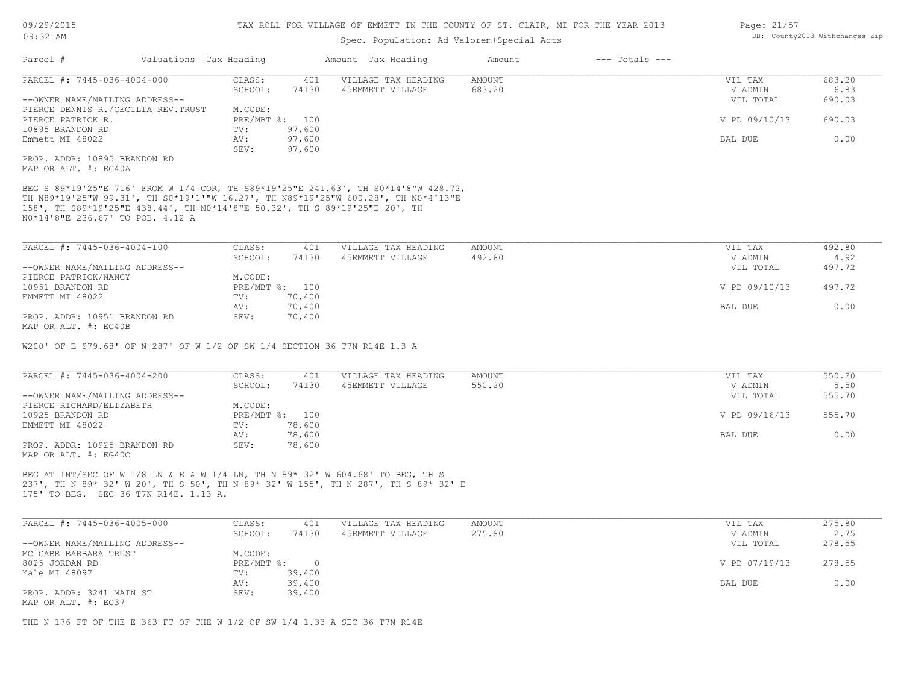# TAX ROLL FOR VILLAGE OF EMMETT IN THE COUNTY OF ST. CLAIR, MI FOR THE YEAR 2013

Spec. Population: Ad Valorem+Special Acts

DB: County2013 Withchanges-Zip

09/29/2015 09:32 AM

| Parcel # | Valuations | Tax Heading | Amount | Tax Heading | Amount | --- Totals --- | |
|---|---|---|---|---|---|---|---|

---

**PARCEL #: 7445-036-4004-000**

| | | | | | |
|---|---|---|---|---|---|
| CLASS: | 401 | VILLAGE TAX HEADING | AMOUNT | VIL TAX | 683.20 |
| SCHOOL: | 74130 | 45EMMETT VILLAGE | 683.20 | V ADMIN | 6.83 |
| | | | | VIL TOTAL | 690.03 |
| M.CODE: | | | | | |
| PRE/MBT %: | 100 | | | V PD 09/10/13 | 690.03 |
| TV: | 97,600 | | | | |
| AV: | 97,600 | | | BAL DUE | 0.00 |
| SEV: | 97,600 | | | | |

--OWNER NAME/MAILING ADDRESS--
PIERCE DENNIS R./CECILIA REV.TRUST
PIERCE PATRICK R.
10895 BRANDON RD
Emmett MI 48022

PROP. ADDR: 10895 BRANDON RD
MAP OR ALT. #: EG40A

BEG S 89*19'25"E 716' FROM W 1/4 COR, TH S89*19'25"E 241.63', TH S0*14'8"W 428.72, TH N89*19'25"W 99.31', TH S0*19'1'"W 16.27', TH N89*19'25"W 600.28', TH N0*4'13"E 158', TH S89*19'25"E 438.44', TH N0*14'8"E 50.32', TH S 89*19'25"E 20', TH N0*14'8"E 236.67' TO POB. 4.12 A

---

**PARCEL #: 7445-036-4004-100**

| | | | | | |
|---|---|---|---|---|---|
| CLASS: | 401 | VILLAGE TAX HEADING | AMOUNT | VIL TAX | 492.80 |
| SCHOOL: | 74130 | 45EMMETT VILLAGE | 492.80 | V ADMIN | 4.92 |
| | | | | VIL TOTAL | 497.72 |
| M.CODE: | | | | | |
| PRE/MBT %: | 100 | | | V PD 09/10/13 | 497.72 |
| TV: | 70,400 | | | | |
| AV: | 70,400 | | | BAL DUE | 0.00 |
| SEV: | 70,400 | | | | |

--OWNER NAME/MAILING ADDRESS--
PIERCE PATRICK/NANCY
10951 BRANDON RD
EMMETT MI 48022

PROP. ADDR: 10951 BRANDON RD
MAP OR ALT. #: EG40B

W200' OF E 979.68' OF N 287' OF W 1/2 OF SW 1/4 SECTION 36 T7N R14E 1.3 A

---

**PARCEL #: 7445-036-4004-200**

| | | | | | |
|---|---|---|---|---|---|
| CLASS: | 401 | VILLAGE TAX HEADING | AMOUNT | VIL TAX | 550.20 |
| SCHOOL: | 74130 | 45EMMETT VILLAGE | 550.20 | V ADMIN | 5.50 |
| | | | | VIL TOTAL | 555.70 |
| M.CODE: | | | | | |
| PRE/MBT %: | 100 | | | V PD 09/16/13 | 555.70 |
| TV: | 78,600 | | | | |
| AV: | 78,600 | | | BAL DUE | 0.00 |
| SEV: | 78,600 | | | | |

--OWNER NAME/MAILING ADDRESS--
PIERCE RICHARD/ELIZABETH
10925 BRANDON RD
EMMETT MI 48022

PROP. ADDR: 10925 BRANDON RD
MAP OR ALT. #: EG40C

BEG AT INT/SEC OF W 1/8 LN & E & W 1/4 LN, TH N 89* 32' W 604.68' TO BEG, TH S 237', TH N 89* 32' W 20', TH S 50', TH N 89* 32' W 155', TH N 287', TH S 89* 32' E 175' TO BEG. SEC 36 T7N R14E. 1.13 A.

---

**PARCEL #: 7445-036-4005-000**

| | | | | | |
|---|---|---|---|---|---|
| CLASS: | 401 | VILLAGE TAX HEADING | AMOUNT | VIL TAX | 275.80 |
| SCHOOL: | 74130 | 45EMMETT VILLAGE | 275.80 | V ADMIN | 2.75 |
| | | | | VIL TOTAL | 278.55 |
| M.CODE: | | | | | |
| PRE/MBT %: | 0 | | | V PD 07/19/13 | 278.55 |
| TV: | 39,400 | | | | |
| AV: | 39,400 | | | BAL DUE | 0.00 |
| SEV: | 39,400 | | | | |

--OWNER NAME/MAILING ADDRESS--
MC CABE BARBARA TRUST
8025 JORDAN RD
Yale MI 48097

PROP. ADDR: 3241 MAIN ST
MAP OR ALT. #: EG37

THE N 176 FT OF THE E 363 FT OF THE W 1/2 OF SW 1/4 1.33 A SEC 36 T7N R14E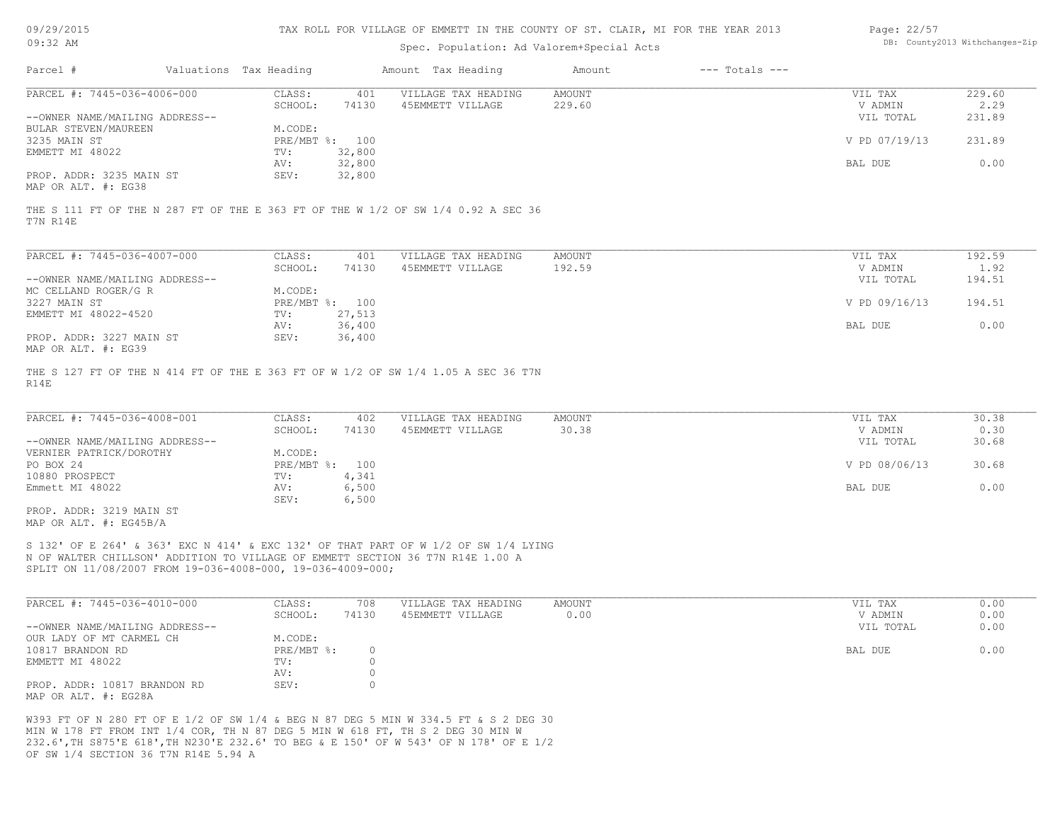# TAX ROLL FOR VILLAGE OF EMMETT IN THE COUNTY OF ST. CLAIR, MI FOR THE YEAR 2013

Spec. Population: Ad Valorem+Special Acts

09/29/2015 09:32 AM

DB: County2013 Withchanges-Zip

| Parcel # | Valuations | Tax Heading | Amount | Tax Heading | Amount | --- Totals --- |
|---|---|---|---|---|---|---|

---

**PARCEL #: 7445-036-4006-000**

| | | | | | |
|---|---|---|---|---|---|
| CLASS: | 401 | VILLAGE TAX HEADING | AMOUNT | VIL TAX | 229.60 |
| SCHOOL: | 74130 | 45EMMETT VILLAGE | 229.60 | V ADMIN | 2.29 |
| | | | | VIL TOTAL | 231.89 |
| M.CODE: | | | | | |
| PRE/MBT %: | 100 | | | V PD 07/19/13 | 231.89 |
| TV: | 32,800 | | | | |
| AV: | 32,800 | | | BAL DUE | 0.00 |
| SEV: | 32,800 | | | | |

--OWNER NAME/MAILING ADDRESS--
BULAR STEVEN/MAUREEN
3235 MAIN ST
EMMETT MI 48022

PROP. ADDR: 3235 MAIN ST
MAP OR ALT. #: EG38

THE S 111 FT OF THE N 287 FT OF THE E 363 FT OF THE W 1/2 OF SW 1/4 0.92 A SEC 36 T7N R14E

---

**PARCEL #: 7445-036-4007-000**

| | | | | | |
|---|---|---|---|---|---|
| CLASS: | 401 | VILLAGE TAX HEADING | AMOUNT | VIL TAX | 192.59 |
| SCHOOL: | 74130 | 45EMMETT VILLAGE | 192.59 | V ADMIN | 1.92 |
| | | | | VIL TOTAL | 194.51 |
| M.CODE: | | | | | |
| PRE/MBT %: | 100 | | | V PD 09/16/13 | 194.51 |
| TV: | 27,513 | | | | |
| AV: | 36,400 | | | BAL DUE | 0.00 |
| SEV: | 36,400 | | | | |

--OWNER NAME/MAILING ADDRESS--
MC CELLAND ROGER/G R
3227 MAIN ST
EMMETT MI 48022-4520

PROP. ADDR: 3227 MAIN ST
MAP OR ALT. #: EG39

THE S 127 FT OF THE N 414 FT OF THE E 363 FT OF W 1/2 OF SW 1/4 1.05 A SEC 36 T7N R14E

---

**PARCEL #: 7445-036-4008-001**

| | | | | | |
|---|---|---|---|---|---|
| CLASS: | 402 | VILLAGE TAX HEADING | AMOUNT | VIL TAX | 30.38 |
| SCHOOL: | 74130 | 45EMMETT VILLAGE | 30.38 | V ADMIN | 0.30 |
| | | | | VIL TOTAL | 30.68 |
| M.CODE: | | | | | |
| PRE/MBT %: | 100 | | | V PD 08/06/13 | 30.68 |
| TV: | 4,341 | | | | |
| AV: | 6,500 | | | BAL DUE | 0.00 |
| SEV: | 6,500 | | | | |

--OWNER NAME/MAILING ADDRESS--
VERNIER PATRICK/DOROTHY
PO BOX 24
10880 PROSPECT
Emmett MI 48022

PROP. ADDR: 3219 MAIN ST
MAP OR ALT. #: EG45B/A

S 132' OF E 264' & 363' EXC N 414' & EXC 132' OF THAT PART OF W 1/2 OF SW 1/4 LYING N OF WALTER CHILLSON' ADDITION TO VILLAGE OF EMMETT SECTION 36 T7N R14E 1.00 A
SPLIT ON 11/08/2007 FROM 19-036-4008-000, 19-036-4009-000;

---

**PARCEL #: 7445-036-4010-000**

| | | | | | |
|---|---|---|---|---|---|
| CLASS: | 708 | VILLAGE TAX HEADING | AMOUNT | VIL TAX | 0.00 |
| SCHOOL: | 74130 | 45EMMETT VILLAGE | 0.00 | V ADMIN | 0.00 |
| | | | | VIL TOTAL | 0.00 |
| M.CODE: | | | | | |
| PRE/MBT %: | 0 | | | BAL DUE | 0.00 |
| TV: | 0 | | | | |
| AV: | 0 | | | | |
| SEV: | 0 | | | | |

--OWNER NAME/MAILING ADDRESS--
OUR LADY OF MT CARMEL CH
10817 BRANDON RD
EMMETT MI 48022

PROP. ADDR: 10817 BRANDON RD
MAP OR ALT. #: EG28A

W393 FT OF N 280 FT OF E 1/2 OF SW 1/4 & BEG N 87 DEG 5 MIN W 334.5 FT & S 2 DEG 30 MIN W 178 FT FROM INT 1/4 COR, TH N 87 DEG 5 MIN W 618 FT, TH S 2 DEG 30 MIN W 232.6',TH S875'E 618',TH N230'E 232.6' TO BEG & E 150' OF W 543' OF N 178' OF E 1/2 OF SW 1/4 SECTION 36 T7N R14E 5.94 A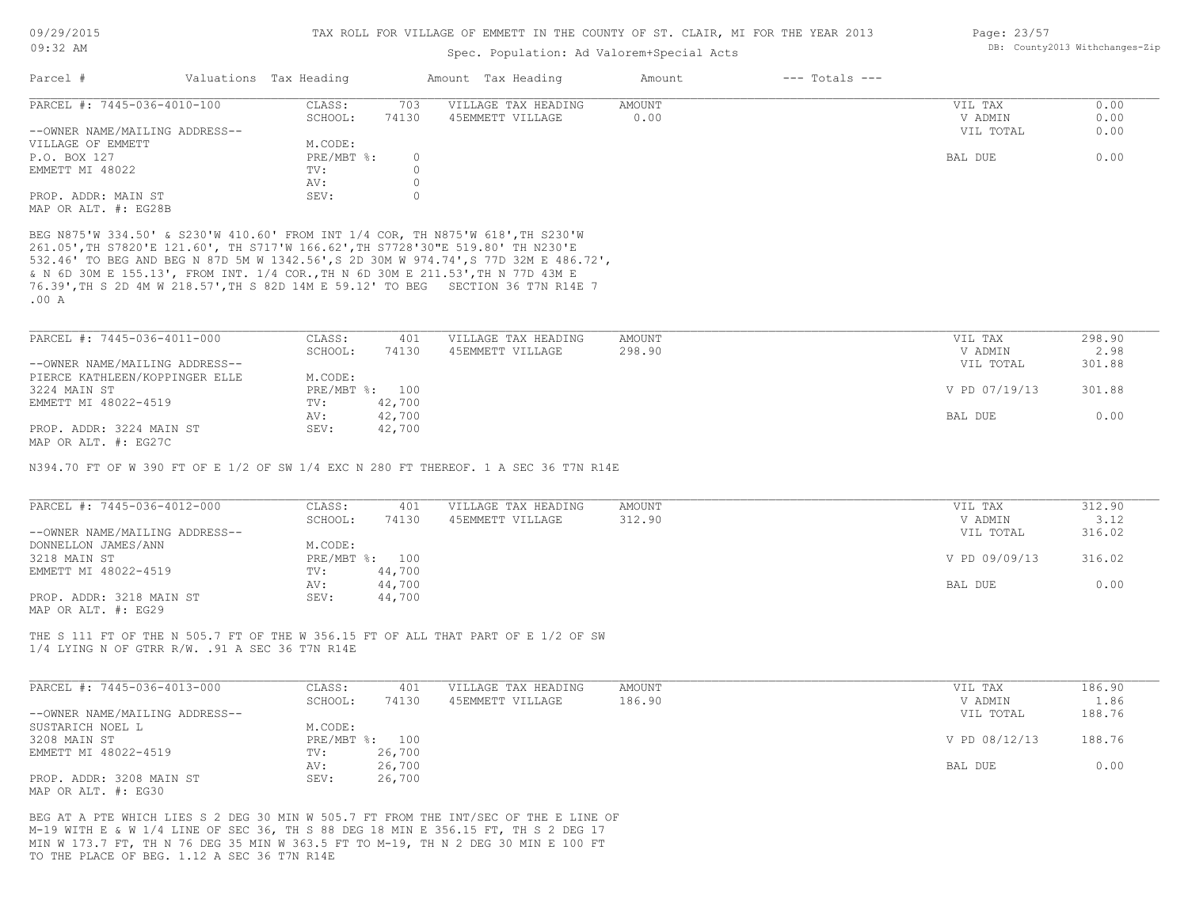# TAX ROLL FOR VILLAGE OF EMMETT IN THE COUNTY OF ST. CLAIR, MI FOR THE YEAR 2013

Spec. Population: Ad Valorem+Special Acts

| Parcel # | Valuations | Tax Heading | Amount | Tax Heading | Amount | --- Totals --- |
|---|---|---|---|---|---|---|

---

**PARCEL #: 7445-036-4010-100**

| | | | | | |
|---|---|---|---|---|---|
| CLASS: | 703 | VILLAGE TAX HEADING | AMOUNT | VIL TAX | 0.00 |
| SCHOOL: | 74130 | 45EMMETT VILLAGE | 0.00 | V ADMIN | 0.00 |
| | | | | VIL TOTAL | 0.00 |
| M.CODE: | | | | | |
| PRE/MBT %: | 0 | | | BAL DUE | 0.00 |
| TV: | 0 | | | | |
| AV: | 0 | | | | |
| SEV: | 0 | | | | |

--OWNER NAME/MAILING ADDRESS--
VILLAGE OF EMMETT
P.O. BOX 127
EMMETT MI 48022

PROP. ADDR: MAIN ST
MAP OR ALT. #: EG28B

BEG N875'W 334.50' & S230'W 410.60' FROM INT 1/4 COR, TH N875'W 618', TH S230'W 261.05', TH S7820'E 121.60', TH S717'W 166.62', TH S7728'30"E 519.80' TH N230'E 532.46' TO BEG AND BEG N 87D 5M W 1342.56', S 2D 30M W 974.74', S 77D 32M E 486.72', & N 6D 30M E 155.13', FROM INT. 1/4 COR., TH N 6D 30M E 211.53', TH N 77D 43M E 76.39', TH S 2D 4M W 218.57', TH S 82D 14M E 59.12' TO BEG SECTION 36 T7N R14E 7 .00 A

---

**PARCEL #: 7445-036-4011-000**

| | | | | | |
|---|---|---|---|---|---|
| CLASS: | 401 | VILLAGE TAX HEADING | AMOUNT | VIL TAX | 298.90 |
| SCHOOL: | 74130 | 45EMMETT VILLAGE | 298.90 | V ADMIN | 2.98 |
| | | | | VIL TOTAL | 301.88 |
| M.CODE: | | | | | |
| PRE/MBT %: | 100 | | | V PD 07/19/13 | 301.88 |
| TV: | 42,700 | | | | |
| AV: | 42,700 | | | BAL DUE | 0.00 |
| SEV: | 42,700 | | | | |

--OWNER NAME/MAILING ADDRESS--
PIERCE KATHLEEN/KOPPINGER ELLE
3224 MAIN ST
EMMETT MI 48022-4519

PROP. ADDR: 3224 MAIN ST
MAP OR ALT. #: EG27C

N394.70 FT OF W 390 FT OF E 1/2 OF SW 1/4 EXC N 280 FT THEREOF. 1 A SEC 36 T7N R14E

---

**PARCEL #: 7445-036-4012-000**

| | | | | | |
|---|---|---|---|---|---|
| CLASS: | 401 | VILLAGE TAX HEADING | AMOUNT | VIL TAX | 312.90 |
| SCHOOL: | 74130 | 45EMMETT VILLAGE | 312.90 | V ADMIN | 3.12 |
| | | | | VIL TOTAL | 316.02 |
| M.CODE: | | | | | |
| PRE/MBT %: | 100 | | | V PD 09/09/13 | 316.02 |
| TV: | 44,700 | | | | |
| AV: | 44,700 | | | BAL DUE | 0.00 |
| SEV: | 44,700 | | | | |

--OWNER NAME/MAILING ADDRESS--
DONNELLON JAMES/ANN
3218 MAIN ST
EMMETT MI 48022-4519

PROP. ADDR: 3218 MAIN ST
MAP OR ALT. #: EG29

THE S 111 FT OF THE N 505.7 FT OF THE W 356.15 FT OF ALL THAT PART OF E 1/2 OF SW 1/4 LYING N OF GTRR R/W. .91 A SEC 36 T7N R14E

---

**PARCEL #: 7445-036-4013-000**

| | | | | | |
|---|---|---|---|---|---|
| CLASS: | 401 | VILLAGE TAX HEADING | AMOUNT | VIL TAX | 186.90 |
| SCHOOL: | 74130 | 45EMMETT VILLAGE | 186.90 | V ADMIN | 1.86 |
| | | | | VIL TOTAL | 188.76 |
| M.CODE: | | | | | |
| PRE/MBT %: | 100 | | | V PD 08/12/13 | 188.76 |
| TV: | 26,700 | | | | |
| AV: | 26,700 | | | BAL DUE | 0.00 |
| SEV: | 26,700 | | | | |

--OWNER NAME/MAILING ADDRESS--
SUSTARICH NOEL L
3208 MAIN ST
EMMETT MI 48022-4519

PROP. ADDR: 3208 MAIN ST
MAP OR ALT. #: EG30

BEG AT A PTE WHICH LIES S 2 DEG 30 MIN W 505.7 FT FROM THE INT/SEC OF THE E LINE OF M-19 WITH E & W 1/4 LINE OF SEC 36, TH S 88 DEG 18 MIN E 356.15 FT, TH S 2 DEG 17 MIN W 173.7 FT, TH N 76 DEG 35 MIN W 363.5 FT TO M-19, TH N 2 DEG 30 MIN E 100 FT TO THE PLACE OF BEG. 1.12 A SEC 36 T7N R14E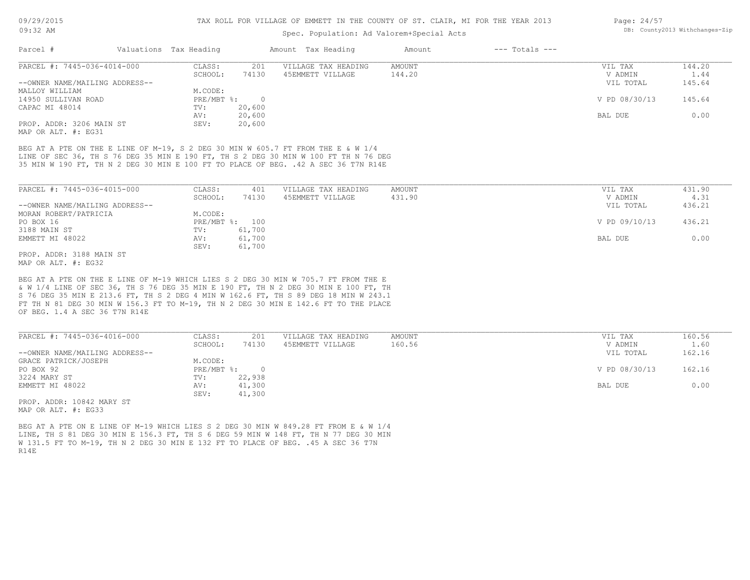# TAX ROLL FOR VILLAGE OF EMMETT IN THE COUNTY OF ST. CLAIR, MI FOR THE YEAR 2013

Spec. Population: Ad Valorem+Special Acts

| Parcel # | Valuations | Tax Heading | Amount | Tax Heading | Amount | --- Totals --- | |
|---|---|---|---|---|---|---|---|

## PARCEL #: 7445-036-4014-000

| | | | | | |
|---|---|---|---|---|---|
| CLASS: | 201 | VILLAGE TAX HEADING | AMOUNT | VIL TAX | 144.20 |
| SCHOOL: | 74130 | 45EMMETT VILLAGE | 144.20 | V ADMIN | 1.44 |
| | | | | VIL TOTAL | 145.64 |
| M.CODE: | | | | | |
| PRE/MBT %: | 0 | | | V PD 08/30/13 | 145.64 |
| TV: | 20,600 | | | | |
| AV: | 20,600 | | | BAL DUE | 0.00 |
| SEV: | 20,600 | | | | |

--OWNER NAME/MAILING ADDRESS--
MALLOY WILLIAM
14950 SULLIVAN ROAD
CAPAC MI 48014

PROP. ADDR: 3206 MAIN ST
MAP OR ALT. #: EG31

BEG AT A PTE ON THE E LINE OF M-19, S 2 DEG 30 MIN W 605.7 FT FROM THE E & W 1/4 LINE OF SEC 36, TH S 76 DEG 35 MIN E 190 FT, TH S 2 DEG 30 MIN W 100 FT TH N 76 DEG 35 MIN W 190 FT, TH N 2 DEG 30 MIN E 100 FT TO PLACE OF BEG. .42 A SEC 36 T7N R14E

## PARCEL #: 7445-036-4015-000

| | | | | | |
|---|---|---|---|---|---|
| CLASS: | 401 | VILLAGE TAX HEADING | AMOUNT | VIL TAX | 431.90 |
| SCHOOL: | 74130 | 45EMMETT VILLAGE | 431.90 | V ADMIN | 4.31 |
| | | | | VIL TOTAL | 436.21 |
| M.CODE: | | | | | |
| PRE/MBT %: | 100 | | | V PD 09/10/13 | 436.21 |
| TV: | 61,700 | | | | |
| AV: | 61,700 | | | BAL DUE | 0.00 |
| SEV: | 61,700 | | | | |

--OWNER NAME/MAILING ADDRESS--
MORAN ROBERT/PATRICIA
PO BOX 16
3188 MAIN ST
EMMETT MI 48022

PROP. ADDR: 3188 MAIN ST
MAP OR ALT. #: EG32

BEG AT A PTE ON THE E LINE OF M-19 WHICH LIES S 2 DEG 30 MIN W 705.7 FT FROM THE E & W 1/4 LINE OF SEC 36, TH S 76 DEG 35 MIN E 190 FT, TH N 2 DEG 30 MIN E 100 FT, TH S 76 DEG 35 MIN E 213.6 FT, TH S 2 DEG 4 MIN W 162.6 FT, TH S 89 DEG 18 MIN W 243.1 FT TH N 81 DEG 30 MIN W 156.3 FT TO M-19, TH N 2 DEG 30 MIN E 142.6 FT TO THE PLACE OF BEG. 1.4 A SEC 36 T7N R14E

## PARCEL #: 7445-036-4016-000

| | | | | | |
|---|---|---|---|---|---|
| CLASS: | 201 | VILLAGE TAX HEADING | AMOUNT | VIL TAX | 160.56 |
| SCHOOL: | 74130 | 45EMMETT VILLAGE | 160.56 | V ADMIN | 1.60 |
| | | | | VIL TOTAL | 162.16 |
| M.CODE: | | | | | |
| PRE/MBT %: | 0 | | | V PD 08/30/13 | 162.16 |
| TV: | 22,938 | | | | |
| AV: | 41,300 | | | BAL DUE | 0.00 |
| SEV: | 41,300 | | | | |

--OWNER NAME/MAILING ADDRESS--
GRACE PATRICK/JOSEPH
PO BOX 92
3224 MARY ST
EMMETT MI 48022

PROP. ADDR: 10842 MARY ST
MAP OR ALT. #: EG33

BEG AT A PTE ON E LINE OF M-19 WHICH LIES S 2 DEG 30 MIN W 849.28 FT FROM E & W 1/4 LINE, TH S 81 DEG 30 MIN E 156.3 FT, TH S 6 DEG 59 MIN W 148 FT, TH N 77 DEG 30 MIN W 131.5 FT TO M-19, TH N 2 DEG 30 MIN E 132 FT TO PLACE OF BEG. .45 A SEC 36 T7N R14E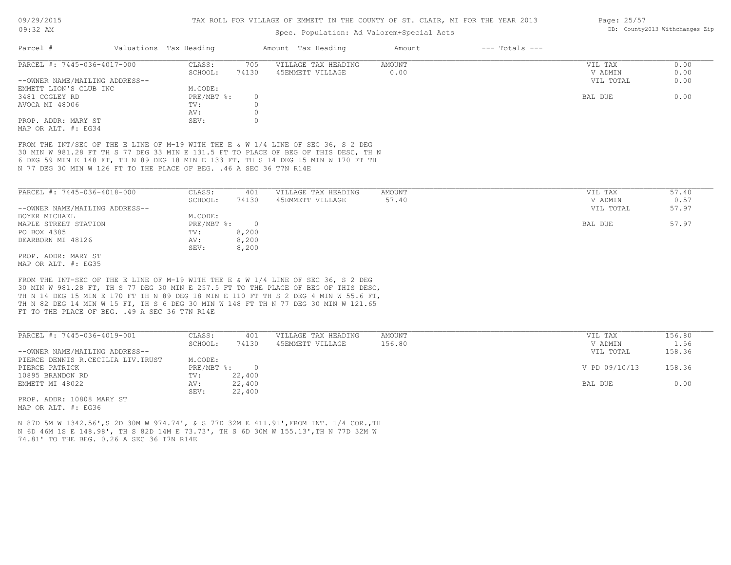# TAX ROLL FOR VILLAGE OF EMMETT IN THE COUNTY OF ST. CLAIR, MI FOR THE YEAR 2013

Spec. Population: Ad Valorem+Special Acts

DB: County2013 Withchanges-Zip

| Parcel # | Valuations | Tax Heading | Amount | Tax Heading | Amount | --- Totals --- | |
|---|---|---|---|---|---|---|---|

---

**PARCEL #: 7445-036-4017-000**

| | | | | | |
|---|---|---|---|---|---|
| CLASS: | 705 | VILLAGE TAX HEADING | AMOUNT | VIL TAX | 0.00 |
| SCHOOL: | 74130 | 45EMMETT VILLAGE | 0.00 | V ADMIN | 0.00 |
| M.CODE: | | | | VIL TOTAL | 0.00 |
| PRE/MBT %: | 0 | | | BAL DUE | 0.00 |
| TV: | 0 | | | | |
| AV: | 0 | | | | |
| SEV: | 0 | | | | |

--OWNER NAME/MAILING ADDRESS--
EMMETT LION'S CLUB INC
3481 COGLEY RD
AVOCA MI 48006

PROP. ADDR: MARY ST
MAP OR ALT. #: EG34

FROM THE INT/SEC OF THE E LINE OF M-19 WITH THE E & W 1/4 LINE OF SEC 36, S 2 DEG 30 MIN W 981.28 FT TH S 77 DEG 33 MIN E 131.5 FT TO PLACE OF BEG OF THIS DESC, TH N 6 DEG 59 MIN E 148 FT, TH N 89 DEG 18 MIN E 133 FT, TH S 14 DEG 15 MIN W 170 FT TH N 77 DEG 30 MIN W 126 FT TO THE PLACE OF BEG. .46 A SEC 36 T7N R14E

---

**PARCEL #: 7445-036-4018-000**

| | | | | | |
|---|---|---|---|---|---|
| CLASS: | 401 | VILLAGE TAX HEADING | AMOUNT | VIL TAX | 57.40 |
| SCHOOL: | 74130 | 45EMMETT VILLAGE | 57.40 | V ADMIN | 0.57 |
| M.CODE: | | | | VIL TOTAL | 57.97 |
| PRE/MBT %: | 0 | | | BAL DUE | 57.97 |
| TV: | 8,200 | | | | |
| AV: | 8,200 | | | | |
| SEV: | 8,200 | | | | |

--OWNER NAME/MAILING ADDRESS--
BOYER MICHAEL
MAPLE STREET STATION
PO BOX 4385
DEARBORN MI 48126

PROP. ADDR: MARY ST
MAP OR ALT. #: EG35

FROM THE INT-SEC OF THE E LINE OF M-19 WITH THE E & W 1/4 LINE OF SEC 36, S 2 DEG 30 MIN W 981.28 FT, TH S 77 DEG 30 MIN E 257.5 FT TO THE PLACE OF BEG OF THIS DESC, TH N 14 DEG 15 MIN E 170 FT TH N 89 DEG 18 MIN E 110 FT TH S 2 DEG 4 MIN W 55.6 FT, TH N 82 DEG 14 MIN W 15 FT, TH S 6 DEG 30 MIN W 148 FT TH N 77 DEG 30 MIN W 121.65 FT TO THE PLACE OF BEG. .49 A SEC 36 T7N R14E

---

**PARCEL #: 7445-036-4019-001**

| | | | | | |
|---|---|---|---|---|---|
| CLASS: | 401 | VILLAGE TAX HEADING | AMOUNT | VIL TAX | 156.80 |
| SCHOOL: | 74130 | 45EMMETT VILLAGE | 156.80 | V ADMIN | 1.56 |
| M.CODE: | | | | VIL TOTAL | 158.36 |
| PRE/MBT %: | 0 | | | V PD 09/10/13 | 158.36 |
| TV: | 22,400 | | | | |
| AV: | 22,400 | | | BAL DUE | 0.00 |
| SEV: | 22,400 | | | | |

--OWNER NAME/MAILING ADDRESS--
PIERCE DENNIS R.CECILIA LIV.TRUST
PIERCE PATRICK
10895 BRANDON RD
EMMETT MI 48022

PROP. ADDR: 10808 MARY ST
MAP OR ALT. #: EG36

N 87D 5M W 1342.56',S 2D 30M W 974.74', & S 77D 32M E 411.91',FROM INT. 1/4 COR.,TH N 6D 46M 1S E 148.98', TH S 82D 14M E 73.73', TH S 6D 30M W 155.13',TH N 77D 32M W 74.81' TO THE BEG. 0.26 A SEC 36 T7N R14E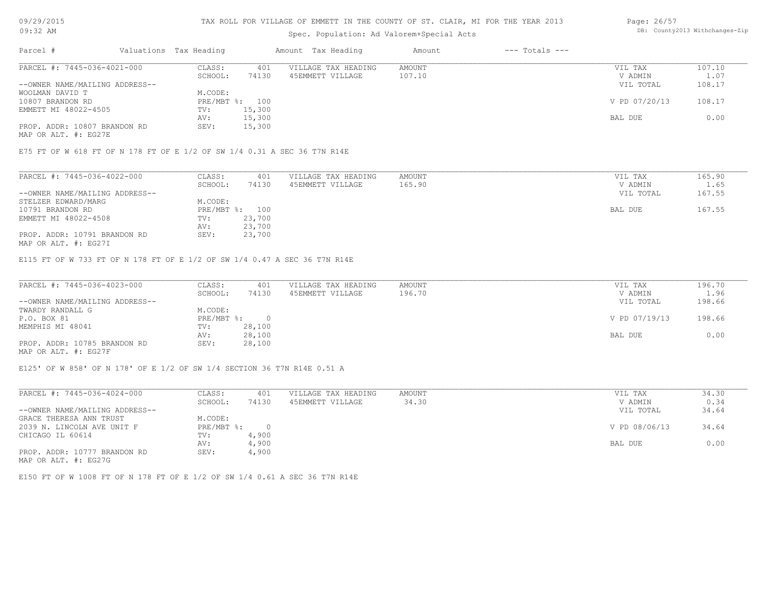# TAX ROLL FOR VILLAGE OF EMMETT IN THE COUNTY OF ST. CLAIR, MI FOR THE YEAR 2013

Spec. Population: Ad Valorem+Special Acts

09/29/2015
09:32 AM

DB: County2013 Withchanges-Zip

| Parcel # | Valuations | Tax Heading | Amount | Tax Heading | Amount | --- Totals --- | |
|---|---|---|---|---|---|---|---|
| PARCEL #: 7445-036-4021-000 | CLASS: | 401 | VILLAGE TAX HEADING | AMOUNT | | VIL TAX | 107.10 |
| | SCHOOL: | 74130 | 45EMMETT VILLAGE | 107.10 | | V ADMIN | 1.07 |
| --OWNER NAME/MAILING ADDRESS-- | | | | | | VIL TOTAL | 108.17 |
| WOOLMAN DAVID T | M.CODE: | | | | | | |
| 10807 BRANDON RD | PRE/MBT %: | 100 | | | | V PD 07/20/13 | 108.17 |
| EMMETT MI 48022-4505 | TV: | 15,300 | | | | | |
| | AV: | 15,300 | | | | BAL DUE | 0.00 |
| PROP. ADDR: 10807 BRANDON RD | SEV: | 15,300 | | | | | |
| MAP OR ALT. #: EG27E | | | | | | | |

E75 FT OF W 618 FT OF N 178 FT OF E 1/2 OF SW 1/4 0.31 A SEC 36 T7N R14E

| Parcel # | Valuations | Tax Heading | Amount | Tax Heading | Amount | --- Totals --- | |
|---|---|---|---|---|---|---|---|
| PARCEL #: 7445-036-4022-000 | CLASS: | 401 | VILLAGE TAX HEADING | AMOUNT | | VIL TAX | 165.90 |
| | SCHOOL: | 74130 | 45EMMETT VILLAGE | 165.90 | | V ADMIN | 1.65 |
| --OWNER NAME/MAILING ADDRESS-- | | | | | | VIL TOTAL | 167.55 |
| STELZER EDWARD/MARG | M.CODE: | | | | | | |
| 10791 BRANDON RD | PRE/MBT %: | 100 | | | | BAL DUE | 167.55 |
| EMMETT MI 48022-4508 | TV: | 23,700 | | | | | |
| | AV: | 23,700 | | | | | |
| PROP. ADDR: 10791 BRANDON RD | SEV: | 23,700 | | | | | |
| MAP OR ALT. #: EG27I | | | | | | | |

E115 FT OF W 733 FT OF N 178 FT OF E 1/2 OF SW 1/4 0.47 A SEC 36 T7N R14E

| Parcel # | Valuations | Tax Heading | Amount | Tax Heading | Amount | --- Totals --- | |
|---|---|---|---|---|---|---|---|
| PARCEL #: 7445-036-4023-000 | CLASS: | 401 | VILLAGE TAX HEADING | AMOUNT | | VIL TAX | 196.70 |
| | SCHOOL: | 74130 | 45EMMETT VILLAGE | 196.70 | | V ADMIN | 1.96 |
| --OWNER NAME/MAILING ADDRESS-- | | | | | | VIL TOTAL | 198.66 |
| TWARDY RANDALL G | M.CODE: | | | | | | |
| P.O. BOX 81 | PRE/MBT %: | 0 | | | | V PD 07/19/13 | 198.66 |
| MEMPHIS MI 48041 | TV: | 28,100 | | | | | |
| | AV: | 28,100 | | | | BAL DUE | 0.00 |
| PROP. ADDR: 10785 BRANDON RD | SEV: | 28,100 | | | | | |
| MAP OR ALT. #: EG27F | | | | | | | |

E125' OF W 858' OF N 178' OF E 1/2 OF SW 1/4 SECTION 36 T7N R14E 0.51 A

| Parcel # | Valuations | Tax Heading | Amount | Tax Heading | Amount | --- Totals --- | |
|---|---|---|---|---|---|---|---|
| PARCEL #: 7445-036-4024-000 | CLASS: | 401 | VILLAGE TAX HEADING | AMOUNT | | VIL TAX | 34.30 |
| | SCHOOL: | 74130 | 45EMMETT VILLAGE | 34.30 | | V ADMIN | 0.34 |
| --OWNER NAME/MAILING ADDRESS-- | | | | | | VIL TOTAL | 34.64 |
| GRACE THERESA ANN TRUST | M.CODE: | | | | | | |
| 2039 N. LINCOLN AVE UNIT F | PRE/MBT %: | 0 | | | | V PD 08/06/13 | 34.64 |
| CHICAGO IL 60614 | TV: | 4,900 | | | | | |
| | AV: | 4,900 | | | | BAL DUE | 0.00 |
| PROP. ADDR: 10777 BRANDON RD | SEV: | 4,900 | | | | | |
| MAP OR ALT. #: EG27G | | | | | | | |

E150 FT OF W 1008 FT OF N 178 FT OF E 1/2 OF SW 1/4 0.61 A SEC 36 T7N R14E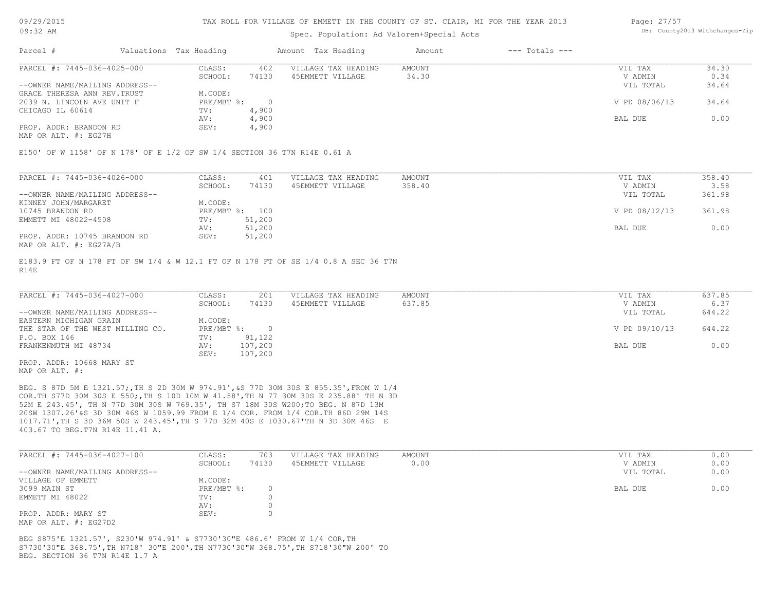# TAX ROLL FOR VILLAGE OF EMMETT IN THE COUNTY OF ST. CLAIR, MI FOR THE YEAR 2013

Spec. Population: Ad Valorem+Special Acts

| Parcel # | Valuations | Tax Heading | Amount | Tax Heading | Amount | --- Totals --- | |
|---|---|---|---|---|---|---|---|

**PARCEL #: 7445-036-4025-000**

| | | | | | |
|---|---|---|---|---|---|
| CLASS: | 402 | VILLAGE TAX HEADING | AMOUNT | VIL TAX | 34.30 |
| SCHOOL: | 74130 | 45EMMETT VILLAGE | 34.30 | V ADMIN | 0.34 |
| | | | | VIL TOTAL | 34.64 |
| M.CODE: | | | | | |
| PRE/MBT %: | 0 | | | V PD 08/06/13 | 34.64 |
| TV: | 4,900 | | | | |
| AV: | 4,900 | | | BAL DUE | 0.00 |
| SEV: | 4,900 | | | | |

--OWNER NAME/MAILING ADDRESS--
GRACE THERESA ANN REV.TRUST
2039 N. LINCOLN AVE UNIT F
CHICAGO IL 60614

PROP. ADDR: BRANDON RD
MAP OR ALT. #: EG27H

E150' OF W 1158' OF N 178' OF E 1/2 OF SW 1/4 SECTION 36 T7N R14E 0.61 A

**PARCEL #: 7445-036-4026-000**

| | | | | | |
|---|---|---|---|---|---|
| CLASS: | 401 | VILLAGE TAX HEADING | AMOUNT | VIL TAX | 358.40 |
| SCHOOL: | 74130 | 45EMMETT VILLAGE | 358.40 | V ADMIN | 3.58 |
| | | | | VIL TOTAL | 361.98 |
| M.CODE: | | | | | |
| PRE/MBT %: | 100 | | | V PD 08/12/13 | 361.98 |
| TV: | 51,200 | | | | |
| AV: | 51,200 | | | BAL DUE | 0.00 |
| SEV: | 51,200 | | | | |

--OWNER NAME/MAILING ADDRESS--
KINNEY JOHN/MARGARET
10745 BRANDON RD
EMMETT MI 48022-4508

PROP. ADDR: 10745 BRANDON RD
MAP OR ALT. #: EG27A/B

E183.9 FT OF N 178 FT OF SW 1/4 & W 12.1 FT OF N 178 FT OF SE 1/4 0.8 A SEC 36 T7N R14E

**PARCEL #: 7445-036-4027-000**

| | | | | | |
|---|---|---|---|---|---|
| CLASS: | 201 | VILLAGE TAX HEADING | AMOUNT | VIL TAX | 637.85 |
| SCHOOL: | 74130 | 45EMMETT VILLAGE | 637.85 | V ADMIN | 6.37 |
| | | | | VIL TOTAL | 644.22 |
| M.CODE: | | | | | |
| PRE/MBT %: | 0 | | | V PD 09/10/13 | 644.22 |
| TV: | 91,122 | | | | |
| AV: | 107,200 | | | BAL DUE | 0.00 |
| SEV: | 107,200 | | | | |

--OWNER NAME/MAILING ADDRESS--
EASTERN MICHIGAN GRAIN
THE STAR OF THE WEST MILLING CO.
P.O. BOX 146
FRANKENMUTH MI 48734

PROP. ADDR: 10668 MARY ST
MAP OR ALT. #:

BEG. S 87D 5M E 1321.57;,TH S 2D 30M W 974.91',&S 77D 30M 30S E 855.35',FROM W 1/4 COR.TH S77D 30M 30S E 550;,TH S 10D 10M W 41.58',TH N 77 30M 30S E 235.88' TH N 3D 52M E 243.45', TH N 77D 30M 30S W 769.35', TH S7 18M 30S W200;TO BEG. N 87D 13M 20SW 1307.26'&S 3D 30M 46S W 1059.99 FROM E 1/4 COR. FROM 1/4 COR.TH 86D 29M 14S 1017.71',TH S 3D 36M 50S W 243.45',TH S 77D 32M 40S E 1030.67'TH N 3D 30M 46S E 403.67 TO BEG.T7N R14E 11.41 A.

**PARCEL #: 7445-036-4027-100**

| | | | | | |
|---|---|---|---|---|---|
| CLASS: | 703 | VILLAGE TAX HEADING | AMOUNT | VIL TAX | 0.00 |
| SCHOOL: | 74130 | 45EMMETT VILLAGE | 0.00 | V ADMIN | 0.00 |
| | | | | VIL TOTAL | 0.00 |
| M.CODE: | | | | | |
| PRE/MBT %: | 0 | | | BAL DUE | 0.00 |
| TV: | 0 | | | | |
| AV: | 0 | | | | |
| SEV: | 0 | | | | |

--OWNER NAME/MAILING ADDRESS--
VILLAGE OF EMMETT
3099 MAIN ST
EMMETT MI 48022

PROP. ADDR: MARY ST
MAP OR ALT. #: EG27D2

BEG S875'E 1321.57', S230'W 974.91' & S7730'30"E 486.6' FROM W 1/4 COR,TH S7730'30"E 368.75',TH N718' 30"E 200',TH N7730'30"W 368.75',TH S718'30"W 200' TO BEG. SECTION 36 T7N R14E 1.7 A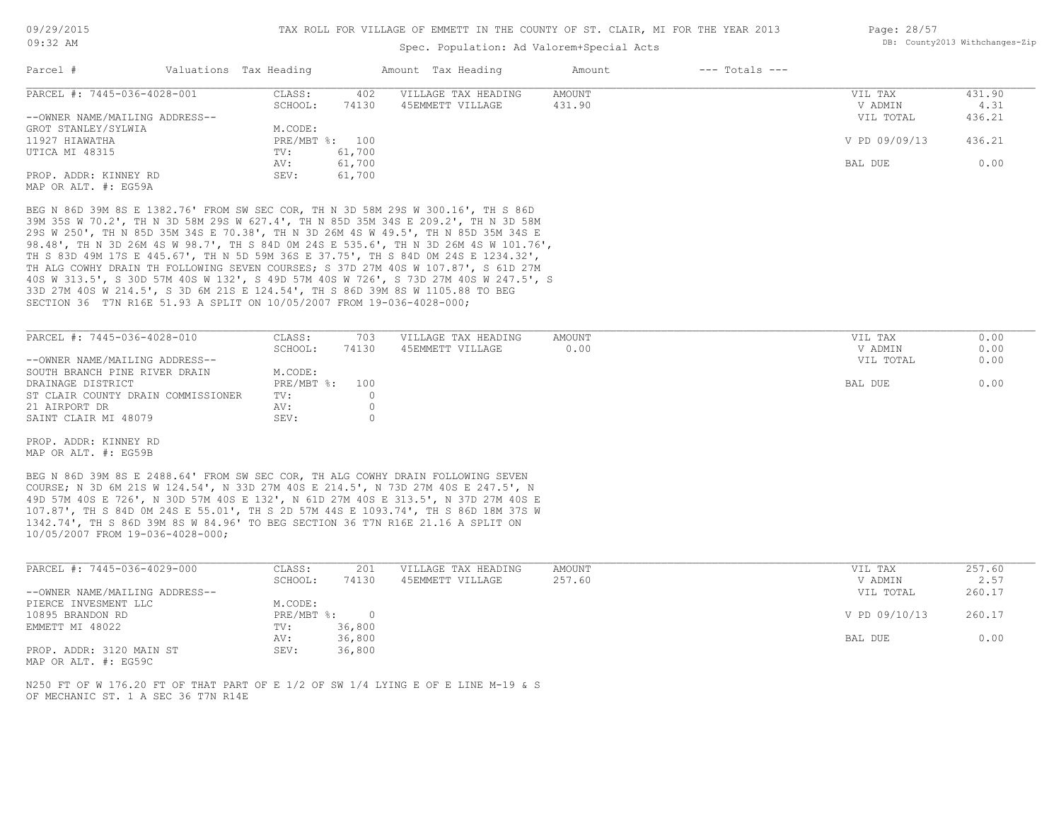TAX ROLL FOR VILLAGE OF EMMETT IN THE COUNTY OF ST. CLAIR, MI FOR THE YEAR 2013

Spec. Population: Ad Valorem+Special Acts

| Parcel # | Valuations | Tax Heading | Amount | Tax Heading | Amount | --- Totals --- | |
|---|---|---|---|---|---|---|---|
| PARCEL #: 7445-036-4028-001 | CLASS: | 402 | VILLAGE TAX HEADING | AMOUNT | | VIL TAX | 431.90 |
| | SCHOOL: | 74130 | 45EMMETT VILLAGE | 431.90 | | V ADMIN | 4.31 |
| --OWNER NAME/MAILING ADDRESS-- | | | | | | VIL TOTAL | 436.21 |
| GROT STANLEY/SYLWIA | M.CODE: | | | | | | |
| 11927 HIAWATHA | PRE/MBT %: | 100 | | | | V PD 09/09/13 | 436.21 |
| UTICA MI 48315 | TV: | 61,700 | | | | | |
| | AV: | 61,700 | | | | BAL DUE | 0.00 |
| PROP. ADDR: KINNEY RD | SEV: | 61,700 | | | | | |
| MAP OR ALT. #: EG59A | | | | | | | |

BEG N 86D 39M 8S E 1382.76' FROM SW SEC COR, TH N 3D 58M 29S W 300.16', TH S 86D 39M 35S W 70.2', TH N 3D 58M 29S W 627.4', TH N 85D 35M 34S E 209.2', TH N 3D 58M 29S W 250', TH N 85D 35M 34S E 70.38', TH N 3D 26M 4S W 49.5', TH N 85D 35M 34S E 98.48', TH N 3D 26M 4S W 98.7', TH S 84D 0M 24S E 535.6', TH N 3D 26M 4S W 101.76', TH S 83D 49M 17S E 445.67', TH N 5D 59M 36S E 37.75', TH S 84D 0M 24S E 1234.32', TH ALG COWHY DRAIN TH FOLLOWING SEVEN COURSES; S 37D 27M 40S W 107.87', S 61D 27M 40S W 313.5', S 30D 57M 40S W 132', S 49D 57M 40S W 726', S 73D 27M 40S W 247.5', S 33D 27M 40S W 214.5', S 3D 6M 21S E 124.54', TH S 86D 39M 8S W 1105.88 TO BEG SECTION 36 T7N R16E 51.93 A SPLIT ON 10/05/2007 FROM 19-036-4028-000;

| Parcel # | Valuations | Tax Heading | Amount | Tax Heading | Amount | --- Totals --- | |
|---|---|---|---|---|---|---|---|
| PARCEL #: 7445-036-4028-010 | CLASS: | 703 | VILLAGE TAX HEADING | AMOUNT | | VIL TAX | 0.00 |
| | SCHOOL: | 74130 | 45EMMETT VILLAGE | 0.00 | | V ADMIN | 0.00 |
| --OWNER NAME/MAILING ADDRESS-- | | | | | | VIL TOTAL | 0.00 |
| SOUTH BRANCH PINE RIVER DRAIN | M.CODE: | | | | | | |
| DRAINAGE DISTRICT | PRE/MBT %: | 100 | | | | BAL DUE | 0.00 |
| ST CLAIR COUNTY DRAIN COMMISSIONER | TV: | 0 | | | | | |
| 21 AIRPORT DR | AV: | 0 | | | | | |
| SAINT CLAIR MI 48079 | SEV: | 0 | | | | | |
| PROP. ADDR: KINNEY RD | | | | | | | |
| MAP OR ALT. #: EG59B | | | | | | | |

BEG N 86D 39M 8S E 2488.64' FROM SW SEC COR, TH ALG COWHY DRAIN FOLLOWING SEVEN COURSE; N 3D 6M 21S W 124.54', N 33D 27M 40S E 214.5', N 73D 27M 40S E 247.5', N 49D 57M 40S E 726', N 30D 57M 40S E 132', N 61D 27M 40S E 313.5', N 37D 27M 40S E 107.87', TH S 84D 0M 24S E 55.01', TH S 2D 57M 44S E 1093.74', TH S 86D 18M 37S W 1342.74', TH S 86D 39M 8S W 84.96' TO BEG SECTION 36 T7N R16E 21.16 A SPLIT ON 10/05/2007 FROM 19-036-4028-000;

| Parcel # | Valuations | Tax Heading | Amount | Tax Heading | Amount | --- Totals --- | |
|---|---|---|---|---|---|---|---|
| PARCEL #: 7445-036-4029-000 | CLASS: | 201 | VILLAGE TAX HEADING | AMOUNT | | VIL TAX | 257.60 |
| | SCHOOL: | 74130 | 45EMMETT VILLAGE | 257.60 | | V ADMIN | 2.57 |
| --OWNER NAME/MAILING ADDRESS-- | | | | | | VIL TOTAL | 260.17 |
| PIERCE INVESMENT LLC | M.CODE: | | | | | | |
| 10895 BRANDON RD | PRE/MBT %: | 0 | | | | V PD 09/10/13 | 260.17 |
| EMMETT MI 48022 | TV: | 36,800 | | | | | |
| | AV: | 36,800 | | | | BAL DUE | 0.00 |
| PROP. ADDR: 3120 MAIN ST | SEV: | 36,800 | | | | | |
| MAP OR ALT. #: EG59C | | | | | | | |

N250 FT OF W 176.20 FT OF THAT PART OF E 1/2 OF SW 1/4 LYING E OF E LINE M-19 & S OF MECHANIC ST. 1 A SEC 36 T7N R14E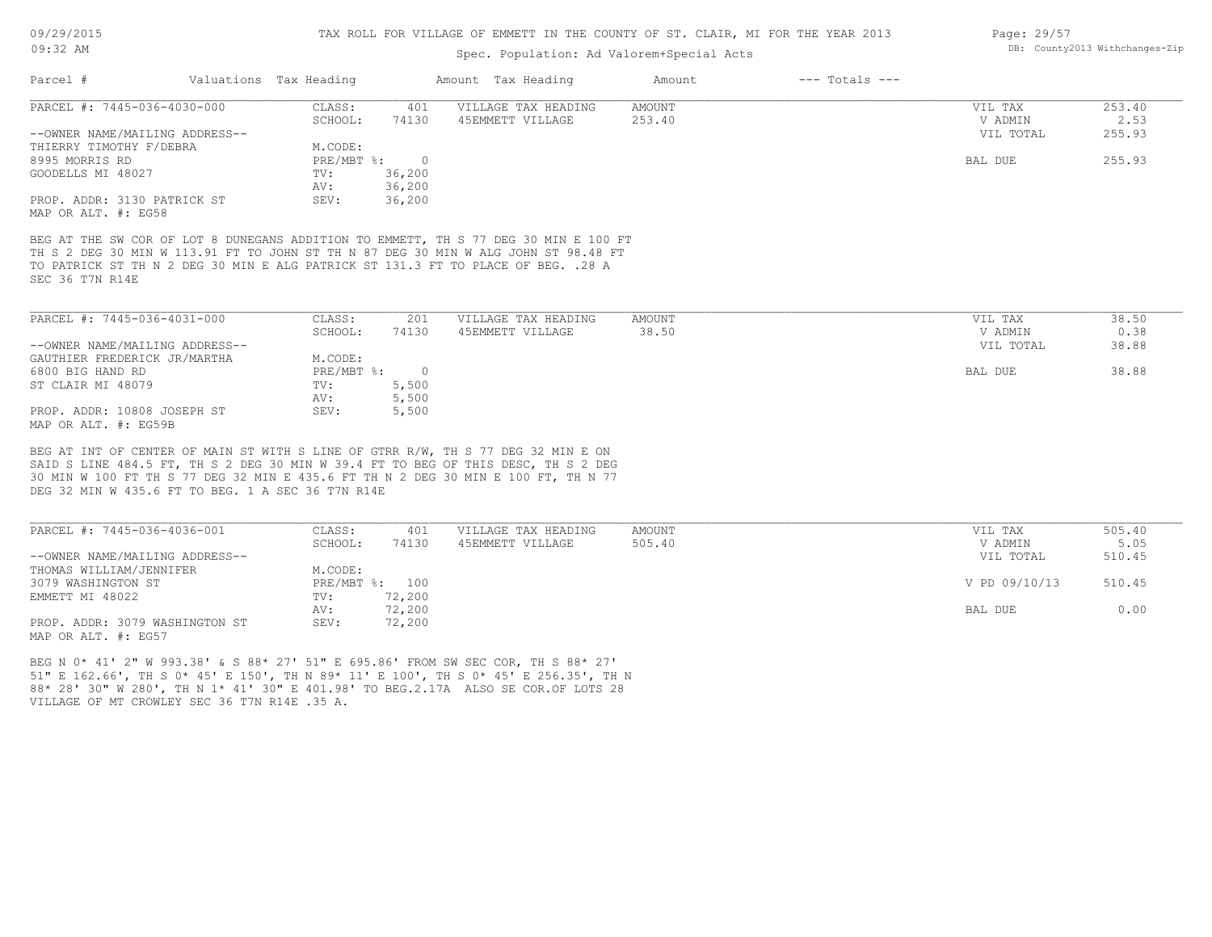TAX ROLL FOR VILLAGE OF EMMETT IN THE COUNTY OF ST. CLAIR, MI FOR THE YEAR 2013

Spec. Population: Ad Valorem+Special Acts

| Parcel # | Valuations | Tax Heading | Amount | Tax Heading | Amount | --- Totals --- | |
|---|---|---|---|---|---|---|---|

## PARCEL #: 7445-036-4030-000

| | | | | | | |
|---|---|---|---|---|---|---|
| --OWNER NAME/MAILING ADDRESS-- | CLASS: | 401 | VILLAGE TAX HEADING | AMOUNT | VIL TAX | 253.40 |
| THIERRY TIMOTHY F/DEBRA | SCHOOL: | 74130 | 45EMMETT VILLAGE | 253.40 | V ADMIN | 2.53 |
| 8995 MORRIS RD | M.CODE: | | | | VIL TOTAL | 255.93 |
| GOODELLS MI 48027 | PRE/MBT %: | 0 | | | BAL DUE | 255.93 |
| PROP. ADDR: 3130 PATRICK ST | TV: | 36,200 | | | | |
| MAP OR ALT. #: EG58 | AV: | 36,200 | | | | |
| | SEV: | 36,200 | | | | |

BEG AT THE SW COR OF LOT 8 DUNEGANS ADDITION TO EMMETT, TH S 77 DEG 30 MIN E 100 FT TH S 2 DEG 30 MIN W 113.91 FT TO JOHN ST TH N 87 DEG 30 MIN W ALG JOHN ST 98.48 FT TO PATRICK ST TH N 2 DEG 30 MIN E ALG PATRICK ST 131.3 FT TO PLACE OF BEG. .28 A SEC 36 T7N R14E

## PARCEL #: 7445-036-4031-000

| | | | | | | |
|---|---|---|---|---|---|---|
| --OWNER NAME/MAILING ADDRESS-- | CLASS: | 201 | VILLAGE TAX HEADING | AMOUNT | VIL TAX | 38.50 |
| GAUTHIER FREDERICK JR/MARTHA | SCHOOL: | 74130 | 45EMMETT VILLAGE | 38.50 | V ADMIN | 0.38 |
| 6800 BIG HAND RD | M.CODE: | | | | VIL TOTAL | 38.88 |
| ST CLAIR MI 48079 | PRE/MBT %: | 0 | | | BAL DUE | 38.88 |
| PROP. ADDR: 10808 JOSEPH ST | TV: | 5,500 | | | | |
| MAP OR ALT. #: EG59B | AV: | 5,500 | | | | |
| | SEV: | 5,500 | | | | |

BEG AT INT OF CENTER OF MAIN ST WITH S LINE OF GTRR R/W, TH S 77 DEG 32 MIN E ON SAID S LINE 484.5 FT, TH S 2 DEG 30 MIN W 39.4 FT TO BEG OF THIS DESC, TH S 2 DEG 30 MIN W 100 FT TH S 77 DEG 32 MIN E 435.6 FT TH N 2 DEG 30 MIN E 100 FT, TH N 77 DEG 32 MIN W 435.6 FT TO BEG. 1 A SEC 36 T7N R14E

## PARCEL #: 7445-036-4036-001

| | | | | | | |
|---|---|---|---|---|---|---|
| --OWNER NAME/MAILING ADDRESS-- | CLASS: | 401 | VILLAGE TAX HEADING | AMOUNT | VIL TAX | 505.40 |
| THOMAS WILLIAM/JENNIFER | SCHOOL: | 74130 | 45EMMETT VILLAGE | 505.40 | V ADMIN | 5.05 |
| 3079 WASHINGTON ST | M.CODE: | | | | VIL TOTAL | 510.45 |
| EMMETT MI 48022 | PRE/MBT %: | 100 | | | V PD 09/10/13 | 510.45 |
| PROP. ADDR: 3079 WASHINGTON ST | TV: | 72,200 | | | BAL DUE | 0.00 |
| MAP OR ALT. #: EG57 | AV: | 72,200 | | | | |
| | SEV: | 72,200 | | | | |

BEG N 0* 41' 2" W 993.38' & S 88* 27' 51" E 695.86' FROM SW SEC COR, TH S 88* 27' 51" E 162.66', TH S 0* 45' E 150', TH N 89* 11' E 100', TH S 0* 45' E 256.35', TH N 88* 28' 30" W 280', TH N 1* 41' 30" E 401.98' TO BEG.2.17A ALSO SE COR.OF LOTS 28 VILLAGE OF MT CROWLEY SEC 36 T7N R14E .35 A.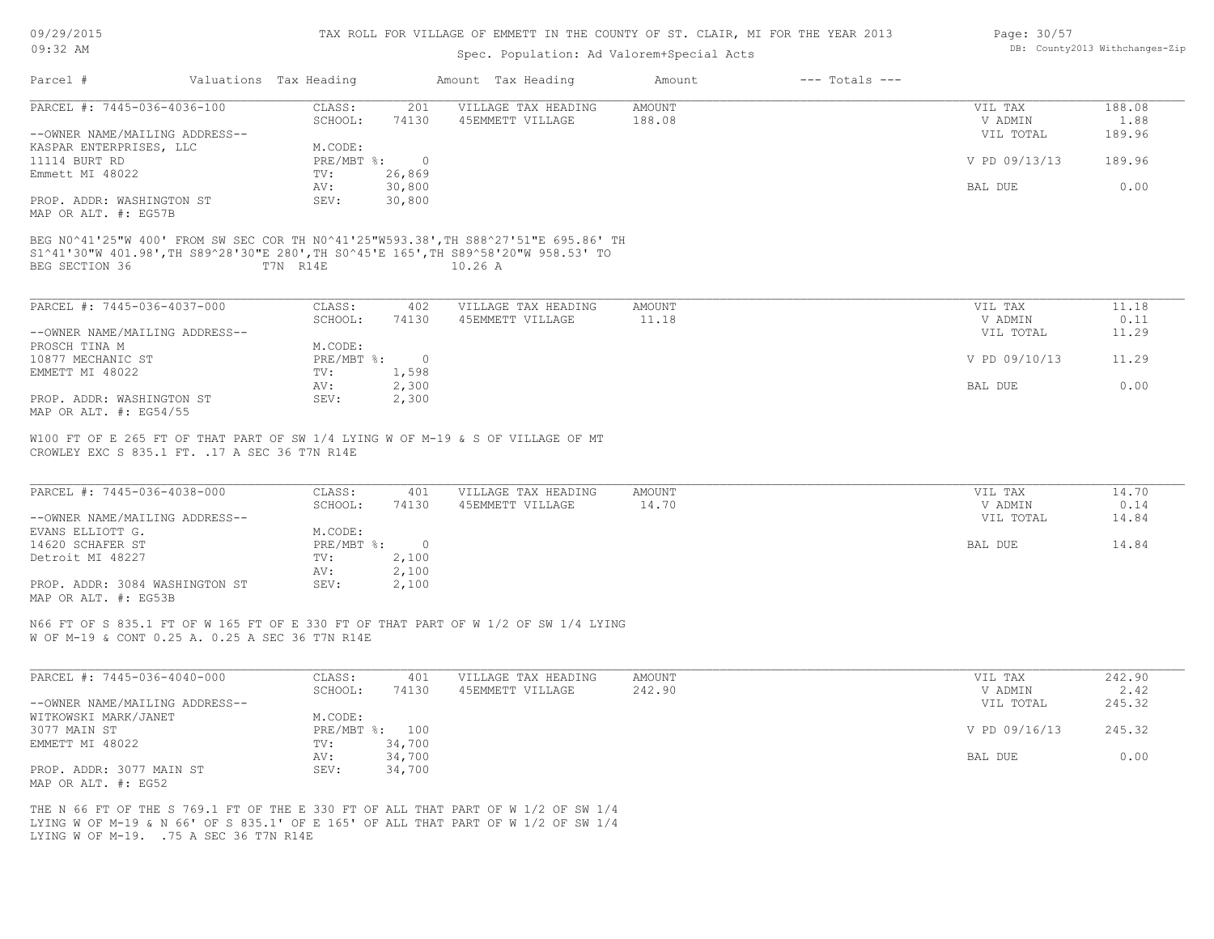TAX ROLL FOR VILLAGE OF EMMETT IN THE COUNTY OF ST. CLAIR, MI FOR THE YEAR 2013

Spec. Population: Ad Valorem+Special Acts

| Parcel # | Valuations | Tax Heading | Amount | Tax Heading | Amount | --- Totals --- | |
|---|---|---|---|---|---|---|---|
| PARCEL #: 7445-036-4036-100 | CLASS: | 201 | VILLAGE TAX HEADING | AMOUNT | | VIL TAX | 188.08 |
| | SCHOOL: | 74130 | 45EMMETT VILLAGE | 188.08 | | V ADMIN | 1.88 |
| --OWNER NAME/MAILING ADDRESS-- | | | | | | VIL TOTAL | 189.96 |
| KASPAR ENTERPRISES, LLC | M.CODE: | | | | | | |
| 11114 BURT RD | PRE/MBT %: | 0 | | | | V PD 09/13/13 | 189.96 |
| Emmett MI 48022 | TV: | 26,869 | | | | | |
| | AV: | 30,800 | | | | BAL DUE | 0.00 |
| PROP. ADDR: WASHINGTON ST | SEV: | 30,800 | | | | | |
| MAP OR ALT. #: EG57B | | | | | | | |

BEG N0^41'25"W 400' FROM SW SEC COR TH N0^41'25"W593.38',TH S88^27'51"E 695.86' TH S1^41'30"W 401.98',TH S89^28'30"E 280',TH S0^45'E 165',TH S89^58'20"W 958.53' TO BEG SECTION 36 T7N R14E 10.26 A

| Parcel # | Valuations | Tax Heading | Amount | Tax Heading | Amount | --- Totals --- | |
|---|---|---|---|---|---|---|---|
| PARCEL #: 7445-036-4037-000 | CLASS: | 402 | VILLAGE TAX HEADING | AMOUNT | | VIL TAX | 11.18 |
| | SCHOOL: | 74130 | 45EMMETT VILLAGE | 11.18 | | V ADMIN | 0.11 |
| --OWNER NAME/MAILING ADDRESS-- | | | | | | VIL TOTAL | 11.29 |
| PROSCH TINA M | M.CODE: | | | | | | |
| 10877 MECHANIC ST | PRE/MBT %: | 0 | | | | V PD 09/10/13 | 11.29 |
| EMMETT MI 48022 | TV: | 1,598 | | | | | |
| | AV: | 2,300 | | | | BAL DUE | 0.00 |
| PROP. ADDR: WASHINGTON ST | SEV: | 2,300 | | | | | |
| MAP OR ALT. #: EG54/55 | | | | | | | |

W100 FT OF E 265 FT OF THAT PART OF SW 1/4 LYING W OF M-19 & S OF VILLAGE OF MT CROWLEY EXC S 835.1 FT. .17 A SEC 36 T7N R14E

| Parcel # | Valuations | Tax Heading | Amount | Tax Heading | Amount | --- Totals --- | |
|---|---|---|---|---|---|---|---|
| PARCEL #: 7445-036-4038-000 | CLASS: | 401 | VILLAGE TAX HEADING | AMOUNT | | VIL TAX | 14.70 |
| | SCHOOL: | 74130 | 45EMMETT VILLAGE | 14.70 | | V ADMIN | 0.14 |
| --OWNER NAME/MAILING ADDRESS-- | | | | | | VIL TOTAL | 14.84 |
| EVANS ELLIOTT G. | M.CODE: | | | | | | |
| 14620 SCHAFER ST | PRE/MBT %: | 0 | | | | BAL DUE | 14.84 |
| Detroit MI 48227 | TV: | 2,100 | | | | | |
| | AV: | 2,100 | | | | | |
| PROP. ADDR: 3084 WASHINGTON ST | SEV: | 2,100 | | | | | |
| MAP OR ALT. #: EG53B | | | | | | | |

N66 FT OF S 835.1 FT OF W 165 FT OF E 330 FT OF THAT PART OF W 1/2 OF SW 1/4 LYING W OF M-19 & CONT 0.25 A. 0.25 A SEC 36 T7N R14E

| Parcel # | Valuations | Tax Heading | Amount | Tax Heading | Amount | --- Totals --- | |
|---|---|---|---|---|---|---|---|
| PARCEL #: 7445-036-4040-000 | CLASS: | 401 | VILLAGE TAX HEADING | AMOUNT | | VIL TAX | 242.90 |
| | SCHOOL: | 74130 | 45EMMETT VILLAGE | 242.90 | | V ADMIN | 2.42 |
| --OWNER NAME/MAILING ADDRESS-- | | | | | | VIL TOTAL | 245.32 |
| WITKOWSKI MARK/JANET | M.CODE: | | | | | | |
| 3077 MAIN ST | PRE/MBT %: | 100 | | | | V PD 09/16/13 | 245.32 |
| EMMETT MI 48022 | TV: | 34,700 | | | | | |
| | AV: | 34,700 | | | | BAL DUE | 0.00 |
| PROP. ADDR: 3077 MAIN ST | SEV: | 34,700 | | | | | |
| MAP OR ALT. #: EG52 | | | | | | | |

THE N 66 FT OF THE S 769.1 FT OF THE E 330 FT OF ALL THAT PART OF W 1/2 OF SW 1/4 LYING W OF M-19 & N 66' OF S 835.1' OF E 165' OF ALL THAT PART OF W 1/2 OF SW 1/4 LYING W OF M-19. .75 A SEC 36 T7N R14E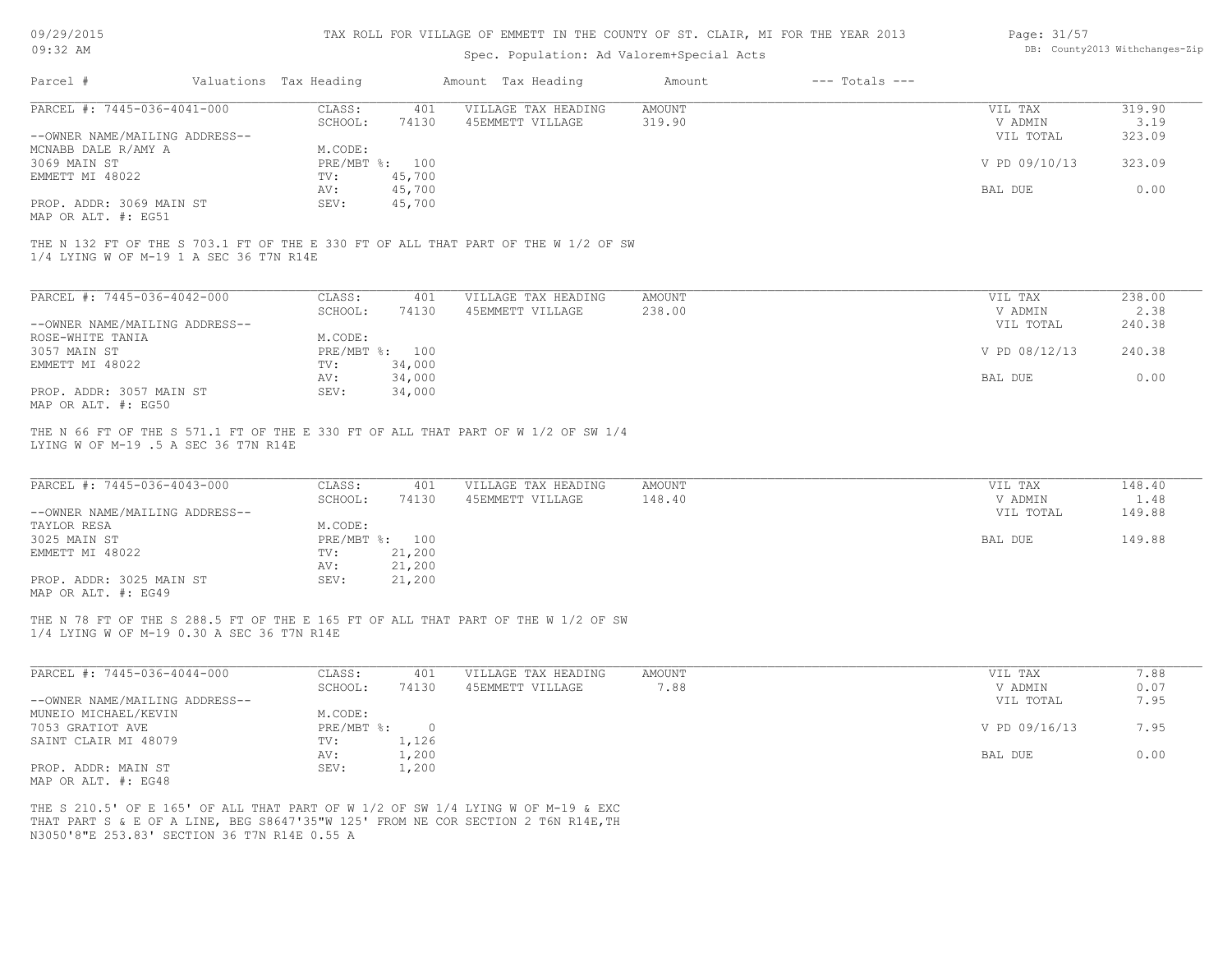# TAX ROLL FOR VILLAGE OF EMMETT IN THE COUNTY OF ST. CLAIR, MI FOR THE YEAR 2013

Spec. Population: Ad Valorem+Special Acts

| Parcel # | Valuations | Tax Heading | Amount | Tax Heading | Amount | --- Totals --- | |
|---|---|---|---|---|---|---|---|

**PARCEL #: 7445-036-4041-000**

| | | | | | | |
|---|---|---|---|---|---|---|
| CLASS: | 401 | VILLAGE TAX HEADING | AMOUNT | | VIL TAX | 319.90 |
| SCHOOL: | 74130 | 45EMMETT VILLAGE | 319.90 | | V ADMIN | 3.19 |
| M.CODE: | | | | | VIL TOTAL | 323.09 |
| PRE/MBT %: | 100 | | | | V PD 09/10/13 | 323.09 |
| TV: | 45,700 | | | | | |
| AV: | 45,700 | | | | BAL DUE | 0.00 |
| SEV: | 45,700 | | | | | |

--OWNER NAME/MAILING ADDRESS--
MCNABB DALE R/AMY A
3069 MAIN ST
EMMETT MI 48022

PROP. ADDR: 3069 MAIN ST
MAP OR ALT. #: EG51

THE N 132 FT OF THE S 703.1 FT OF THE E 330 FT OF ALL THAT PART OF THE W 1/2 OF SW 1/4 LYING W OF M-19 1 A SEC 36 T7N R14E

**PARCEL #: 7445-036-4042-000**

| | | | | | | |
|---|---|---|---|---|---|---|
| CLASS: | 401 | VILLAGE TAX HEADING | AMOUNT | | VIL TAX | 238.00 |
| SCHOOL: | 74130 | 45EMMETT VILLAGE | 238.00 | | V ADMIN | 2.38 |
| M.CODE: | | | | | VIL TOTAL | 240.38 |
| PRE/MBT %: | 100 | | | | V PD 08/12/13 | 240.38 |
| TV: | 34,000 | | | | | |
| AV: | 34,000 | | | | BAL DUE | 0.00 |
| SEV: | 34,000 | | | | | |

--OWNER NAME/MAILING ADDRESS--
ROSE-WHITE TANIA
3057 MAIN ST
EMMETT MI 48022

PROP. ADDR: 3057 MAIN ST
MAP OR ALT. #: EG50

THE N 66 FT OF THE S 571.1 FT OF THE E 330 FT OF ALL THAT PART OF W 1/2 OF SW 1/4 LYING W OF M-19 .5 A SEC 36 T7N R14E

**PARCEL #: 7445-036-4043-000**

| | | | | | | |
|---|---|---|---|---|---|---|
| CLASS: | 401 | VILLAGE TAX HEADING | AMOUNT | | VIL TAX | 148.40 |
| SCHOOL: | 74130 | 45EMMETT VILLAGE | 148.40 | | V ADMIN | 1.48 |
| M.CODE: | | | | | VIL TOTAL | 149.88 |
| PRE/MBT %: | 100 | | | | BAL DUE | 149.88 |
| TV: | 21,200 | | | | | |
| AV: | 21,200 | | | | | |
| SEV: | 21,200 | | | | | |

--OWNER NAME/MAILING ADDRESS--
TAYLOR RESA
3025 MAIN ST
EMMETT MI 48022

PROP. ADDR: 3025 MAIN ST
MAP OR ALT. #: EG49

THE N 78 FT OF THE S 288.5 FT OF THE E 165 FT OF ALL THAT PART OF THE W 1/2 OF SW 1/4 LYING W OF M-19 0.30 A SEC 36 T7N R14E

**PARCEL #: 7445-036-4044-000**

| | | | | | | |
|---|---|---|---|---|---|---|
| CLASS: | 401 | VILLAGE TAX HEADING | AMOUNT | | VIL TAX | 7.88 |
| SCHOOL: | 74130 | 45EMMETT VILLAGE | 7.88 | | V ADMIN | 0.07 |
| M.CODE: | | | | | VIL TOTAL | 7.95 |
| PRE/MBT %: | 0 | | | | V PD 09/16/13 | 7.95 |
| TV: | 1,126 | | | | | |
| AV: | 1,200 | | | | BAL DUE | 0.00 |
| SEV: | 1,200 | | | | | |

--OWNER NAME/MAILING ADDRESS--
MUNEIO MICHAEL/KEVIN
7053 GRATIOT AVE
SAINT CLAIR MI 48079

PROP. ADDR: MAIN ST
MAP OR ALT. #: EG48

THE S 210.5' OF E 165' OF ALL THAT PART OF W 1/2 OF SW 1/4 LYING W OF M-19 & EXC THAT PART S & E OF A LINE, BEG S8647'35"W 125' FROM NE COR SECTION 2 T6N R14E,TH N3050'8"E 253.83' SECTION 36 T7N R14E 0.55 A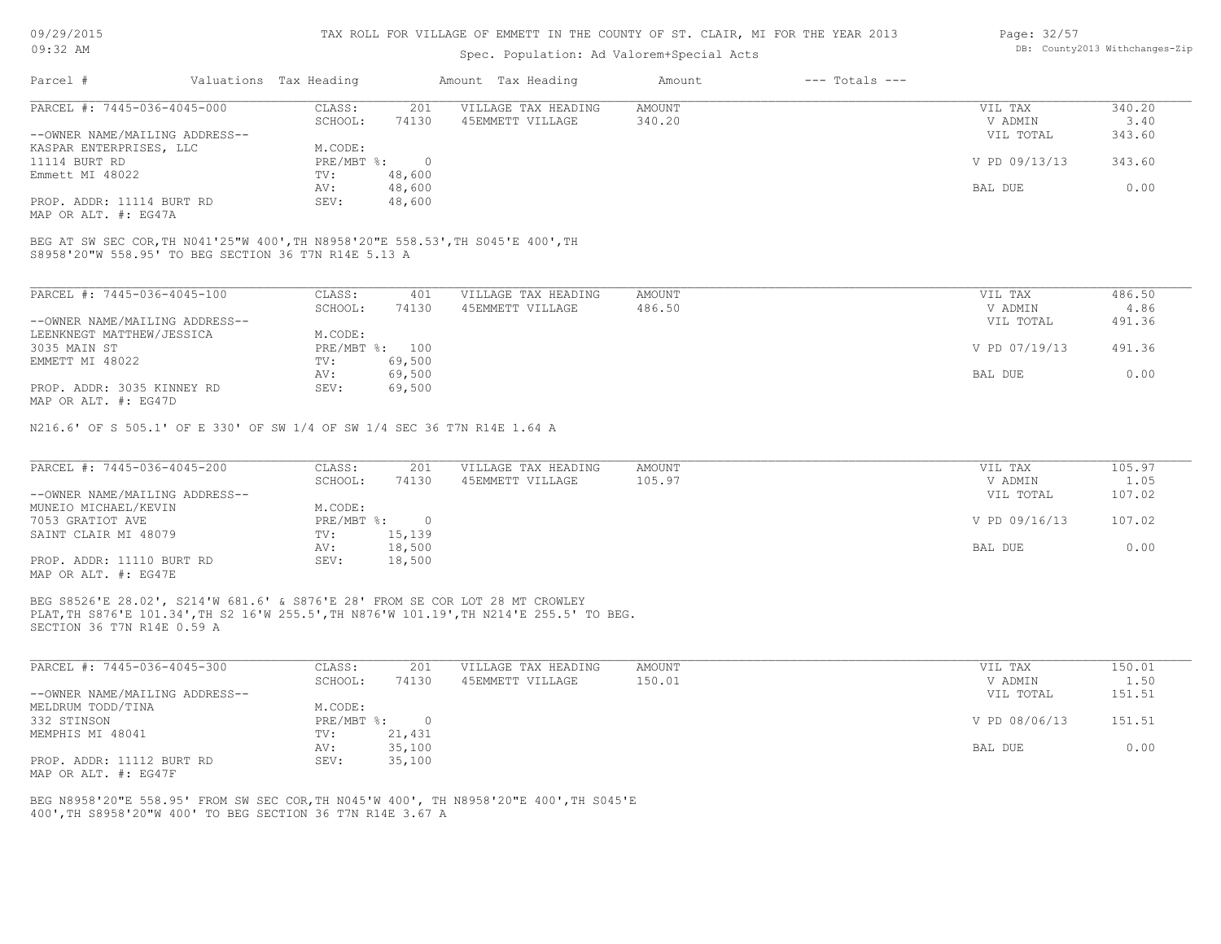TAX ROLL FOR VILLAGE OF EMMETT IN THE COUNTY OF ST. CLAIR, MI FOR THE YEAR 2013

Spec. Population: Ad Valorem+Special Acts

| Parcel # | Valuations | Tax Heading | Amount | Tax Heading | Amount | --- Totals --- | |
|---|---|---|---|---|---|---|---|
| PARCEL #: 7445-036-4045-000 | CLASS: | 201 | VILLAGE TAX HEADING | AMOUNT | | VIL TAX | 340.20 |
| | SCHOOL: | 74130 | 45EMMETT VILLAGE | 340.20 | | V ADMIN | 3.40 |
| --OWNER NAME/MAILING ADDRESS-- | | | | | | VIL TOTAL | 343.60 |
| KASPAR ENTERPRISES, LLC | M.CODE: | | | | | | |
| 11114 BURT RD | PRE/MBT %: | 0 | | | | V PD 09/13/13 | 343.60 |
| Emmett MI 48022 | TV: | 48,600 | | | | | |
| | AV: | 48,600 | | | | BAL DUE | 0.00 |
| PROP. ADDR: 11114 BURT RD | SEV: | 48,600 | | | | | |
| MAP OR ALT. #: EG47A | | | | | | | |

BEG AT SW SEC COR,TH N041'25"W 400',TH N8958'20"E 558.53',TH S045'E 400',TH S8958'20"W 558.95' TO BEG SECTION 36 T7N R14E 5.13 A

| Parcel # | Valuations | Tax Heading | Amount | Tax Heading | Amount | --- Totals --- | |
|---|---|---|---|---|---|---|---|
| PARCEL #: 7445-036-4045-100 | CLASS: | 401 | VILLAGE TAX HEADING | AMOUNT | | VIL TAX | 486.50 |
| | SCHOOL: | 74130 | 45EMMETT VILLAGE | 486.50 | | V ADMIN | 4.86 |
| --OWNER NAME/MAILING ADDRESS-- | | | | | | VIL TOTAL | 491.36 |
| LEENKNEGT MATTHEW/JESSICA | M.CODE: | | | | | | |
| 3035 MAIN ST | PRE/MBT %: | 100 | | | | V PD 07/19/13 | 491.36 |
| EMMETT MI 48022 | TV: | 69,500 | | | | | |
| | AV: | 69,500 | | | | BAL DUE | 0.00 |
| PROP. ADDR: 3035 KINNEY RD | SEV: | 69,500 | | | | | |
| MAP OR ALT. #: EG47D | | | | | | | |

N216.6' OF S 505.1' OF E 330' OF SW 1/4 OF SW 1/4 SEC 36 T7N R14E 1.64 A

| Parcel # | Valuations | Tax Heading | Amount | Tax Heading | Amount | --- Totals --- | |
|---|---|---|---|---|---|---|---|
| PARCEL #: 7445-036-4045-200 | CLASS: | 201 | VILLAGE TAX HEADING | AMOUNT | | VIL TAX | 105.97 |
| | SCHOOL: | 74130 | 45EMMETT VILLAGE | 105.97 | | V ADMIN | 1.05 |
| --OWNER NAME/MAILING ADDRESS-- | | | | | | VIL TOTAL | 107.02 |
| MUNEIO MICHAEL/KEVIN | M.CODE: | | | | | | |
| 7053 GRATIOT AVE | PRE/MBT %: | 0 | | | | V PD 09/16/13 | 107.02 |
| SAINT CLAIR MI 48079 | TV: | 15,139 | | | | | |
| | AV: | 18,500 | | | | BAL DUE | 0.00 |
| PROP. ADDR: 11110 BURT RD | SEV: | 18,500 | | | | | |
| MAP OR ALT. #: EG47E | | | | | | | |

BEG S8526'E 28.02', S214'W 681.6' & S876'E 28' FROM SE COR LOT 28 MT CROWLEY PLAT,TH S876'E 101.34',TH S2 16'W 255.5',TH N876'W 101.19',TH N214'E 255.5' TO BEG. SECTION 36 T7N R14E 0.59 A

| Parcel # | Valuations | Tax Heading | Amount | Tax Heading | Amount | --- Totals --- | |
|---|---|---|---|---|---|---|---|
| PARCEL #: 7445-036-4045-300 | CLASS: | 201 | VILLAGE TAX HEADING | AMOUNT | | VIL TAX | 150.01 |
| | SCHOOL: | 74130 | 45EMMETT VILLAGE | 150.01 | | V ADMIN | 1.50 |
| --OWNER NAME/MAILING ADDRESS-- | | | | | | VIL TOTAL | 151.51 |
| MELDRUM TODD/TINA | M.CODE: | | | | | | |
| 332 STINSON | PRE/MBT %: | 0 | | | | V PD 08/06/13 | 151.51 |
| MEMPHIS MI 48041 | TV: | 21,431 | | | | | |
| | AV: | 35,100 | | | | BAL DUE | 0.00 |
| PROP. ADDR: 11112 BURT RD | SEV: | 35,100 | | | | | |
| MAP OR ALT. #: EG47F | | | | | | | |

BEG N8958'20"E 558.95' FROM SW SEC COR,TH N045'W 400', TH N8958'20"E 400',TH S045'E 400',TH S8958'20"W 400' TO BEG SECTION 36 T7N R14E 3.67 A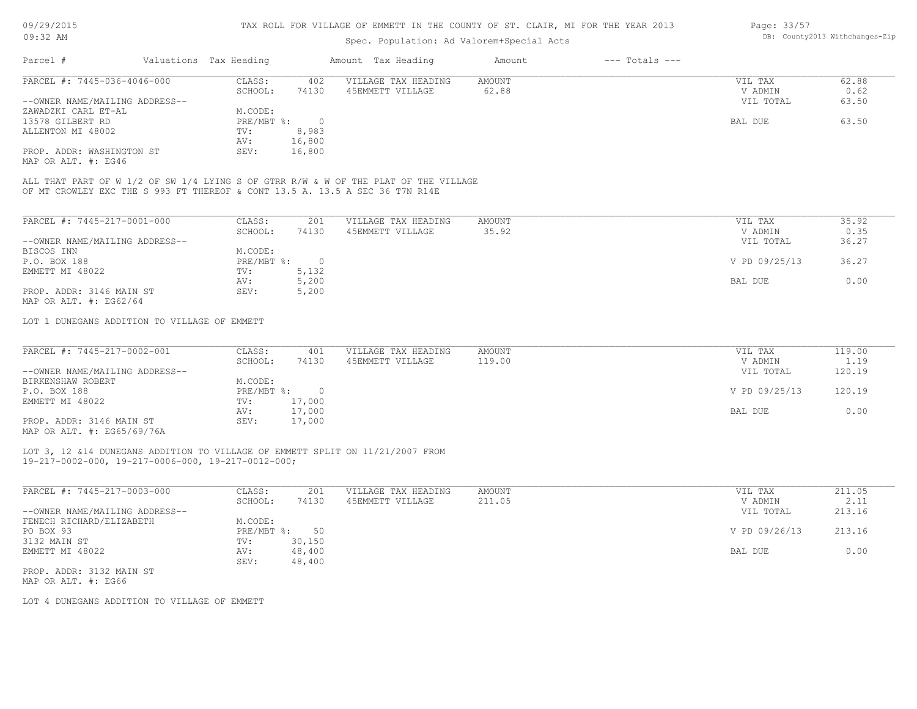# TAX ROLL FOR VILLAGE OF EMMETT IN THE COUNTY OF ST. CLAIR, MI FOR THE YEAR 2013

Spec. Population: Ad Valorem+Special Acts

09/29/2015 09:32 AM

DB: County2013 Withchanges-Zip

| Parcel # | Valuations | Tax Heading | Amount | Tax Heading | Amount | --- Totals --- | |
|---|---|---|---|---|---|---|---|

---

**PARCEL #: 7445-036-4046-000**

| | | | | | |
|---|---|---|---|---|---|
| CLASS: | 402 | VILLAGE TAX HEADING | AMOUNT | VIL TAX | 62.88 |
| SCHOOL: | 74130 | 45EMMETT VILLAGE | 62.88 | V ADMIN | 0.62 |
| M.CODE: | | | | VIL TOTAL | 63.50 |
| PRE/MBT %: | 0 | | | BAL DUE | 63.50 |
| TV: | 8,983 | | | | |
| AV: | 16,800 | | | | |
| SEV: | 16,800 | | | | |

--OWNER NAME/MAILING ADDRESS--
ZAWADZKI CARL ET-AL
13578 GILBERT RD
ALLENTON MI 48002

PROP. ADDR: WASHINGTON ST
MAP OR ALT. #: EG46

ALL THAT PART OF W 1/2 OF SW 1/4 LYING S OF GTRR R/W & W OF THE PLAT OF THE VILLAGE OF MT CROWLEY EXC THE S 993 FT THEREOF & CONT 13.5 A. 13.5 A SEC 36 T7N R14E

---

**PARCEL #: 7445-217-0001-000**

| | | | | | |
|---|---|---|---|---|---|
| CLASS: | 201 | VILLAGE TAX HEADING | AMOUNT | VIL TAX | 35.92 |
| SCHOOL: | 74130 | 45EMMETT VILLAGE | 35.92 | V ADMIN | 0.35 |
| M.CODE: | | | | VIL TOTAL | 36.27 |
| PRE/MBT %: | 0 | | | V PD 09/25/13 | 36.27 |
| TV: | 5,132 | | | | |
| AV: | 5,200 | | | BAL DUE | 0.00 |
| SEV: | 5,200 | | | | |

--OWNER NAME/MAILING ADDRESS--
BISCOS INN
P.O. BOX 188
EMMETT MI 48022

PROP. ADDR: 3146 MAIN ST
MAP OR ALT. #: EG62/64

LOT 1 DUNEGANS ADDITION TO VILLAGE OF EMMETT

---

**PARCEL #: 7445-217-0002-001**

| | | | | | |
|---|---|---|---|---|---|
| CLASS: | 401 | VILLAGE TAX HEADING | AMOUNT | VIL TAX | 119.00 |
| SCHOOL: | 74130 | 45EMMETT VILLAGE | 119.00 | V ADMIN | 1.19 |
| M.CODE: | | | | VIL TOTAL | 120.19 |
| PRE/MBT %: | 0 | | | V PD 09/25/13 | 120.19 |
| TV: | 17,000 | | | | |
| AV: | 17,000 | | | BAL DUE | 0.00 |
| SEV: | 17,000 | | | | |

--OWNER NAME/MAILING ADDRESS--
BIRKENSHAW ROBERT
P.O. BOX 188
EMMETT MI 48022

PROP. ADDR: 3146 MAIN ST
MAP OR ALT. #: EG65/69/76A

LOT 3, 12 &14 DUNEGANS ADDITION TO VILLAGE OF EMMETT SPLIT ON 11/21/2007 FROM 19-217-0002-000, 19-217-0006-000, 19-217-0012-000;

---

**PARCEL #: 7445-217-0003-000**

| | | | | | |
|---|---|---|---|---|---|
| CLASS: | 201 | VILLAGE TAX HEADING | AMOUNT | VIL TAX | 211.05 |
| SCHOOL: | 74130 | 45EMMETT VILLAGE | 211.05 | V ADMIN | 2.11 |
| M.CODE: | | | | VIL TOTAL | 213.16 |
| PRE/MBT %: | 50 | | | V PD 09/26/13 | 213.16 |
| TV: | 30,150 | | | | |
| AV: | 48,400 | | | BAL DUE | 0.00 |
| SEV: | 48,400 | | | | |

--OWNER NAME/MAILING ADDRESS--
FENECH RICHARD/ELIZABETH
PO BOX 93
3132 MAIN ST
EMMETT MI 48022

PROP. ADDR: 3132 MAIN ST
MAP OR ALT. #: EG66

LOT 4 DUNEGANS ADDITION TO VILLAGE OF EMMETT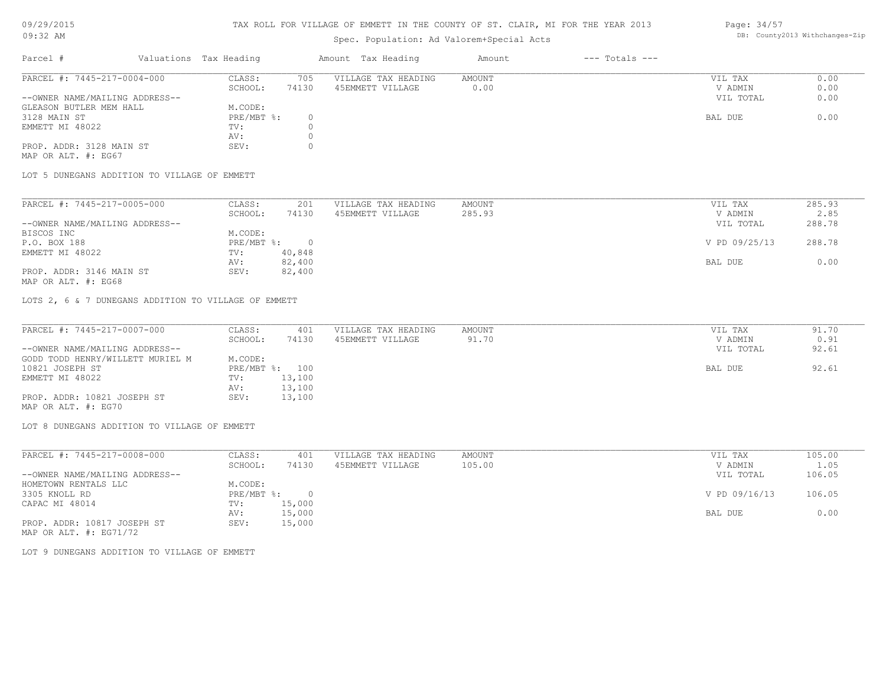# TAX ROLL FOR VILLAGE OF EMMETT IN THE COUNTY OF ST. CLAIR, MI FOR THE YEAR 2013

Spec. Population: Ad Valorem+Special Acts

09/29/2015 09:32 AM

DB: County2013 Withchanges-Zip

| Parcel # | Valuations | Tax Heading | Amount | Tax Heading | Amount | --- Totals --- | |
|---|---|---|---|---|---|---|---|

## PARCEL #: 7445-217-0004-000

| | | | | | |
|---|---|---|---|---|---|
| CLASS: | 705 | VILLAGE TAX HEADING | AMOUNT | VIL TAX | 0.00 |
| SCHOOL: | 74130 | 45EMMETT VILLAGE | 0.00 | V ADMIN | 0.00 |
| M.CODE: | | | | VIL TOTAL | 0.00 |
| PRE/MBT %: | 0 | | | BAL DUE | 0.00 |
| TV: | 0 | | | | |
| AV: | 0 | | | | |
| SEV: | 0 | | | | |

--OWNER NAME/MAILING ADDRESS--
GLEASON BUTLER MEM HALL
3128 MAIN ST
EMMETT MI 48022

PROP. ADDR: 3128 MAIN ST
MAP OR ALT. #: EG67

LOT 5 DUNEGANS ADDITION TO VILLAGE OF EMMETT

## PARCEL #: 7445-217-0005-000

| | | | | | |
|---|---|---|---|---|---|
| CLASS: | 201 | VILLAGE TAX HEADING | AMOUNT | VIL TAX | 285.93 |
| SCHOOL: | 74130 | 45EMMETT VILLAGE | 285.93 | V ADMIN | 2.85 |
| M.CODE: | | | | VIL TOTAL | 288.78 |
| PRE/MBT %: | 0 | | | V PD 09/25/13 | 288.78 |
| TV: | 40,848 | | | | |
| AV: | 82,400 | | | BAL DUE | 0.00 |
| SEV: | 82,400 | | | | |

--OWNER NAME/MAILING ADDRESS--
BISCOS INC
P.O. BOX 188
EMMETT MI 48022

PROP. ADDR: 3146 MAIN ST
MAP OR ALT. #: EG68

LOTS 2, 6 & 7 DUNEGANS ADDITION TO VILLAGE OF EMMETT

## PARCEL #: 7445-217-0007-000

| | | | | | |
|---|---|---|---|---|---|
| CLASS: | 401 | VILLAGE TAX HEADING | AMOUNT | VIL TAX | 91.70 |
| SCHOOL: | 74130 | 45EMMETT VILLAGE | 91.70 | V ADMIN | 0.91 |
| M.CODE: | | | | VIL TOTAL | 92.61 |
| PRE/MBT %: | 100 | | | BAL DUE | 92.61 |
| TV: | 13,100 | | | | |
| AV: | 13,100 | | | | |
| SEV: | 13,100 | | | | |

--OWNER NAME/MAILING ADDRESS--
GODD TODD HENRY/WILLETT MURIEL M
10821 JOSEPH ST
EMMETT MI 48022

PROP. ADDR: 10821 JOSEPH ST
MAP OR ALT. #: EG70

LOT 8 DUNEGANS ADDITION TO VILLAGE OF EMMETT

## PARCEL #: 7445-217-0008-000

| | | | | | |
|---|---|---|---|---|---|
| CLASS: | 401 | VILLAGE TAX HEADING | AMOUNT | VIL TAX | 105.00 |
| SCHOOL: | 74130 | 45EMMETT VILLAGE | 105.00 | V ADMIN | 1.05 |
| M.CODE: | | | | VIL TOTAL | 106.05 |
| PRE/MBT %: | 0 | | | V PD 09/16/13 | 106.05 |
| TV: | 15,000 | | | | |
| AV: | 15,000 | | | BAL DUE | 0.00 |
| SEV: | 15,000 | | | | |

--OWNER NAME/MAILING ADDRESS--
HOMETOWN RENTALS LLC
3305 KNOLL RD
CAPAC MI 48014

PROP. ADDR: 10817 JOSEPH ST
MAP OR ALT. #: EG71/72

LOT 9 DUNEGANS ADDITION TO VILLAGE OF EMMETT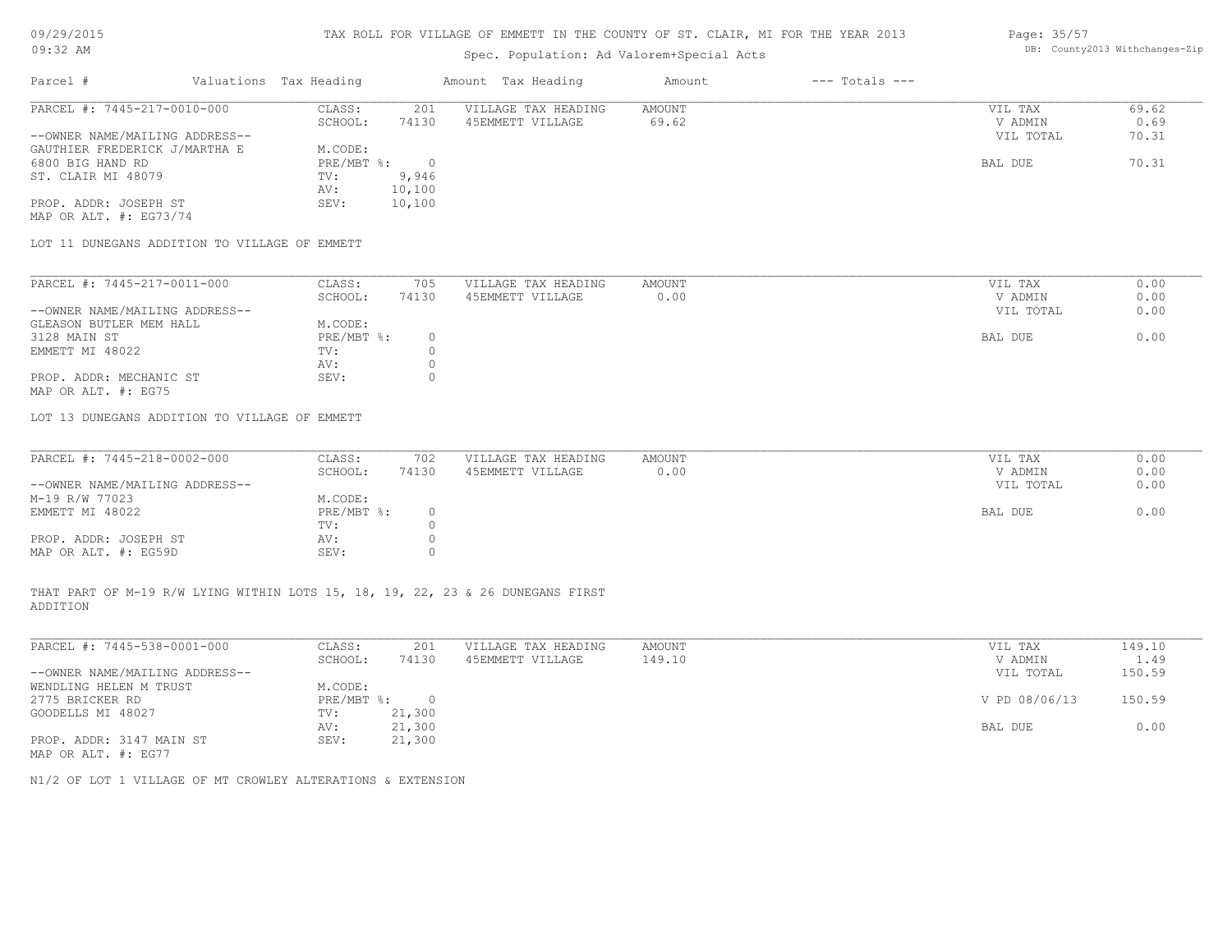# TAX ROLL FOR VILLAGE OF EMMETT IN THE COUNTY OF ST. CLAIR, MI FOR THE YEAR 2013

Spec. Population: Ad Valorem+Special Acts

09/29/2015
09:32 AM

DB: County2013 Withchanges-Zip

| Parcel # | Valuations Tax Heading | | Amount Tax Heading | Amount | --- Totals --- | |
|---|---|---|---|---|---|---|

**PARCEL #: 7445-217-0010-000**

| | | | | | |
|---|---|---|---|---|---|
| CLASS: | 201 | VILLAGE TAX HEADING | AMOUNT | VIL TAX | 69.62 |
| SCHOOL: | 74130 | 45EMMETT VILLAGE | 69.62 | V ADMIN | 0.69 |
| | | | | VIL TOTAL | 70.31 |
| M.CODE: | | | | | |
| PRE/MBT %: | 0 | | | BAL DUE | 70.31 |
| TV: | 9,946 | | | | |
| AV: | 10,100 | | | | |
| SEV: | 10,100 | | | | |

--OWNER NAME/MAILING ADDRESS--
GAUTHIER FREDERICK J/MARTHA E
6800 BIG HAND RD
ST. CLAIR MI 48079

PROP. ADDR: JOSEPH ST
MAP OR ALT. #: EG73/74

LOT 11 DUNEGANS ADDITION TO VILLAGE OF EMMETT

**PARCEL #: 7445-217-0011-000**

| | | | | | |
|---|---|---|---|---|---|
| CLASS: | 705 | VILLAGE TAX HEADING | AMOUNT | VIL TAX | 0.00 |
| SCHOOL: | 74130 | 45EMMETT VILLAGE | 0.00 | V ADMIN | 0.00 |
| | | | | VIL TOTAL | 0.00 |
| M.CODE: | | | | | |
| PRE/MBT %: | 0 | | | BAL DUE | 0.00 |
| TV: | 0 | | | | |
| AV: | 0 | | | | |
| SEV: | 0 | | | | |

--OWNER NAME/MAILING ADDRESS--
GLEASON BUTLER MEM HALL
3128 MAIN ST
EMMETT MI 48022

PROP. ADDR: MECHANIC ST
MAP OR ALT. #: EG75

LOT 13 DUNEGANS ADDITION TO VILLAGE OF EMMETT

**PARCEL #: 7445-218-0002-000**

| | | | | | |
|---|---|---|---|---|---|
| CLASS: | 702 | VILLAGE TAX HEADING | AMOUNT | VIL TAX | 0.00 |
| SCHOOL: | 74130 | 45EMMETT VILLAGE | 0.00 | V ADMIN | 0.00 |
| | | | | VIL TOTAL | 0.00 |
| M.CODE: | | | | | |
| PRE/MBT %: | 0 | | | BAL DUE | 0.00 |
| TV: | 0 | | | | |
| AV: | 0 | | | | |
| SEV: | 0 | | | | |

--OWNER NAME/MAILING ADDRESS--
M-19 R/W 77023
EMMETT MI 48022

PROP. ADDR: JOSEPH ST
MAP OR ALT. #: EG59D

THAT PART OF M-19 R/W LYING WITHIN LOTS 15, 18, 19, 22, 23 & 26 DUNEGANS FIRST ADDITION

**PARCEL #: 7445-538-0001-000**

| | | | | | |
|---|---|---|---|---|---|
| CLASS: | 201 | VILLAGE TAX HEADING | AMOUNT | VIL TAX | 149.10 |
| SCHOOL: | 74130 | 45EMMETT VILLAGE | 149.10 | V ADMIN | 1.49 |
| | | | | VIL TOTAL | 150.59 |
| M.CODE: | | | | | |
| PRE/MBT %: | 0 | | | V PD 08/06/13 | 150.59 |
| TV: | 21,300 | | | | |
| AV: | 21,300 | | | BAL DUE | 0.00 |
| SEV: | 21,300 | | | | |

--OWNER NAME/MAILING ADDRESS--
WENDLING HELEN M TRUST
2775 BRICKER RD
GOODELLS MI 48027

PROP. ADDR: 3147 MAIN ST
MAP OR ALT. #: EG77

N1/2 OF LOT 1 VILLAGE OF MT CROWLEY ALTERATIONS & EXTENSION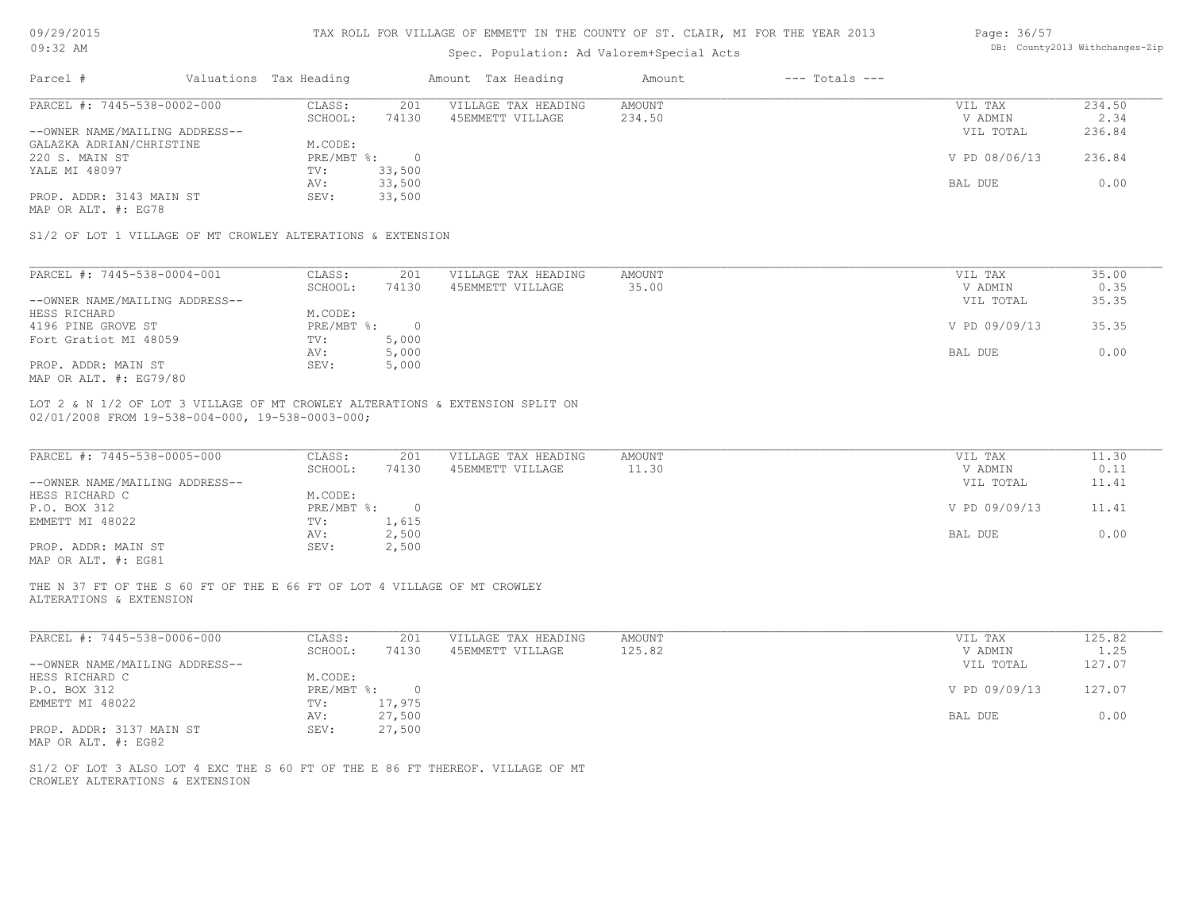# TAX ROLL FOR VILLAGE OF EMMETT IN THE COUNTY OF ST. CLAIR, MI FOR THE YEAR 2013

Spec. Population: Ad Valorem+Special Acts

09/29/2015
09:32 AM

DB: County2013 Withchanges-Zip

| Parcel # | Valuations | Tax Heading | Amount | Tax Heading | Amount | --- Totals --- | |
|---|---|---|---|---|---|---|---|

**PARCEL #: 7445-538-0002-000**

| | | | | | | |
|---|---|---|---|---|---|---|
| --OWNER NAME/MAILING ADDRESS-- | CLASS: | 201 | VILLAGE TAX HEADING | AMOUNT | VIL TAX | 234.50 |
| GALAZKA ADRIAN/CHRISTINE | SCHOOL: | 74130 | 45EMMETT VILLAGE | 234.50 | V ADMIN | 2.34 |
| 220 S. MAIN ST | M.CODE: | | | | VIL TOTAL | 236.84 |
| YALE MI 48097 | PRE/MBT %: | 0 | | | V PD 08/06/13 | 236.84 |
| | TV: | 33,500 | | | | |
| | AV: | 33,500 | | | BAL DUE | 0.00 |
| PROP. ADDR: 3143 MAIN ST | SEV: | 33,500 | | | | |
| MAP OR ALT. #: EG78 | | | | | | |

S1/2 OF LOT 1 VILLAGE OF MT CROWLEY ALTERATIONS & EXTENSION

**PARCEL #: 7445-538-0004-001**

| | | | | | | |
|---|---|---|---|---|---|---|
| --OWNER NAME/MAILING ADDRESS-- | CLASS: | 201 | VILLAGE TAX HEADING | AMOUNT | VIL TAX | 35.00 |
| HESS RICHARD | SCHOOL: | 74130 | 45EMMETT VILLAGE | 35.00 | V ADMIN | 0.35 |
| 4196 PINE GROVE ST | M.CODE: | | | | VIL TOTAL | 35.35 |
| Fort Gratiot MI 48059 | PRE/MBT %: | 0 | | | V PD 09/09/13 | 35.35 |
| | TV: | 5,000 | | | | |
| | AV: | 5,000 | | | BAL DUE | 0.00 |
| PROP. ADDR: MAIN ST | SEV: | 5,000 | | | | |
| MAP OR ALT. #: EG79/80 | | | | | | |

LOT 2 & N 1/2 OF LOT 3 VILLAGE OF MT CROWLEY ALTERATIONS & EXTENSION SPLIT ON 02/01/2008 FROM 19-538-004-000, 19-538-0003-000;

**PARCEL #: 7445-538-0005-000**

| | | | | | | |
|---|---|---|---|---|---|---|
| --OWNER NAME/MAILING ADDRESS-- | CLASS: | 201 | VILLAGE TAX HEADING | AMOUNT | VIL TAX | 11.30 |
| HESS RICHARD C | SCHOOL: | 74130 | 45EMMETT VILLAGE | 11.30 | V ADMIN | 0.11 |
| P.O. BOX 312 | M.CODE: | | | | VIL TOTAL | 11.41 |
| EMMETT MI 48022 | PRE/MBT %: | 0 | | | V PD 09/09/13 | 11.41 |
| | TV: | 1,615 | | | | |
| | AV: | 2,500 | | | BAL DUE | 0.00 |
| PROP. ADDR: MAIN ST | SEV: | 2,500 | | | | |
| MAP OR ALT. #: EG81 | | | | | | |

THE N 37 FT OF THE S 60 FT OF THE E 66 FT OF LOT 4 VILLAGE OF MT CROWLEY ALTERATIONS & EXTENSION

**PARCEL #: 7445-538-0006-000**

| | | | | | | |
|---|---|---|---|---|---|---|
| --OWNER NAME/MAILING ADDRESS-- | CLASS: | 201 | VILLAGE TAX HEADING | AMOUNT | VIL TAX | 125.82 |
| HESS RICHARD C | SCHOOL: | 74130 | 45EMMETT VILLAGE | 125.82 | V ADMIN | 1.25 |
| P.O. BOX 312 | M.CODE: | | | | VIL TOTAL | 127.07 |
| EMMETT MI 48022 | PRE/MBT %: | 0 | | | V PD 09/09/13 | 127.07 |
| | TV: | 17,975 | | | | |
| | AV: | 27,500 | | | BAL DUE | 0.00 |
| PROP. ADDR: 3137 MAIN ST | SEV: | 27,500 | | | | |
| MAP OR ALT. #: EG82 | | | | | | |

S1/2 OF LOT 3 ALSO LOT 4 EXC THE S 60 FT OF THE E 86 FT THEREOF. VILLAGE OF MT CROWLEY ALTERATIONS & EXTENSION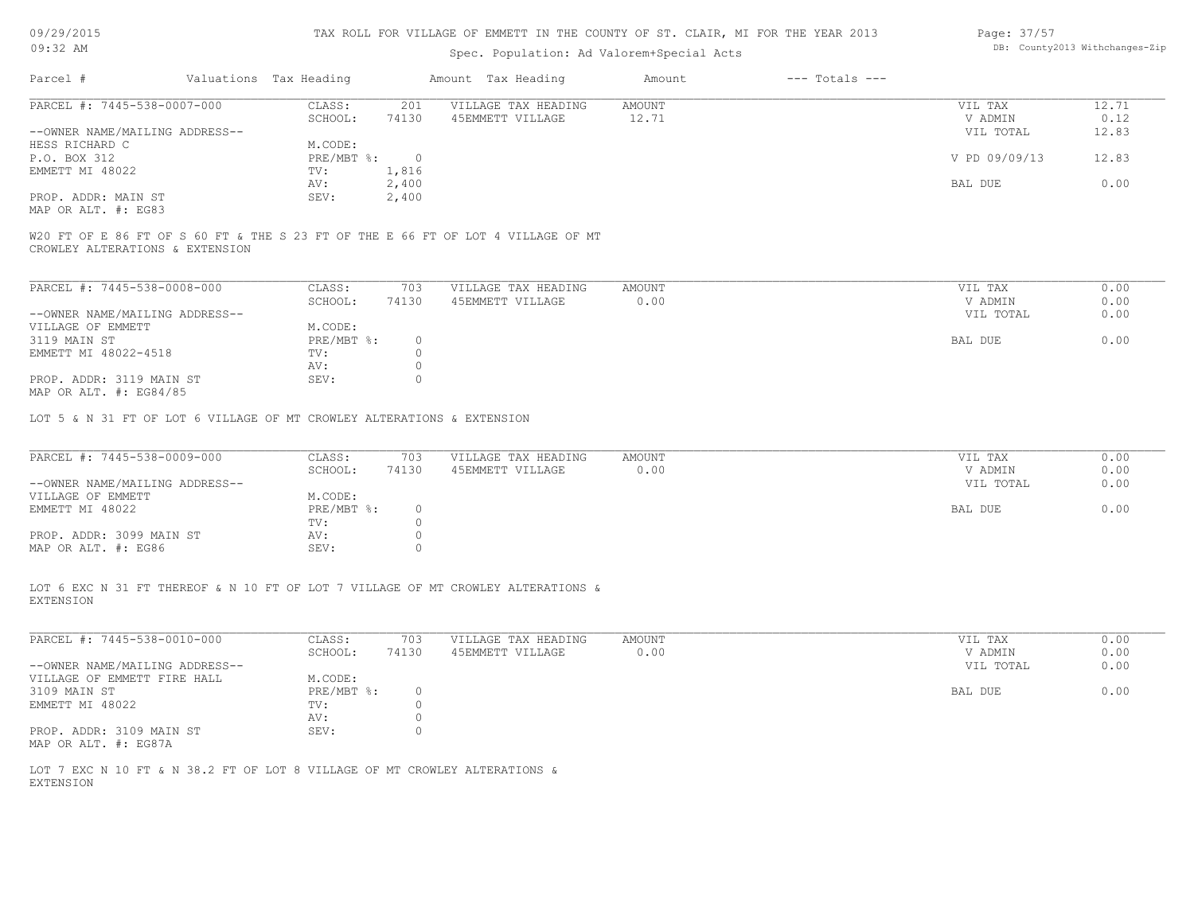# TAX ROLL FOR VILLAGE OF EMMETT IN THE COUNTY OF ST. CLAIR, MI FOR THE YEAR 2013

Spec. Population: Ad Valorem+Special Acts

| Parcel # | Valuations | Tax Heading | Amount | Tax Heading | Amount | --- Totals --- | |
|---|---|---|---|---|---|---|---|
| PARCEL #: 7445-538-0007-000 | CLASS: | 201 | VILLAGE TAX HEADING | AMOUNT | | VIL TAX | 12.71 |
| | SCHOOL: | 74130 | 45EMMETT VILLAGE | 12.71 | | V ADMIN | 0.12 |
| --OWNER NAME/MAILING ADDRESS-- | | | | | | VIL TOTAL | 12.83 |
| HESS RICHARD C | M.CODE: | | | | | | |
| P.O. BOX 312 | PRE/MBT %: | 0 | | | | V PD 09/09/13 | 12.83 |
| EMMETT MI 48022 | TV: | 1,816 | | | | | |
| | AV: | 2,400 | | | | BAL DUE | 0.00 |
| PROP. ADDR: MAIN ST | SEV: | 2,400 | | | | | |
| MAP OR ALT. #: EG83 | | | | | | | |

W20 FT OF E 86 FT OF S 60 FT & THE S 23 FT OF THE E 66 FT OF LOT 4 VILLAGE OF MT CROWLEY ALTERATIONS & EXTENSION

| Parcel # | Valuations | Tax Heading | Amount | Tax Heading | Amount | --- Totals --- | |
|---|---|---|---|---|---|---|---|
| PARCEL #: 7445-538-0008-000 | CLASS: | 703 | VILLAGE TAX HEADING | AMOUNT | | VIL TAX | 0.00 |
| | SCHOOL: | 74130 | 45EMMETT VILLAGE | 0.00 | | V ADMIN | 0.00 |
| --OWNER NAME/MAILING ADDRESS-- | | | | | | VIL TOTAL | 0.00 |
| VILLAGE OF EMMETT | M.CODE: | | | | | | |
| 3119 MAIN ST | PRE/MBT %: | 0 | | | | BAL DUE | 0.00 |
| EMMETT MI 48022-4518 | TV: | 0 | | | | | |
| | AV: | 0 | | | | | |
| PROP. ADDR: 3119 MAIN ST | SEV: | 0 | | | | | |
| MAP OR ALT. #: EG84/85 | | | | | | | |

LOT 5 & N 31 FT OF LOT 6 VILLAGE OF MT CROWLEY ALTERATIONS & EXTENSION

| Parcel # | Valuations | Tax Heading | Amount | Tax Heading | Amount | --- Totals --- | |
|---|---|---|---|---|---|---|---|
| PARCEL #: 7445-538-0009-000 | CLASS: | 703 | VILLAGE TAX HEADING | AMOUNT | | VIL TAX | 0.00 |
| | SCHOOL: | 74130 | 45EMMETT VILLAGE | 0.00 | | V ADMIN | 0.00 |
| --OWNER NAME/MAILING ADDRESS-- | | | | | | VIL TOTAL | 0.00 |
| VILLAGE OF EMMETT | M.CODE: | | | | | | |
| EMMETT MI 48022 | PRE/MBT %: | 0 | | | | BAL DUE | 0.00 |
| | TV: | 0 | | | | | |
| PROP. ADDR: 3099 MAIN ST | AV: | 0 | | | | | |
| MAP OR ALT. #: EG86 | SEV: | 0 | | | | | |

LOT 6 EXC N 31 FT THEREOF & N 10 FT OF LOT 7 VILLAGE OF MT CROWLEY ALTERATIONS & EXTENSION

| Parcel # | Valuations | Tax Heading | Amount | Tax Heading | Amount | --- Totals --- | |
|---|---|---|---|---|---|---|---|
| PARCEL #: 7445-538-0010-000 | CLASS: | 703 | VILLAGE TAX HEADING | AMOUNT | | VIL TAX | 0.00 |
| | SCHOOL: | 74130 | 45EMMETT VILLAGE | 0.00 | | V ADMIN | 0.00 |
| --OWNER NAME/MAILING ADDRESS-- | | | | | | VIL TOTAL | 0.00 |
| VILLAGE OF EMMETT FIRE HALL | M.CODE: | | | | | | |
| 3109 MAIN ST | PRE/MBT %: | 0 | | | | BAL DUE | 0.00 |
| EMMETT MI 48022 | TV: | 0 | | | | | |
| | AV: | 0 | | | | | |
| PROP. ADDR: 3109 MAIN ST | SEV: | 0 | | | | | |
| MAP OR ALT. #: EG87A | | | | | | | |

LOT 7 EXC N 10 FT & N 38.2 FT OF LOT 8 VILLAGE OF MT CROWLEY ALTERATIONS & EXTENSION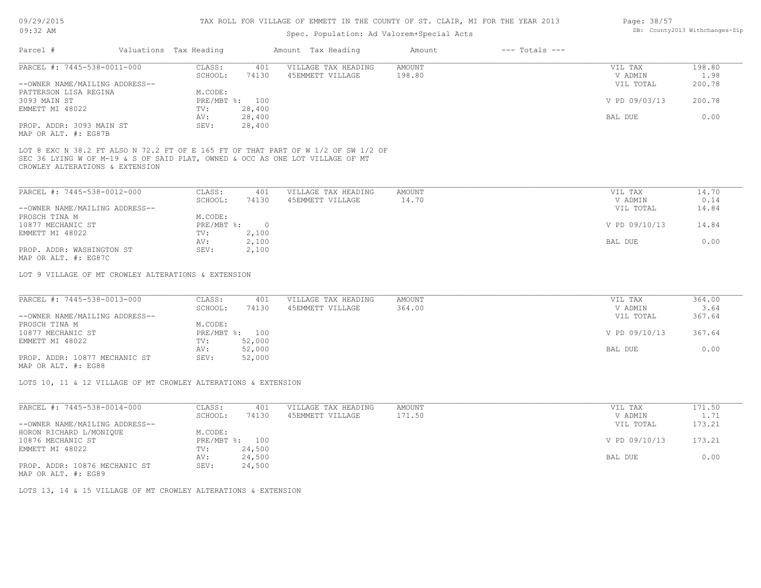# TAX ROLL FOR VILLAGE OF EMMETT IN THE COUNTY OF ST. CLAIR, MI FOR THE YEAR 2013

Spec. Population: Ad Valorem+Special Acts

| Parcel # | Valuations | Tax Heading | Amount | Tax Heading | Amount | --- Totals --- | |
|---|---|---|---|---|---|---|---|
| PARCEL #: 7445-538-0011-000 | CLASS: | 401 | VILLAGE TAX HEADING | AMOUNT | | VIL TAX | 198.80 |
| | SCHOOL: | 74130 | 45EMMETT VILLAGE | 198.80 | | V ADMIN | 1.98 |
| --OWNER NAME/MAILING ADDRESS-- | | | | | | VIL TOTAL | 200.78 |
| PATTERSON LISA REGINA | M.CODE: | | | | | | |
| 3093 MAIN ST | PRE/MBT %: | 100 | | | | V PD 09/03/13 | 200.78 |
| EMMETT MI 48022 | TV: | 28,400 | | | | | |
| | AV: | 28,400 | | | | BAL DUE | 0.00 |
| PROP. ADDR: 3093 MAIN ST | SEV: | 28,400 | | | | | |
| MAP OR ALT. #: EG87B | | | | | | | |

LOT 8 EXC N 38.2 FT ALSO N 72.2 FT OF E 165 FT OF THAT PART OF W 1/2 OF SW 1/2 OF SEC 36 LYING W OF M-19 & S OF SAID PLAT, OWNED & OCC AS ONE LOT VILLAGE OF MT CROWLEY ALTERATIONS & EXTENSION

| Parcel # | Valuations | Tax Heading | Amount | Tax Heading | Amount | --- Totals --- | |
|---|---|---|---|---|---|---|---|
| PARCEL #: 7445-538-0012-000 | CLASS: | 401 | VILLAGE TAX HEADING | AMOUNT | | VIL TAX | 14.70 |
| | SCHOOL: | 74130 | 45EMMETT VILLAGE | 14.70 | | V ADMIN | 0.14 |
| --OWNER NAME/MAILING ADDRESS-- | | | | | | VIL TOTAL | 14.84 |
| PROSCH TINA M | M.CODE: | | | | | | |
| 10877 MECHANIC ST | PRE/MBT %: | 0 | | | | V PD 09/10/13 | 14.84 |
| EMMETT MI 48022 | TV: | 2,100 | | | | | |
| | AV: | 2,100 | | | | BAL DUE | 0.00 |
| PROP. ADDR: WASHINGTON ST | SEV: | 2,100 | | | | | |
| MAP OR ALT. #: EG87C | | | | | | | |

LOT 9 VILLAGE OF MT CROWLEY ALTERATIONS & EXTENSION

| Parcel # | Valuations | Tax Heading | Amount | Tax Heading | Amount | --- Totals --- | |
|---|---|---|---|---|---|---|---|
| PARCEL #: 7445-538-0013-000 | CLASS: | 401 | VILLAGE TAX HEADING | AMOUNT | | VIL TAX | 364.00 |
| | SCHOOL: | 74130 | 45EMMETT VILLAGE | 364.00 | | V ADMIN | 3.64 |
| --OWNER NAME/MAILING ADDRESS-- | | | | | | VIL TOTAL | 367.64 |
| PROSCH TINA M | M.CODE: | | | | | | |
| 10877 MECHANIC ST | PRE/MBT %: | 100 | | | | V PD 09/10/13 | 367.64 |
| EMMETT MI 48022 | TV: | 52,000 | | | | | |
| | AV: | 52,000 | | | | BAL DUE | 0.00 |
| PROP. ADDR: 10877 MECHANIC ST | SEV: | 52,000 | | | | | |
| MAP OR ALT. #: EG88 | | | | | | | |

LOTS 10, 11 & 12 VILLAGE OF MT CROWLEY ALTERATIONS & EXTENSION

| Parcel # | Valuations | Tax Heading | Amount | Tax Heading | Amount | --- Totals --- | |
|---|---|---|---|---|---|---|---|
| PARCEL #: 7445-538-0014-000 | CLASS: | 401 | VILLAGE TAX HEADING | AMOUNT | | VIL TAX | 171.50 |
| | SCHOOL: | 74130 | 45EMMETT VILLAGE | 171.50 | | V ADMIN | 1.71 |
| --OWNER NAME/MAILING ADDRESS-- | | | | | | VIL TOTAL | 173.21 |
| HORON RICHARD L/MONIQUE | M.CODE: | | | | | | |
| 10876 MECHANIC ST | PRE/MBT %: | 100 | | | | V PD 09/10/13 | 173.21 |
| EMMETT MI 48022 | TV: | 24,500 | | | | | |
| | AV: | 24,500 | | | | BAL DUE | 0.00 |
| PROP. ADDR: 10876 MECHANIC ST | SEV: | 24,500 | | | | | |
| MAP OR ALT. #: EG89 | | | | | | | |

LOTS 13, 14 & 15 VILLAGE OF MT CROWLEY ALTERATIONS & EXTENSION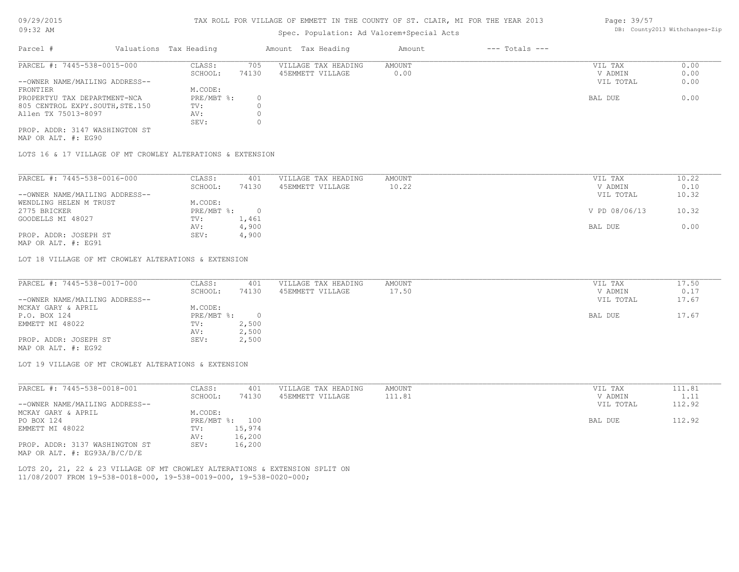# TAX ROLL FOR VILLAGE OF EMMETT IN THE COUNTY OF ST. CLAIR, MI FOR THE YEAR 2013

Spec. Population: Ad Valorem+Special Acts

| Parcel # | Valuations | Tax Heading | Amount | Tax Heading | Amount | --- Totals --- |
| --- | --- | --- | --- | --- | --- | --- |

**PARCEL #: 7445-538-0015-000**

| | | | | | |
| --- | --- | --- | --- | --- | --- |
| CLASS: | 705 | VILLAGE TAX HEADING | AMOUNT | VIL TAX | 0.00 |
| SCHOOL: | 74130 | 45EMMETT VILLAGE | 0.00 | V ADMIN | 0.00 |
| M.CODE: | | | | VIL TOTAL | 0.00 |
| PRE/MBT %: | 0 | | | BAL DUE | 0.00 |
| TV: | 0 | | | | |
| AV: | 0 | | | | |
| SEV: | 0 | | | | |

--OWNER NAME/MAILING ADDRESS--
FRONTIER
PROPERTYU TAX DEPARTMENT-NCA
805 CENTROL EXPY.SOUTH,STE.150
Allen TX 75013-8097

PROP. ADDR: 3147 WASHINGTON ST
MAP OR ALT. #: EG90

LOTS 16 & 17 VILLAGE OF MT CROWLEY ALTERATIONS & EXTENSION

**PARCEL #: 7445-538-0016-000**

| | | | | | |
| --- | --- | --- | --- | --- | --- |
| CLASS: | 401 | VILLAGE TAX HEADING | AMOUNT | VIL TAX | 10.22 |
| SCHOOL: | 74130 | 45EMMETT VILLAGE | 10.22 | V ADMIN | 0.10 |
| M.CODE: | | | | VIL TOTAL | 10.32 |
| PRE/MBT %: | 0 | | | V PD 08/06/13 | 10.32 |
| TV: | 1,461 | | | | |
| AV: | 4,900 | | | BAL DUE | 0.00 |
| SEV: | 4,900 | | | | |

--OWNER NAME/MAILING ADDRESS--
WENDLING HELEN M TRUST
2775 BRICKER
GOODELLS MI 48027

PROP. ADDR: JOSEPH ST
MAP OR ALT. #: EG91

LOT 18 VILLAGE OF MT CROWLEY ALTERATIONS & EXTENSION

**PARCEL #: 7445-538-0017-000**

| | | | | | |
| --- | --- | --- | --- | --- | --- |
| CLASS: | 401 | VILLAGE TAX HEADING | AMOUNT | VIL TAX | 17.50 |
| SCHOOL: | 74130 | 45EMMETT VILLAGE | 17.50 | V ADMIN | 0.17 |
| M.CODE: | | | | VIL TOTAL | 17.67 |
| PRE/MBT %: | 0 | | | BAL DUE | 17.67 |
| TV: | 2,500 | | | | |
| AV: | 2,500 | | | | |
| SEV: | 2,500 | | | | |

--OWNER NAME/MAILING ADDRESS--
MCKAY GARY & APRIL
P.O. BOX 124
EMMETT MI 48022

PROP. ADDR: JOSEPH ST
MAP OR ALT. #: EG92

LOT 19 VILLAGE OF MT CROWLEY ALTERATIONS & EXTENSION

**PARCEL #: 7445-538-0018-001**

| | | | | | |
| --- | --- | --- | --- | --- | --- |
| CLASS: | 401 | VILLAGE TAX HEADING | AMOUNT | VIL TAX | 111.81 |
| SCHOOL: | 74130 | 45EMMETT VILLAGE | 111.81 | V ADMIN | 1.11 |
| M.CODE: | | | | VIL TOTAL | 112.92 |
| PRE/MBT %: | 100 | | | BAL DUE | 112.92 |
| TV: | 15,974 | | | | |
| AV: | 16,200 | | | | |
| SEV: | 16,200 | | | | |

--OWNER NAME/MAILING ADDRESS--
MCKAY GARY & APRIL
PO BOX 124
EMMETT MI 48022

PROP. ADDR: 3137 WASHINGTON ST
MAP OR ALT. #: EG93A/B/C/D/E

LOTS 20, 21, 22 & 23 VILLAGE OF MT CROWLEY ALTERATIONS & EXTENSION SPLIT ON
11/08/2007 FROM 19-538-0018-000, 19-538-0019-000, 19-538-0020-000;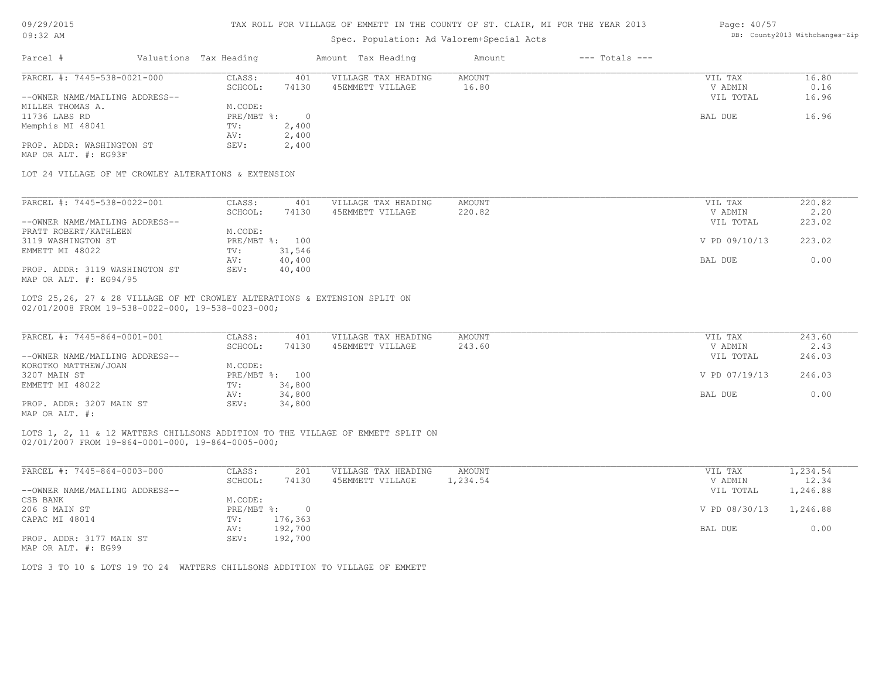# TAX ROLL FOR VILLAGE OF EMMETT IN THE COUNTY OF ST. CLAIR, MI FOR THE YEAR 2013

Spec. Population: Ad Valorem+Special Acts

| Parcel # | Valuations | Tax Heading | Amount | Tax Heading | Amount | --- Totals --- | |
|---|---|---|---|---|---|---|---|
| PARCEL #: 7445-538-0021-000 | CLASS: | 401 | VILLAGE TAX HEADING | AMOUNT | | VIL TAX | 16.80 |
| | SCHOOL: | 74130 | 45EMMETT VILLAGE | 16.80 | | V ADMIN | 0.16 |
| --OWNER NAME/MAILING ADDRESS-- | | | | | | VIL TOTAL | 16.96 |
| MILLER THOMAS A. | M.CODE: | | | | | | |
| 11736 LABS RD | PRE/MBT %: | 0 | | | | BAL DUE | 16.96 |
| Memphis MI 48041 | TV: | 2,400 | | | | | |
| | AV: | 2,400 | | | | | |
| PROP. ADDR: WASHINGTON ST | SEV: | 2,400 | | | | | |
| MAP OR ALT. #: EG93F | | | | | | | |

LOT 24 VILLAGE OF MT CROWLEY ALTERATIONS & EXTENSION

| Parcel # | Valuations | Tax Heading | Amount | Tax Heading | Amount | --- Totals --- | |
|---|---|---|---|---|---|---|---|
| PARCEL #: 7445-538-0022-001 | CLASS: | 401 | VILLAGE TAX HEADING | AMOUNT | | VIL TAX | 220.82 |
| | SCHOOL: | 74130 | 45EMMETT VILLAGE | 220.82 | | V ADMIN | 2.20 |
| --OWNER NAME/MAILING ADDRESS-- | | | | | | VIL TOTAL | 223.02 |
| PRATT ROBERT/KATHLEEN | M.CODE: | | | | | | |
| 3119 WASHINGTON ST | PRE/MBT %: | 100 | | | | V PD 09/10/13 | 223.02 |
| EMMETT MI 48022 | TV: | 31,546 | | | | | |
| | AV: | 40,400 | | | | BAL DUE | 0.00 |
| PROP. ADDR: 3119 WASHINGTON ST | SEV: | 40,400 | | | | | |
| MAP OR ALT. #: EG94/95 | | | | | | | |

LOTS 25,26, 27 & 28 VILLAGE OF MT CROWLEY ALTERATIONS & EXTENSION SPLIT ON 02/01/2008 FROM 19-538-0022-000, 19-538-0023-000;

| Parcel # | Valuations | Tax Heading | Amount | Tax Heading | Amount | --- Totals --- | |
|---|---|---|---|---|---|---|---|
| PARCEL #: 7445-864-0001-001 | CLASS: | 401 | VILLAGE TAX HEADING | AMOUNT | | VIL TAX | 243.60 |
| | SCHOOL: | 74130 | 45EMMETT VILLAGE | 243.60 | | V ADMIN | 2.43 |
| --OWNER NAME/MAILING ADDRESS-- | | | | | | VIL TOTAL | 246.03 |
| KOROTKO MATTHEW/JOAN | M.CODE: | | | | | | |
| 3207 MAIN ST | PRE/MBT %: | 100 | | | | V PD 07/19/13 | 246.03 |
| EMMETT MI 48022 | TV: | 34,800 | | | | | |
| | AV: | 34,800 | | | | BAL DUE | 0.00 |
| PROP. ADDR: 3207 MAIN ST | SEV: | 34,800 | | | | | |
| MAP OR ALT. #: | | | | | | | |

LOTS 1, 2, 11 & 12 WATTERS CHILLSONS ADDITION TO THE VILLAGE OF EMMETT SPLIT ON 02/01/2007 FROM 19-864-0001-000, 19-864-0005-000;

| Parcel # | Valuations | Tax Heading | Amount | Tax Heading | Amount | --- Totals --- | |
|---|---|---|---|---|---|---|---|
| PARCEL #: 7445-864-0003-000 | CLASS: | 201 | VILLAGE TAX HEADING | AMOUNT | | VIL TAX | 1,234.54 |
| | SCHOOL: | 74130 | 45EMMETT VILLAGE | 1,234.54 | | V ADMIN | 12.34 |
| --OWNER NAME/MAILING ADDRESS-- | | | | | | VIL TOTAL | 1,246.88 |
| CSB BANK | M.CODE: | | | | | | |
| 206 S MAIN ST | PRE/MBT %: | 0 | | | | V PD 08/30/13 | 1,246.88 |
| CAPAC MI 48014 | TV: | 176,363 | | | | | |
| | AV: | 192,700 | | | | BAL DUE | 0.00 |
| PROP. ADDR: 3177 MAIN ST | SEV: | 192,700 | | | | | |
| MAP OR ALT. #: EG99 | | | | | | | |

LOTS 3 TO 10 & LOTS 19 TO 24 WATTERS CHILLSONS ADDITION TO VILLAGE OF EMMETT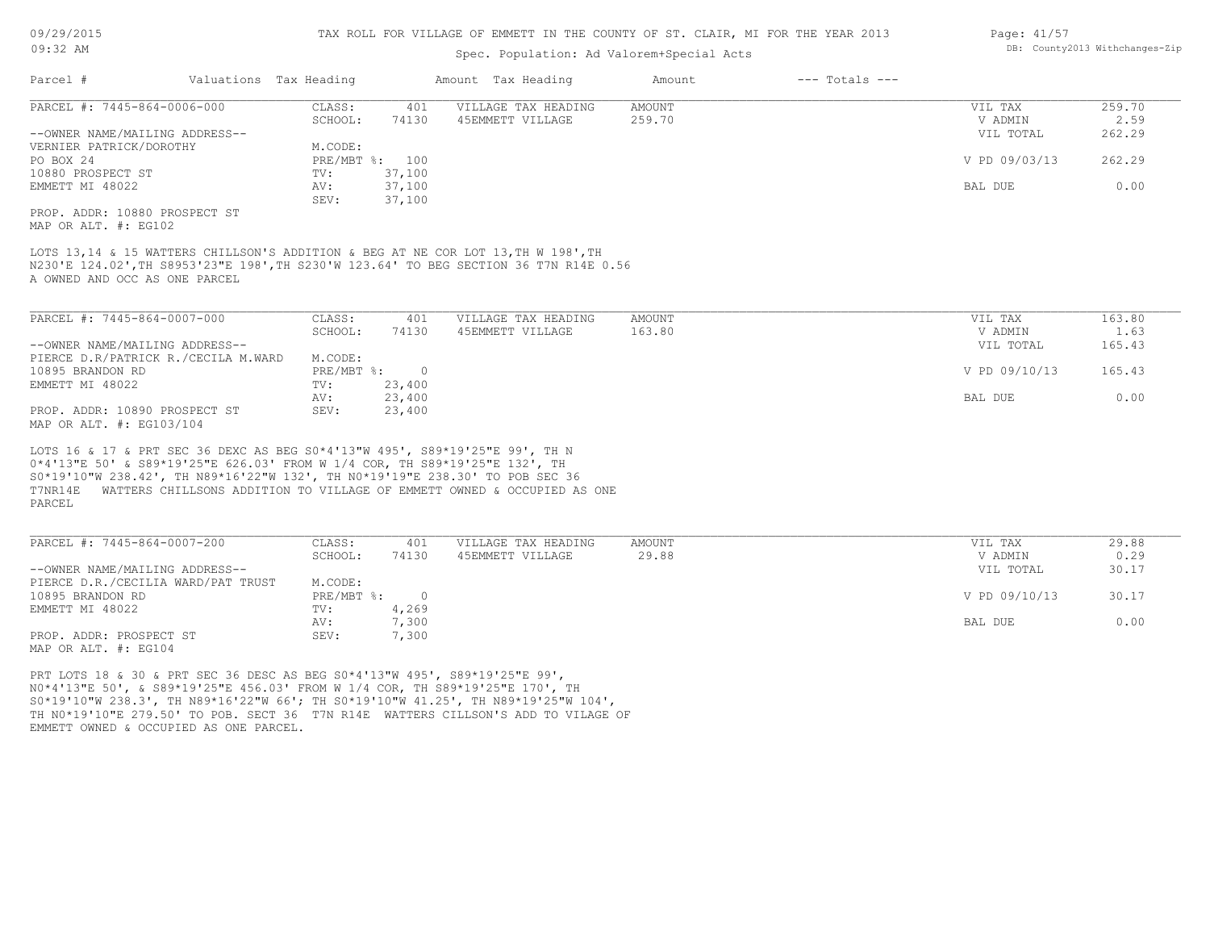# TAX ROLL FOR VILLAGE OF EMMETT IN THE COUNTY OF ST. CLAIR, MI FOR THE YEAR 2013

Spec. Population: Ad Valorem+Special Acts

09/29/2015 09:32 AM — DB: County2013 Withchanges-Zip

| Parcel # | Valuations | Tax Heading | Amount | Tax Heading | Amount | --- Totals --- | |
|---|---|---|---|---|---|---|---|

---

**PARCEL #: 7445-864-0006-000**

| | | | | | | |
|---|---|---|---|---|---|---|
| CLASS: | 401 | VILLAGE TAX HEADING | AMOUNT | | VIL TAX | 259.70 |
| SCHOOL: | 74130 | 45EMMETT VILLAGE | 259.70 | | V ADMIN | 2.59 |
| | | | | | VIL TOTAL | 262.29 |
| M.CODE: | | | | | | |
| PRE/MBT %: | 100 | | | | V PD 09/03/13 | 262.29 |
| TV: | 37,100 | | | | | |
| AV: | 37,100 | | | | BAL DUE | 0.00 |
| SEV: | 37,100 | | | | | |

--OWNER NAME/MAILING ADDRESS--
VERNIER PATRICK/DOROTHY
PO BOX 24
10880 PROSPECT ST
EMMETT MI 48022

PROP. ADDR: 10880 PROSPECT ST
MAP OR ALT. #: EG102

LOTS 13,14 & 15 WATTERS CHILLSON'S ADDITION & BEG AT NE COR LOT 13,TH W 198',TH N230'E 124.02',TH S8953'23"E 198',TH S230'W 123.64' TO BEG SECTION 36 T7N R14E 0.56 A OWNED AND OCC AS ONE PARCEL

---

**PARCEL #: 7445-864-0007-000**

| | | | | | | |
|---|---|---|---|---|---|---|
| CLASS: | 401 | VILLAGE TAX HEADING | AMOUNT | | VIL TAX | 163.80 |
| SCHOOL: | 74130 | 45EMMETT VILLAGE | 163.80 | | V ADMIN | 1.63 |
| | | | | | VIL TOTAL | 165.43 |
| M.CODE: | | | | | | |
| PRE/MBT %: | 0 | | | | V PD 09/10/13 | 165.43 |
| TV: | 23,400 | | | | | |
| AV: | 23,400 | | | | BAL DUE | 0.00 |
| SEV: | 23,400 | | | | | |

--OWNER NAME/MAILING ADDRESS--
PIERCE D.R/PATRICK R./CECILA M.WARD
10895 BRANDON RD
EMMETT MI 48022

PROP. ADDR: 10890 PROSPECT ST
MAP OR ALT. #: EG103/104

LOTS 16 & 17 & PRT SEC 36 DEXC AS BEG S0*4'13"W 495', S89*19'25"E 99', TH N 0*4'13"E 50' & S89*19'25"E 626.03' FROM W 1/4 COR, TH S89*19'25"E 132', TH S0*19'10"W 238.42', TH N89*16'22"W 132', TH N0*19'19"E 238.30' TO POB SEC 36 T7NR14E WATTERS CHILLSONS ADDITION TO VILLAGE OF EMMETT OWNED & OCCUPIED AS ONE PARCEL

---

**PARCEL #: 7445-864-0007-200**

| | | | | | | |
|---|---|---|---|---|---|---|
| CLASS: | 401 | VILLAGE TAX HEADING | AMOUNT | | VIL TAX | 29.88 |
| SCHOOL: | 74130 | 45EMMETT VILLAGE | 29.88 | | V ADMIN | 0.29 |
| | | | | | VIL TOTAL | 30.17 |
| M.CODE: | | | | | | |
| PRE/MBT %: | 0 | | | | V PD 09/10/13 | 30.17 |
| TV: | 4,269 | | | | | |
| AV: | 7,300 | | | | BAL DUE | 0.00 |
| SEV: | 7,300 | | | | | |

--OWNER NAME/MAILING ADDRESS--
PIERCE D.R./CECILIA WARD/PAT TRUST
10895 BRANDON RD
EMMETT MI 48022

PROP. ADDR: PROSPECT ST
MAP OR ALT. #: EG104

PRT LOTS 18 & 30 & PRT SEC 36 DESC AS BEG S0*4'13"W 495', S89*19'25"E 99', N0*4'13"E 50', & S89*19'25"E 456.03' FROM W 1/4 COR, TH S89*19'25"E 170', TH S0*19'10"W 238.3', TH N89*16'22"W 66'; TH S0*19'10"W 41.25', TH N89*19'25"W 104', TH N0*19'10"E 279.50' TO POB. SECT 36 T7N R14E WATTERS CILLSON'S ADD TO VILAGE OF EMMETT OWNED & OCCUPIED AS ONE PARCEL.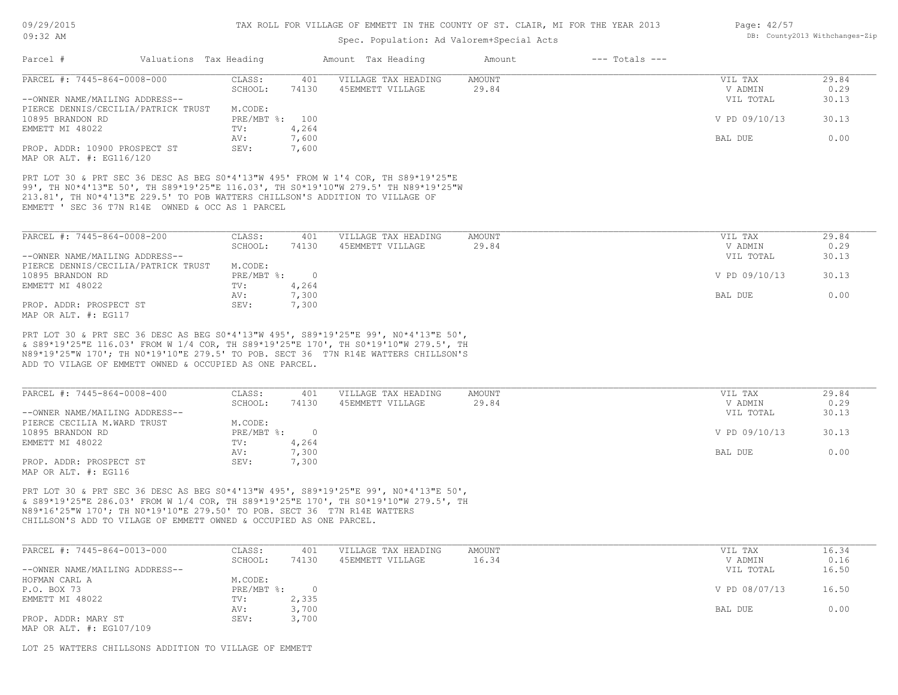# TAX ROLL FOR VILLAGE OF EMMETT IN THE COUNTY OF ST. CLAIR, MI FOR THE YEAR 2013

Spec. Population: Ad Valorem+Special Acts

09/29/2015 09:32 AM — DB: County2013 Withchanges-Zip

| Parcel # | Valuations | Tax Heading | Amount | Tax Heading | Amount | --- Totals --- | |
|---|---|---|---|---|---|---|---|

---

**PARCEL #: 7445-864-0008-000**

| | | | | | |
|---|---|---|---|---|---|
| CLASS: | 401 | VILLAGE TAX HEADING | AMOUNT | VIL TAX | 29.84 |
| SCHOOL: | 74130 | 45EMMETT VILLAGE | 29.84 | V ADMIN | 0.29 |
| | | | | VIL TOTAL | 30.13 |
| M.CODE: | | | | | |
| PRE/MBT %: | 100 | | | V PD 09/10/13 | 30.13 |
| TV: | 4,264 | | | | |
| AV: | 7,600 | | | BAL DUE | 0.00 |
| SEV: | 7,600 | | | | |

--OWNER NAME/MAILING ADDRESS--
PIERCE DENNIS/CECILIA/PATRICK TRUST
10895 BRANDON RD
EMMETT MI 48022

PROP. ADDR: 10900 PROSPECT ST
MAP OR ALT. #: EG116/120

PRT LOT 30 & PRT SEC 36 DESC AS BEG S0*4'13"W 495' FROM W 1'4 COR, TH S89*19'25"E 99', TH N0*4'13"E 50', TH S89*19'25"E 116.03', TH S0*19'10"W 279.5' TH N89*19'25"W 213.81', TH N0*4'13"E 229.5' TO POB WATTERS CHILLSON'S ADDITION TO VILLAGE OF EMMETT ' SEC 36 T7N R14E OWNED & OCC AS 1 PARCEL

---

**PARCEL #: 7445-864-0008-200**

| | | | | | |
|---|---|---|---|---|---|
| CLASS: | 401 | VILLAGE TAX HEADING | AMOUNT | VIL TAX | 29.84 |
| SCHOOL: | 74130 | 45EMMETT VILLAGE | 29.84 | V ADMIN | 0.29 |
| | | | | VIL TOTAL | 30.13 |
| M.CODE: | | | | | |
| PRE/MBT %: | 0 | | | V PD 09/10/13 | 30.13 |
| TV: | 4,264 | | | | |
| AV: | 7,300 | | | BAL DUE | 0.00 |
| SEV: | 7,300 | | | | |

--OWNER NAME/MAILING ADDRESS--
PIERCE DENNIS/CECILIA/PATRICK TRUST
10895 BRANDON RD
EMMETT MI 48022

PROP. ADDR: PROSPECT ST
MAP OR ALT. #: EG117

PRT LOT 30 & PRT SEC 36 DESC AS BEG S0*4'13"W 495', S89*19'25"E 99', N0*4'13"E 50', & S89*19'25"E 116.03' FROM W 1/4 COR, TH S89*19'25"E 170', TH S0*19'10"W 279.5', TH N89*19'25"W 170'; TH N0*19'10"E 279.5' TO POB. SECT 36 T7N R14E WATTERS CHILLSON'S ADD TO VILAGE OF EMMETT OWNED & OCCUPIED AS ONE PARCEL.

---

**PARCEL #: 7445-864-0008-400**

| | | | | | |
|---|---|---|---|---|---|
| CLASS: | 401 | VILLAGE TAX HEADING | AMOUNT | VIL TAX | 29.84 |
| SCHOOL: | 74130 | 45EMMETT VILLAGE | 29.84 | V ADMIN | 0.29 |
| | | | | VIL TOTAL | 30.13 |
| M.CODE: | | | | | |
| PRE/MBT %: | 0 | | | V PD 09/10/13 | 30.13 |
| TV: | 4,264 | | | | |
| AV: | 7,300 | | | BAL DUE | 0.00 |
| SEV: | 7,300 | | | | |

--OWNER NAME/MAILING ADDRESS--
PIERCE CECILIA M.WARD TRUST
10895 BRANDON RD
EMMETT MI 48022

PROP. ADDR: PROSPECT ST
MAP OR ALT. #: EG116

PRT LOT 30 & PRT SEC 36 DESC AS BEG S0*4'13"W 495', S89*19'25"E 99', N0*4'13"E 50', & S89*19'25"E 286.03' FROM W 1/4 COR, TH S89*19'25"E 170', TH S0*19'10"W 279.5', TH N89*16'25"W 170'; TH N0*19'10"E 279.50' TO POB. SECT 36 T7N R14E WATTERS CHILLSON'S ADD TO VILAGE OF EMMETT OWNED & OCCUPIED AS ONE PARCEL.

---

**PARCEL #: 7445-864-0013-000**

| | | | | | |
|---|---|---|---|---|---|
| CLASS: | 401 | VILLAGE TAX HEADING | AMOUNT | VIL TAX | 16.34 |
| SCHOOL: | 74130 | 45EMMETT VILLAGE | 16.34 | V ADMIN | 0.16 |
| | | | | VIL TOTAL | 16.50 |
| M.CODE: | | | | | |
| PRE/MBT %: | 0 | | | V PD 08/07/13 | 16.50 |
| TV: | 2,335 | | | | |
| AV: | 3,700 | | | BAL DUE | 0.00 |
| SEV: | 3,700 | | | | |

--OWNER NAME/MAILING ADDRESS--
HOFMAN CARL A
P.O. BOX 73
EMMETT MI 48022

PROP. ADDR: MARY ST
MAP OR ALT. #: EG107/109

LOT 25 WATTERS CHILLSONS ADDITION TO VILLAGE OF EMMETT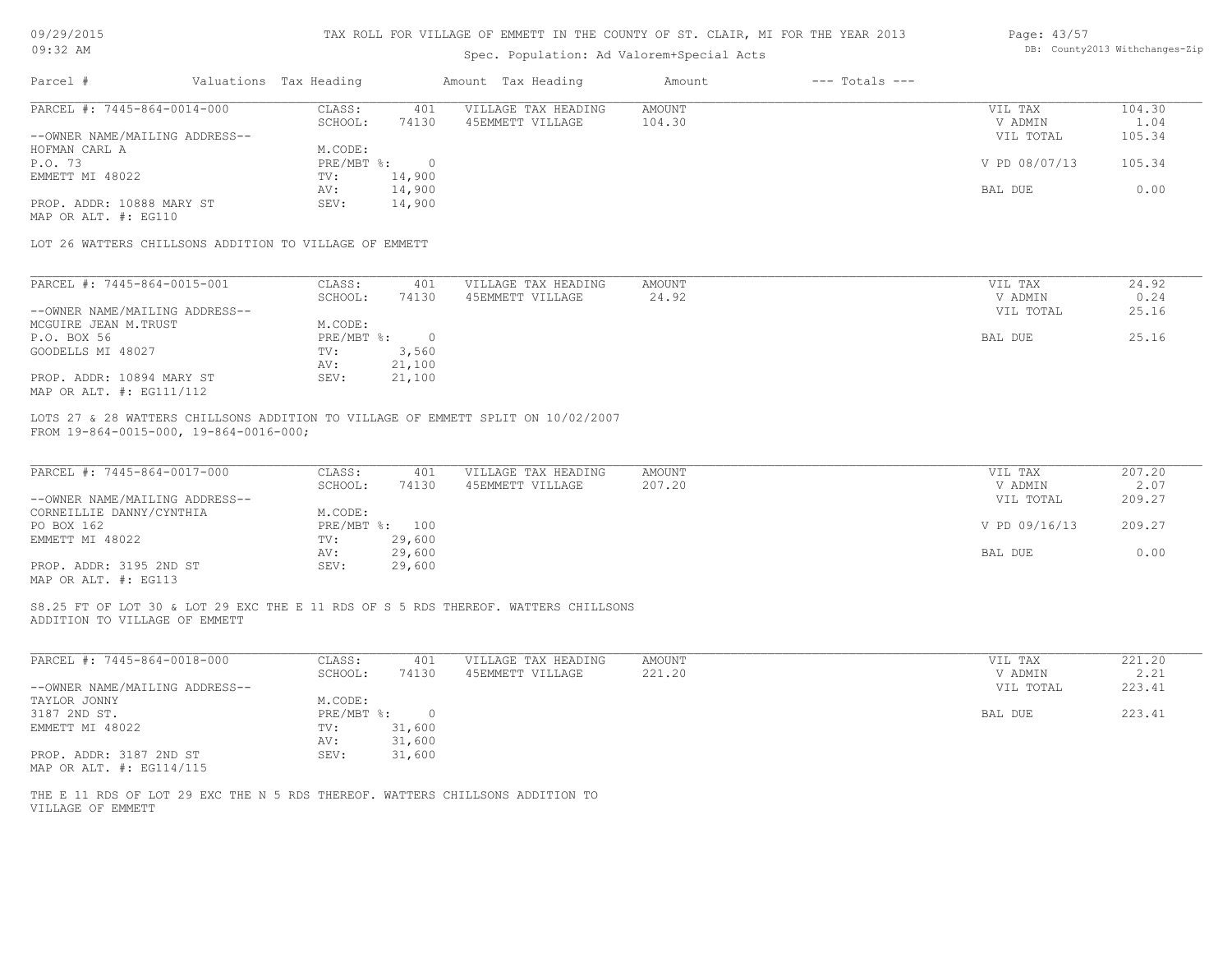TAX ROLL FOR VILLAGE OF EMMETT IN THE COUNTY OF ST. CLAIR, MI FOR THE YEAR 2013

Spec. Population: Ad Valorem+Special Acts

| Parcel # | Valuations | Tax Heading | Amount | Tax Heading | Amount | --- Totals --- |
|---|---|---|---|---|---|---|

**PARCEL #: 7445-864-0014-000**

| | | | | | |
|---|---|---|---|---|---|
| CLASS: | 401 | VILLAGE TAX HEADING | AMOUNT | VIL TAX | 104.30 |
| SCHOOL: | 74130 | 45EMMETT VILLAGE | 104.30 | V ADMIN | 1.04 |
| M.CODE: | | | | VIL TOTAL | 105.34 |
| PRE/MBT %: | 0 | | | V PD 08/07/13 | 105.34 |
| TV: | 14,900 | | | | |
| AV: | 14,900 | | | BAL DUE | 0.00 |
| SEV: | 14,900 | | | | |

--OWNER NAME/MAILING ADDRESS--
HOFMAN CARL A
P.O. 73
EMMETT MI 48022

PROP. ADDR: 10888 MARY ST
MAP OR ALT. #: EG110

LOT 26 WATTERS CHILLSONS ADDITION TO VILLAGE OF EMMETT

**PARCEL #: 7445-864-0015-001**

| | | | | | |
|---|---|---|---|---|---|
| CLASS: | 401 | VILLAGE TAX HEADING | AMOUNT | VIL TAX | 24.92 |
| SCHOOL: | 74130 | 45EMMETT VILLAGE | 24.92 | V ADMIN | 0.24 |
| M.CODE: | | | | VIL TOTAL | 25.16 |
| PRE/MBT %: | 0 | | | BAL DUE | 25.16 |
| TV: | 3,560 | | | | |
| AV: | 21,100 | | | | |
| SEV: | 21,100 | | | | |

--OWNER NAME/MAILING ADDRESS--
MCGUIRE JEAN M.TRUST
P.O. BOX 56
GOODELLS MI 48027

PROP. ADDR: 10894 MARY ST
MAP OR ALT. #: EG111/112

LOTS 27 & 28 WATTERS CHILLSONS ADDITION TO VILLAGE OF EMMETT SPLIT ON 10/02/2007
FROM 19-864-0015-000, 19-864-0016-000;

**PARCEL #: 7445-864-0017-000**

| | | | | | |
|---|---|---|---|---|---|
| CLASS: | 401 | VILLAGE TAX HEADING | AMOUNT | VIL TAX | 207.20 |
| SCHOOL: | 74130 | 45EMMETT VILLAGE | 207.20 | V ADMIN | 2.07 |
| M.CODE: | | | | VIL TOTAL | 209.27 |
| PRE/MBT %: | 100 | | | V PD 09/16/13 | 209.27 |
| TV: | 29,600 | | | | |
| AV: | 29,600 | | | BAL DUE | 0.00 |
| SEV: | 29,600 | | | | |

--OWNER NAME/MAILING ADDRESS--
CORNEILLIE DANNY/CYNTHIA
PO BOX 162
EMMETT MI 48022

PROP. ADDR: 3195 2ND ST
MAP OR ALT. #: EG113

S8.25 FT OF LOT 30 & LOT 29 EXC THE E 11 RDS OF S 5 RDS THEREOF. WATTERS CHILLSONS
ADDITION TO VILLAGE OF EMMETT

**PARCEL #: 7445-864-0018-000**

| | | | | | |
|---|---|---|---|---|---|
| CLASS: | 401 | VILLAGE TAX HEADING | AMOUNT | VIL TAX | 221.20 |
| SCHOOL: | 74130 | 45EMMETT VILLAGE | 221.20 | V ADMIN | 2.21 |
| M.CODE: | | | | VIL TOTAL | 223.41 |
| PRE/MBT %: | 0 | | | BAL DUE | 223.41 |
| TV: | 31,600 | | | | |
| AV: | 31,600 | | | | |
| SEV: | 31,600 | | | | |

--OWNER NAME/MAILING ADDRESS--
TAYLOR JONNY
3187 2ND ST.
EMMETT MI 48022

PROP. ADDR: 3187 2ND ST
MAP OR ALT. #: EG114/115

THE E 11 RDS OF LOT 29 EXC THE N 5 RDS THEREOF. WATTERS CHILLSONS ADDITION TO
VILLAGE OF EMMETT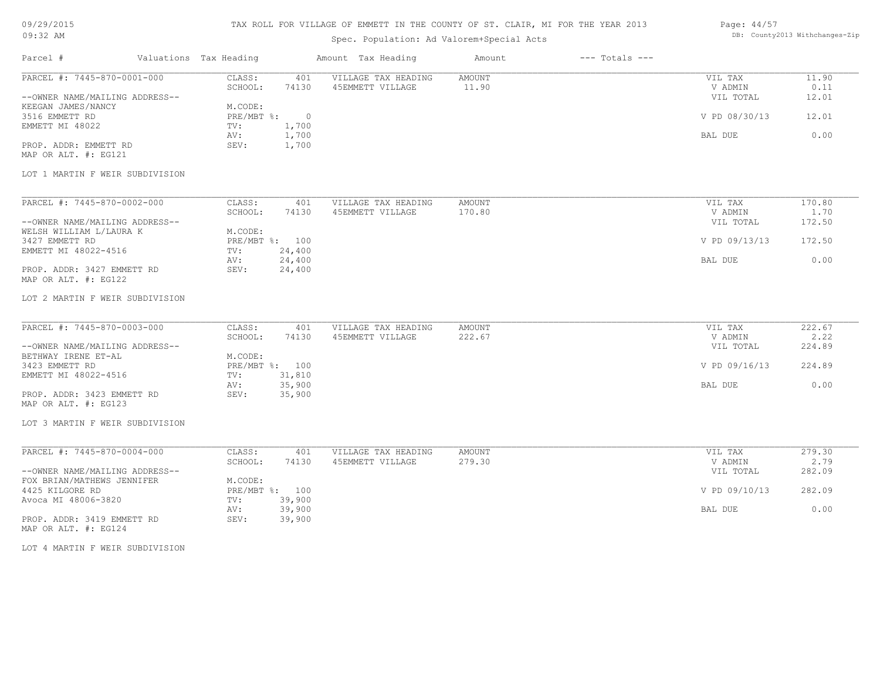# TAX ROLL FOR VILLAGE OF EMMETT IN THE COUNTY OF ST. CLAIR, MI FOR THE YEAR 2013

Spec. Population: Ad Valorem+Special Acts

09/29/2015 09:32 AM

DB: County2013 Withchanges-Zip

| Parcel # | Valuations | Tax Heading | Amount | Tax Heading | Amount | --- Totals --- | |
|---|---|---|---|---|---|---|---|
| PARCEL #: 7445-870-0001-000 | CLASS: | 401 | VILLAGE TAX HEADING | AMOUNT | | VIL TAX | 11.90 |
| | SCHOOL: | 74130 | 45EMMETT VILLAGE | 11.90 | | V ADMIN | 0.11 |
| --OWNER NAME/MAILING ADDRESS-- | | | | | | VIL TOTAL | 12.01 |
| KEEGAN JAMES/NANCY | M.CODE: | | | | | | |
| 3516 EMMETT RD | PRE/MBT %: | 0 | | | | V PD 08/30/13 | 12.01 |
| EMMETT MI 48022 | TV: | 1,700 | | | | | |
| | AV: | 1,700 | | | | BAL DUE | 0.00 |
| PROP. ADDR: EMMETT RD | SEV: | 1,700 | | | | | |
| MAP OR ALT. #: EG121 | | | | | | | |
| LOT 1 MARTIN F WEIR SUBDIVISION | | | | | | | |
| PARCEL #: 7445-870-0002-000 | CLASS: | 401 | VILLAGE TAX HEADING | AMOUNT | | VIL TAX | 170.80 |
| | SCHOOL: | 74130 | 45EMMETT VILLAGE | 170.80 | | V ADMIN | 1.70 |
| --OWNER NAME/MAILING ADDRESS-- | | | | | | VIL TOTAL | 172.50 |
| WELSH WILLIAM L/LAURA K | M.CODE: | | | | | | |
| 3427 EMMETT RD | PRE/MBT %: | 100 | | | | V PD 09/13/13 | 172.50 |
| EMMETT MI 48022-4516 | TV: | 24,400 | | | | | |
| | AV: | 24,400 | | | | BAL DUE | 0.00 |
| PROP. ADDR: 3427 EMMETT RD | SEV: | 24,400 | | | | | |
| MAP OR ALT. #: EG122 | | | | | | | |
| LOT 2 MARTIN F WEIR SUBDIVISION | | | | | | | |
| PARCEL #: 7445-870-0003-000 | CLASS: | 401 | VILLAGE TAX HEADING | AMOUNT | | VIL TAX | 222.67 |
| | SCHOOL: | 74130 | 45EMMETT VILLAGE | 222.67 | | V ADMIN | 2.22 |
| --OWNER NAME/MAILING ADDRESS-- | | | | | | VIL TOTAL | 224.89 |
| BETHWAY IRENE ET-AL | M.CODE: | | | | | | |
| 3423 EMMETT RD | PRE/MBT %: | 100 | | | | V PD 09/16/13 | 224.89 |
| EMMETT MI 48022-4516 | TV: | 31,810 | | | | | |
| | AV: | 35,900 | | | | BAL DUE | 0.00 |
| PROP. ADDR: 3423 EMMETT RD | SEV: | 35,900 | | | | | |
| MAP OR ALT. #: EG123 | | | | | | | |
| LOT 3 MARTIN F WEIR SUBDIVISION | | | | | | | |
| PARCEL #: 7445-870-0004-000 | CLASS: | 401 | VILLAGE TAX HEADING | AMOUNT | | VIL TAX | 279.30 |
| | SCHOOL: | 74130 | 45EMMETT VILLAGE | 279.30 | | V ADMIN | 2.79 |
| --OWNER NAME/MAILING ADDRESS-- | | | | | | VIL TOTAL | 282.09 |
| FOX BRIAN/MATHEWS JENNIFER | M.CODE: | | | | | | |
| 4425 KILGORE RD | PRE/MBT %: | 100 | | | | V PD 09/10/13 | 282.09 |
| Avoca MI 48006-3820 | TV: | 39,900 | | | | | |
| | AV: | 39,900 | | | | BAL DUE | 0.00 |
| PROP. ADDR: 3419 EMMETT RD | SEV: | 39,900 | | | | | |
| MAP OR ALT. #: EG124 | | | | | | | |
| LOT 4 MARTIN F WEIR SUBDIVISION | | | | | | | |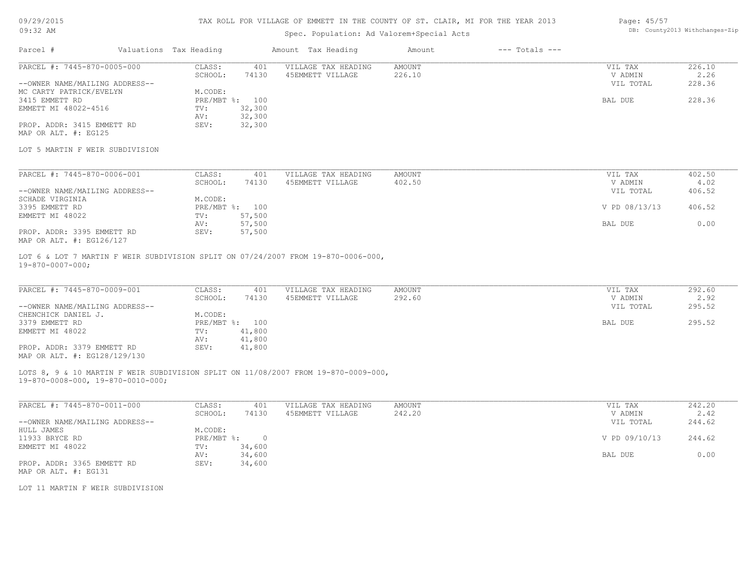# TAX ROLL FOR VILLAGE OF EMMETT IN THE COUNTY OF ST. CLAIR, MI FOR THE YEAR 2013

09/29/2015
09:32 AM

Spec. Population: Ad Valorem+Special Acts

DB: County2013 Withchanges-Zip

| Parcel # | Valuations | Tax Heading | Amount | Tax Heading | Amount | --- Totals --- | |
|---|---|---|---|---|---|---|---|

---

PARCEL #: 7445-870-0005-000

| | | | | | |
|---|---|---|---|---|---|
| CLASS: | 401 | VILLAGE TAX HEADING | AMOUNT | VIL TAX | 226.10 |
| SCHOOL: | 74130 | 45EMMETT VILLAGE | 226.10 | V ADMIN | 2.26 |
| | | | | VIL TOTAL | 228.36 |
| M.CODE: | | | | | |
| PRE/MBT %: | 100 | | | BAL DUE | 228.36 |
| TV: | 32,300 | | | | |
| AV: | 32,300 | | | | |
| SEV: | 32,300 | | | | |

--OWNER NAME/MAILING ADDRESS--
MC CARTY PATRICK/EVELYN
3415 EMMETT RD
EMMETT MI 48022-4516

PROP. ADDR: 3415 EMMETT RD
MAP OR ALT. #: EG125

LOT 5 MARTIN F WEIR SUBDIVISION

---

PARCEL #: 7445-870-0006-001

| | | | | | |
|---|---|---|---|---|---|
| CLASS: | 401 | VILLAGE TAX HEADING | AMOUNT | VIL TAX | 402.50 |
| SCHOOL: | 74130 | 45EMMETT VILLAGE | 402.50 | V ADMIN | 4.02 |
| | | | | VIL TOTAL | 406.52 |
| M.CODE: | | | | | |
| PRE/MBT %: | 100 | | | V PD 08/13/13 | 406.52 |
| TV: | 57,500 | | | | |
| AV: | 57,500 | | | BAL DUE | 0.00 |
| SEV: | 57,500 | | | | |

--OWNER NAME/MAILING ADDRESS--
SCHADE VIRGINIA
3395 EMMETT RD
EMMETT MI 48022

PROP. ADDR: 3395 EMMETT RD
MAP OR ALT. #: EG126/127

LOT 6 & LOT 7 MARTIN F WEIR SUBDIVISION SPLIT ON 07/24/2007 FROM 19-870-0006-000, 19-870-0007-000;

---

PARCEL #: 7445-870-0009-001

| | | | | | |
|---|---|---|---|---|---|
| CLASS: | 401 | VILLAGE TAX HEADING | AMOUNT | VIL TAX | 292.60 |
| SCHOOL: | 74130 | 45EMMETT VILLAGE | 292.60 | V ADMIN | 2.92 |
| | | | | VIL TOTAL | 295.52 |
| M.CODE: | | | | | |
| PRE/MBT %: | 100 | | | BAL DUE | 295.52 |
| TV: | 41,800 | | | | |
| AV: | 41,800 | | | | |
| SEV: | 41,800 | | | | |

--OWNER NAME/MAILING ADDRESS--
CHENCHICK DANIEL J.
3379 EMMETT RD
EMMETT MI 48022

PROP. ADDR: 3379 EMMETT RD
MAP OR ALT. #: EG128/129/130

LOTS 8, 9 & 10 MARTIN F WEIR SUBDIVISION SPLIT ON 11/08/2007 FROM 19-870-0009-000, 19-870-0008-000, 19-870-0010-000;

---

PARCEL #: 7445-870-0011-000

| | | | | | |
|---|---|---|---|---|---|
| CLASS: | 401 | VILLAGE TAX HEADING | AMOUNT | VIL TAX | 242.20 |
| SCHOOL: | 74130 | 45EMMETT VILLAGE | 242.20 | V ADMIN | 2.42 |
| | | | | VIL TOTAL | 244.62 |
| M.CODE: | | | | | |
| PRE/MBT %: | 0 | | | V PD 09/10/13 | 244.62 |
| TV: | 34,600 | | | | |
| AV: | 34,600 | | | BAL DUE | 0.00 |
| SEV: | 34,600 | | | | |

--OWNER NAME/MAILING ADDRESS--
HULL JAMES
11933 BRYCE RD
EMMETT MI 48022

PROP. ADDR: 3365 EMMETT RD
MAP OR ALT. #: EG131

LOT 11 MARTIN F WEIR SUBDIVISION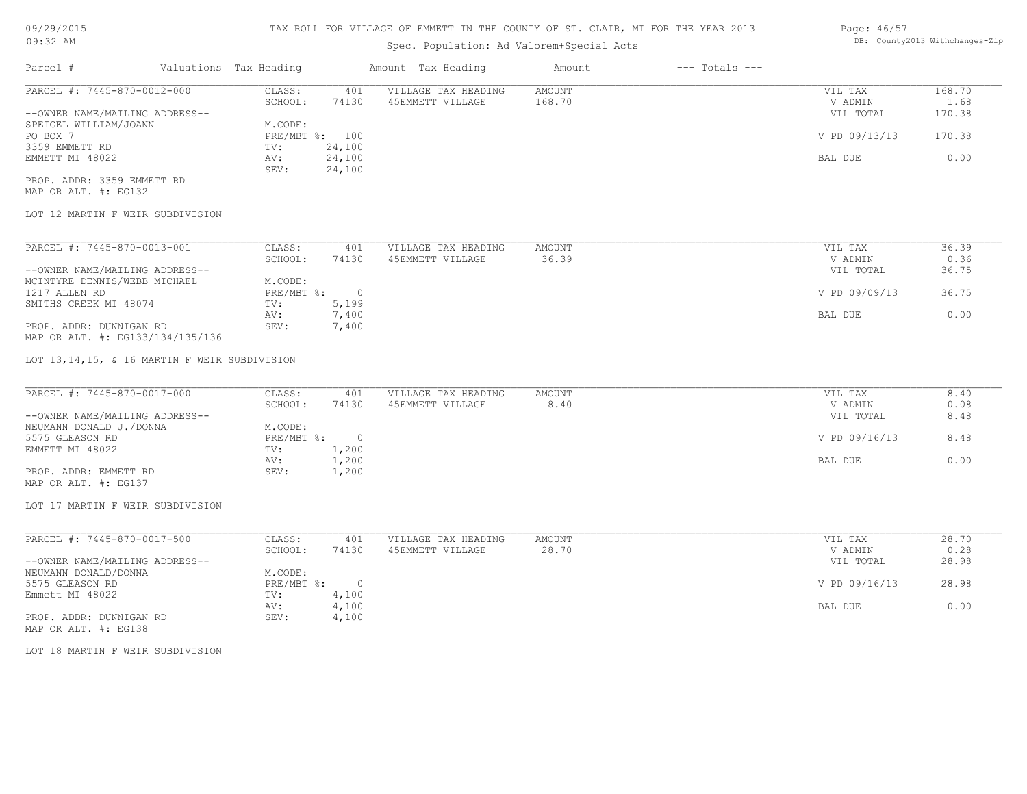TAX ROLL FOR VILLAGE OF EMMETT IN THE COUNTY OF ST. CLAIR, MI FOR THE YEAR 2013

Spec. Population: Ad Valorem+Special Acts

09/29/2015
09:32 AM

DB: County2013 Withchanges-Zip

| Parcel # | Valuations | Tax Heading | Amount | Tax Heading | Amount | --- Totals --- | |
|---|---|---|---|---|---|---|---|
| PARCEL #: 7445-870-0012-000 | CLASS: | 401 | VILLAGE TAX HEADING | AMOUNT | | VIL TAX | 168.70 |
| | SCHOOL: | 74130 | 45EMMETT VILLAGE | 168.70 | | V ADMIN | 1.68 |
| --OWNER NAME/MAILING ADDRESS-- | | | | | | VIL TOTAL | 170.38 |
| SPEIGEL WILLIAM/JOANN | M.CODE: | | | | | | |
| PO BOX 7 | PRE/MBT %: | 100 | | | | V PD 09/13/13 | 170.38 |
| 3359 EMMETT RD | TV: | 24,100 | | | | | |
| EMMETT MI 48022 | AV: | 24,100 | | | | BAL DUE | 0.00 |
| | SEV: | 24,100 | | | | | |
| PROP. ADDR: 3359 EMMETT RD | | | | | | | |
| MAP OR ALT. #: EG132 | | | | | | | |

LOT 12 MARTIN F WEIR SUBDIVISION

| Parcel # | Valuations | Tax Heading | Amount | Tax Heading | Amount | --- Totals --- | |
|---|---|---|---|---|---|---|---|
| PARCEL #: 7445-870-0013-001 | CLASS: | 401 | VILLAGE TAX HEADING | AMOUNT | | VIL TAX | 36.39 |
| | SCHOOL: | 74130 | 45EMMETT VILLAGE | 36.39 | | V ADMIN | 0.36 |
| --OWNER NAME/MAILING ADDRESS-- | | | | | | VIL TOTAL | 36.75 |
| MCINTYRE DENNIS/WEBB MICHAEL | M.CODE: | | | | | | |
| 1217 ALLEN RD | PRE/MBT %: | 0 | | | | V PD 09/09/13 | 36.75 |
| SMITHS CREEK MI 48074 | TV: | 5,199 | | | | | |
| | AV: | 7,400 | | | | BAL DUE | 0.00 |
| PROP. ADDR: DUNNIGAN RD | SEV: | 7,400 | | | | | |
| MAP OR ALT. #: EG133/134/135/136 | | | | | | | |

LOT 13,14,15, & 16 MARTIN F WEIR SUBDIVISION

| Parcel # | Valuations | Tax Heading | Amount | Tax Heading | Amount | --- Totals --- | |
|---|---|---|---|---|---|---|---|
| PARCEL #: 7445-870-0017-000 | CLASS: | 401 | VILLAGE TAX HEADING | AMOUNT | | VIL TAX | 8.40 |
| | SCHOOL: | 74130 | 45EMMETT VILLAGE | 8.40 | | V ADMIN | 0.08 |
| --OWNER NAME/MAILING ADDRESS-- | | | | | | VIL TOTAL | 8.48 |
| NEUMANN DONALD J./DONNA | M.CODE: | | | | | | |
| 5575 GLEASON RD | PRE/MBT %: | 0 | | | | V PD 09/16/13 | 8.48 |
| EMMETT MI 48022 | TV: | 1,200 | | | | | |
| | AV: | 1,200 | | | | BAL DUE | 0.00 |
| PROP. ADDR: EMMETT RD | SEV: | 1,200 | | | | | |
| MAP OR ALT. #: EG137 | | | | | | | |

LOT 17 MARTIN F WEIR SUBDIVISION

| Parcel # | Valuations | Tax Heading | Amount | Tax Heading | Amount | --- Totals --- | |
|---|---|---|---|---|---|---|---|
| PARCEL #: 7445-870-0017-500 | CLASS: | 401 | VILLAGE TAX HEADING | AMOUNT | | VIL TAX | 28.70 |
| | SCHOOL: | 74130 | 45EMMETT VILLAGE | 28.70 | | V ADMIN | 0.28 |
| --OWNER NAME/MAILING ADDRESS-- | | | | | | VIL TOTAL | 28.98 |
| NEUMANN DONALD/DONNA | M.CODE: | | | | | | |
| 5575 GLEASON RD | PRE/MBT %: | 0 | | | | V PD 09/16/13 | 28.98 |
| Emmett MI 48022 | TV: | 4,100 | | | | | |
| | AV: | 4,100 | | | | BAL DUE | 0.00 |
| PROP. ADDR: DUNNIGAN RD | SEV: | 4,100 | | | | | |
| MAP OR ALT. #: EG138 | | | | | | | |

LOT 18 MARTIN F WEIR SUBDIVISION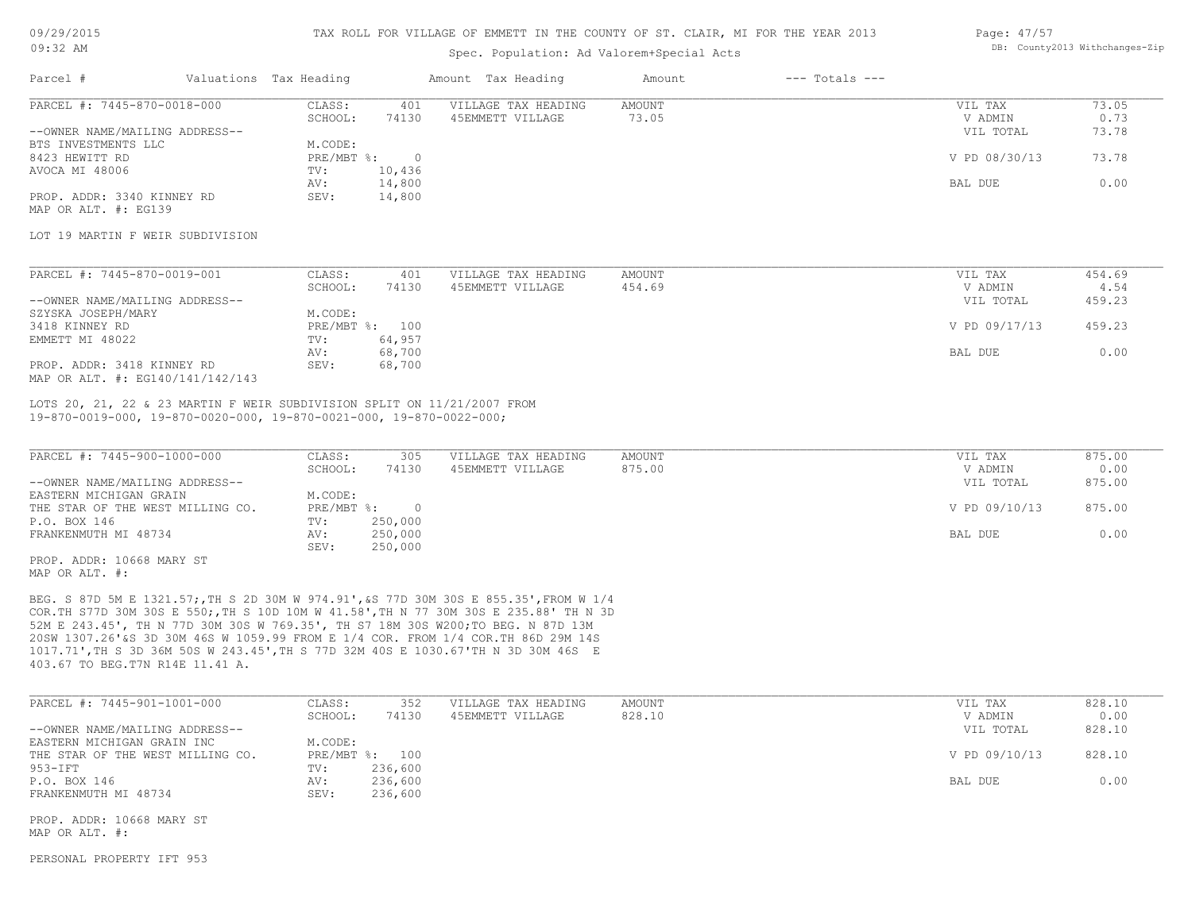# TAX ROLL FOR VILLAGE OF EMMETT IN THE COUNTY OF ST. CLAIR, MI FOR THE YEAR 2013

Spec. Population: Ad Valorem+Special Acts

09/29/2015 09:32 AM

DB: County2013 Withchanges-Zip

| Parcel # | Valuations | Tax Heading | Amount | Tax Heading | Amount | --- Totals --- | |
|---|---|---|---|---|---|---|---|

## PARCEL #: 7445-870-0018-000

| | | | | |
|---|---|---|---|---|
| CLASS: | 401 | VILLAGE TAX HEADING | AMOUNT | |
| SCHOOL: | 74130 | 45EMMETT VILLAGE | 73.05 | |
| M.CODE: | | | | |
| PRE/MBT %: | 0 | | | |
| TV: | 10,436 | | | |
| AV: | 14,800 | | | |
| SEV: | 14,800 | | | |

| Totals | |
|---|---|
| VIL TAX | 73.05 |
| V ADMIN | 0.73 |
| VIL TOTAL | 73.78 |
| V PD 08/30/13 | 73.78 |
| BAL DUE | 0.00 |

--OWNER NAME/MAILING ADDRESS--
BTS INVESTMENTS LLC
8423 HEWITT RD
AVOCA MI 48006

PROP. ADDR: 3340 KINNEY RD
MAP OR ALT. #: EG139

LOT 19 MARTIN F WEIR SUBDIVISION

## PARCEL #: 7445-870-0019-001

| | | | | |
|---|---|---|---|---|
| CLASS: | 401 | VILLAGE TAX HEADING | AMOUNT | |
| SCHOOL: | 74130 | 45EMMETT VILLAGE | 454.69 | |
| M.CODE: | | | | |
| PRE/MBT %: | 100 | | | |
| TV: | 64,957 | | | |
| AV: | 68,700 | | | |
| SEV: | 68,700 | | | |

| Totals | |
|---|---|
| VIL TAX | 454.69 |
| V ADMIN | 4.54 |
| VIL TOTAL | 459.23 |
| V PD 09/17/13 | 459.23 |
| BAL DUE | 0.00 |

--OWNER NAME/MAILING ADDRESS--
SZYSKA JOSEPH/MARY
3418 KINNEY RD
EMMETT MI 48022

PROP. ADDR: 3418 KINNEY RD
MAP OR ALT. #: EG140/141/142/143

LOTS 20, 21, 22 & 23 MARTIN F WEIR SUBDIVISION SPLIT ON 11/21/2007 FROM 19-870-0019-000, 19-870-0020-000, 19-870-0021-000, 19-870-0022-000;

## PARCEL #: 7445-900-1000-000

| | | | | |
|---|---|---|---|---|
| CLASS: | 305 | VILLAGE TAX HEADING | AMOUNT | |
| SCHOOL: | 74130 | 45EMMETT VILLAGE | 875.00 | |
| M.CODE: | | | | |
| PRE/MBT %: | 0 | | | |
| TV: | 250,000 | | | |
| AV: | 250,000 | | | |
| SEV: | 250,000 | | | |

| Totals | |
|---|---|
| VIL TAX | 875.00 |
| V ADMIN | 0.00 |
| VIL TOTAL | 875.00 |
| V PD 09/10/13 | 875.00 |
| BAL DUE | 0.00 |

--OWNER NAME/MAILING ADDRESS--
EASTERN MICHIGAN GRAIN
THE STAR OF THE WEST MILLING CO.
P.O. BOX 146
FRANKENMUTH MI 48734

PROP. ADDR: 10668 MARY ST
MAP OR ALT. #:

BEG. S 87D 5M E 1321.57;,TH S 2D 30M W 974.91',&S 77D 30M 30S E 855.35',FROM W 1/4 COR.TH S77D 30M 30S E 550;,TH S 10D 10M W 41.58',TH N 77 30M 30S E 235.88' TH N 3D 52M E 243.45', TH N 77D 30M 30S W 769.35', TH S7 18M 30S W200;TO BEG. N 87D 13M 20SW 1307.26'&S 3D 30M 46S W 1059.99 FROM E 1/4 COR. FROM 1/4 COR.TH 86D 29M 14S 1017.71',TH S 3D 36M 50S W 243.45',TH S 77D 32M 40S E 1030.67'TH N 3D 30M 46S E 403.67 TO BEG.T7N R14E 11.41 A.

## PARCEL #: 7445-901-1001-000

| | | | | |
|---|---|---|---|---|
| CLASS: | 352 | VILLAGE TAX HEADING | AMOUNT | |
| SCHOOL: | 74130 | 45EMMETT VILLAGE | 828.10 | |
| M.CODE: | | | | |
| PRE/MBT %: | 100 | | | |
| TV: | 236,600 | | | |
| AV: | 236,600 | | | |
| SEV: | 236,600 | | | |

| Totals | |
|---|---|
| VIL TAX | 828.10 |
| V ADMIN | 0.00 |
| VIL TOTAL | 828.10 |
| V PD 09/10/13 | 828.10 |
| BAL DUE | 0.00 |

--OWNER NAME/MAILING ADDRESS--
EASTERN MICHIGAN GRAIN INC
THE STAR OF THE WEST MILLING CO.
953-IFT
P.O. BOX 146
FRANKENMUTH MI 48734

PROP. ADDR: 10668 MARY ST
MAP OR ALT. #:

PERSONAL PROPERTY IFT 953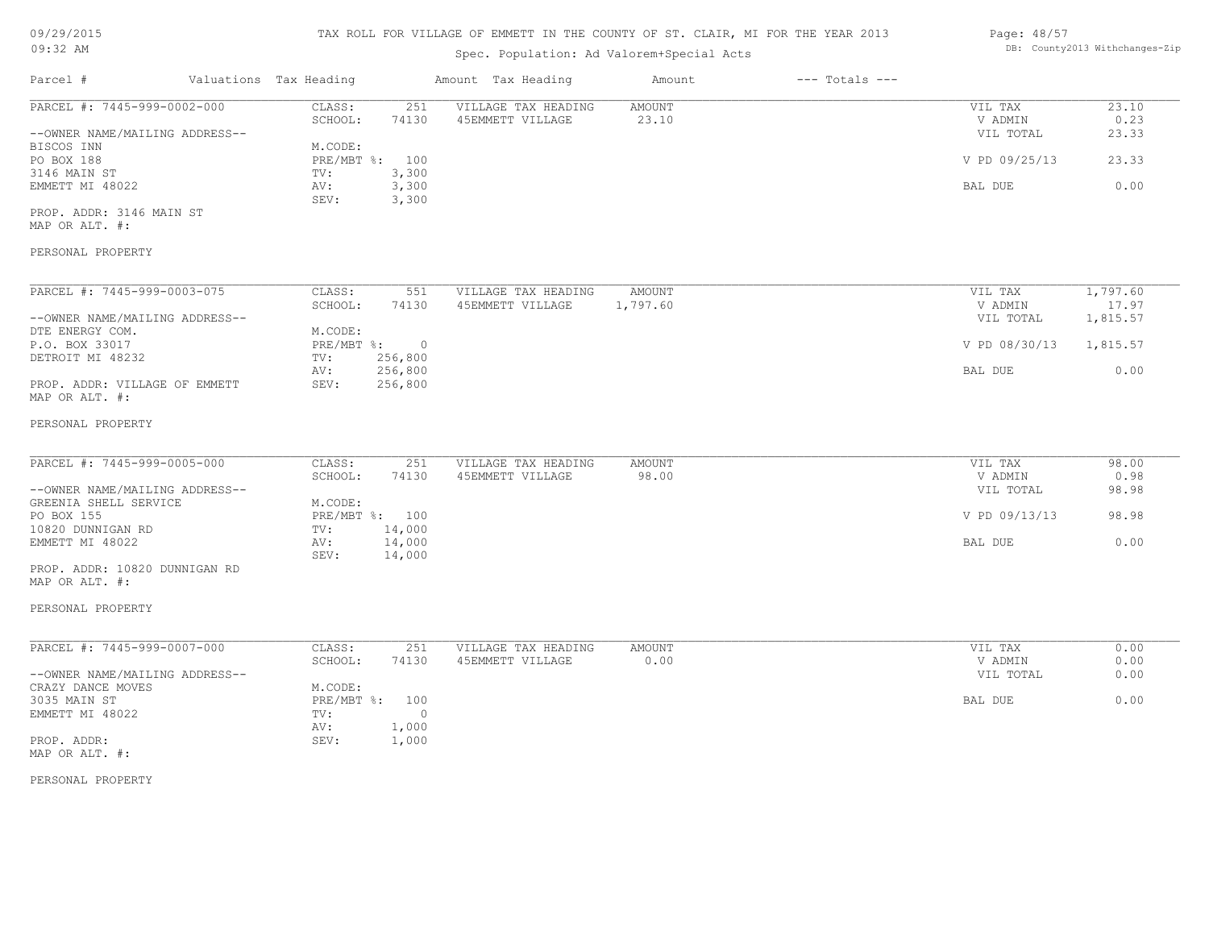# TAX ROLL FOR VILLAGE OF EMMETT IN THE COUNTY OF ST. CLAIR, MI FOR THE YEAR 2013

Spec. Population: Ad Valorem+Special Acts

| Parcel # | Valuations | Tax Heading | Amount | Tax Heading | Amount | --- Totals --- | |
|---|---|---|---|---|---|---|---|
| PARCEL #: 7445-999-0002-000 | CLASS: | 251 | VILLAGE TAX HEADING | AMOUNT | | VIL TAX | 23.10 |
| | SCHOOL: | 74130 | 45EMMETT VILLAGE | 23.10 | | V ADMIN | 0.23 |
| --OWNER NAME/MAILING ADDRESS-- | | | | | | VIL TOTAL | 23.33 |
| BISCOS INN | M.CODE: | | | | | | |
| PO BOX 188 | PRE/MBT %: | 100 | | | | V PD 09/25/13 | 23.33 |
| 3146 MAIN ST | TV: | 3,300 | | | | | |
| EMMETT MI 48022 | AV: | 3,300 | | | | BAL DUE | 0.00 |
| | SEV: | 3,300 | | | | | |
| PROP. ADDR: 3146 MAIN ST | | | | | | | |
| MAP OR ALT. #: | | | | | | | |
| PERSONAL PROPERTY | | | | | | | |
| PARCEL #: 7445-999-0003-075 | CLASS: | 551 | VILLAGE TAX HEADING | AMOUNT | | VIL TAX | 1,797.60 |
| | SCHOOL: | 74130 | 45EMMETT VILLAGE | 1,797.60 | | V ADMIN | 17.97 |
| --OWNER NAME/MAILING ADDRESS-- | | | | | | VIL TOTAL | 1,815.57 |
| DTE ENERGY COM. | M.CODE: | | | | | | |
| P.O. BOX 33017 | PRE/MBT %: | 0 | | | | V PD 08/30/13 | 1,815.57 |
| DETROIT MI 48232 | TV: | 256,800 | | | | | |
| | AV: | 256,800 | | | | BAL DUE | 0.00 |
| PROP. ADDR: VILLAGE OF EMMETT | SEV: | 256,800 | | | | | |
| MAP OR ALT. #: | | | | | | | |
| PERSONAL PROPERTY | | | | | | | |
| PARCEL #: 7445-999-0005-000 | CLASS: | 251 | VILLAGE TAX HEADING | AMOUNT | | VIL TAX | 98.00 |
| | SCHOOL: | 74130 | 45EMMETT VILLAGE | 98.00 | | V ADMIN | 0.98 |
| --OWNER NAME/MAILING ADDRESS-- | | | | | | VIL TOTAL | 98.98 |
| GREENIA SHELL SERVICE | M.CODE: | | | | | | |
| PO BOX 155 | PRE/MBT %: | 100 | | | | V PD 09/13/13 | 98.98 |
| 10820 DUNNIGAN RD | TV: | 14,000 | | | | | |
| EMMETT MI 48022 | AV: | 14,000 | | | | BAL DUE | 0.00 |
| | SEV: | 14,000 | | | | | |
| PROP. ADDR: 10820 DUNNIGAN RD | | | | | | | |
| MAP OR ALT. #: | | | | | | | |
| PERSONAL PROPERTY | | | | | | | |
| PARCEL #: 7445-999-0007-000 | CLASS: | 251 | VILLAGE TAX HEADING | AMOUNT | | VIL TAX | 0.00 |
| | SCHOOL: | 74130 | 45EMMETT VILLAGE | 0.00 | | V ADMIN | 0.00 |
| --OWNER NAME/MAILING ADDRESS-- | | | | | | VIL TOTAL | 0.00 |
| CRAZY DANCE MOVES | M.CODE: | | | | | | |
| 3035 MAIN ST | PRE/MBT %: | 100 | | | | BAL DUE | 0.00 |
| EMMETT MI 48022 | TV: | 0 | | | | | |
| | AV: | 1,000 | | | | | |
| PROP. ADDR: | SEV: | 1,000 | | | | | |
| MAP OR ALT. #: | | | | | | | |
| PERSONAL PROPERTY | | | | | | | |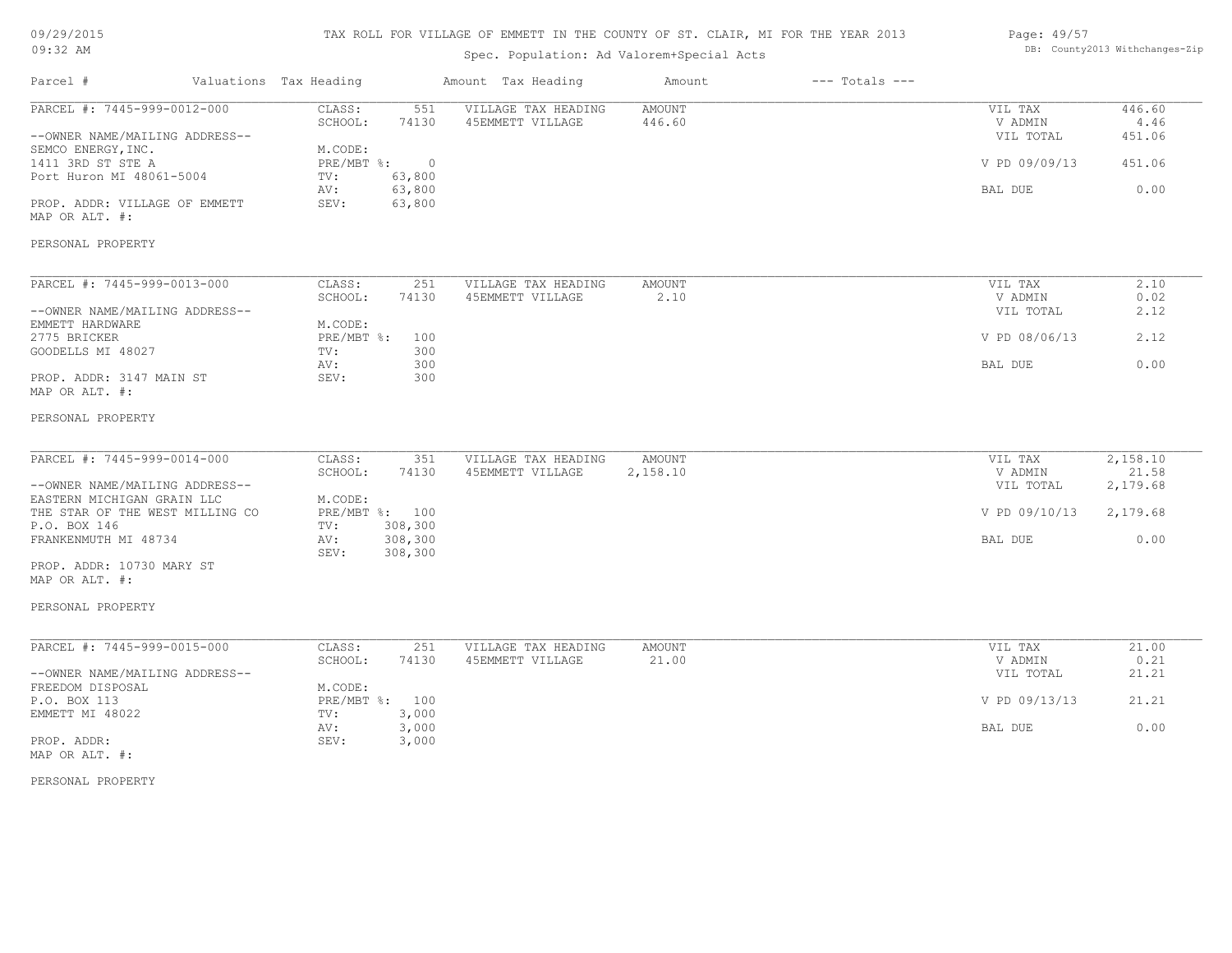# TAX ROLL FOR VILLAGE OF EMMETT IN THE COUNTY OF ST. CLAIR, MI FOR THE YEAR 2013

Spec. Population: Ad Valorem+Special Acts

09/29/2015
09:32 AM

DB: County2013 Withchanges-Zip

| Parcel # | Valuations | Tax Heading | Amount | Tax Heading | Amount | --- Totals --- | |
|---|---|---|---|---|---|---|---|
| PARCEL #: 7445-999-0012-000 | CLASS: | 551 | VILLAGE TAX HEADING | AMOUNT | | VIL TAX | 446.60 |
| | SCHOOL: | 74130 | 45EMMETT VILLAGE | 446.60 | | V ADMIN | 4.46 |
| --OWNER NAME/MAILING ADDRESS-- | | | | | | VIL TOTAL | 451.06 |
| SEMCO ENERGY, INC. | M.CODE: | | | | | | |
| 1411 3RD ST STE A | PRE/MBT %: | 0 | | | | V PD 09/09/13 | 451.06 |
| Port Huron MI 48061-5004 | TV: | 63,800 | | | | | |
| | AV: | 63,800 | | | | BAL DUE | 0.00 |
| PROP. ADDR: VILLAGE OF EMMETT | SEV: | 63,800 | | | | | |
| MAP OR ALT. #: | | | | | | | |
| PERSONAL PROPERTY | | | | | | | |
| PARCEL #: 7445-999-0013-000 | CLASS: | 251 | VILLAGE TAX HEADING | AMOUNT | | VIL TAX | 2.10 |
| | SCHOOL: | 74130 | 45EMMETT VILLAGE | 2.10 | | V ADMIN | 0.02 |
| --OWNER NAME/MAILING ADDRESS-- | | | | | | VIL TOTAL | 2.12 |
| EMMETT HARDWARE | M.CODE: | | | | | | |
| 2775 BRICKER | PRE/MBT %: | 100 | | | | V PD 08/06/13 | 2.12 |
| GOODELLS MI 48027 | TV: | 300 | | | | | |
| | AV: | 300 | | | | BAL DUE | 0.00 |
| PROP. ADDR: 3147 MAIN ST | SEV: | 300 | | | | | |
| MAP OR ALT. #: | | | | | | | |
| PERSONAL PROPERTY | | | | | | | |
| PARCEL #: 7445-999-0014-000 | CLASS: | 351 | VILLAGE TAX HEADING | AMOUNT | | VIL TAX | 2,158.10 |
| | SCHOOL: | 74130 | 45EMMETT VILLAGE | 2,158.10 | | V ADMIN | 21.58 |
| --OWNER NAME/MAILING ADDRESS-- | | | | | | VIL TOTAL | 2,179.68 |
| EASTERN MICHIGAN GRAIN LLC | M.CODE: | | | | | | |
| THE STAR OF THE WEST MILLING CO | PRE/MBT %: | 100 | | | | V PD 09/10/13 | 2,179.68 |
| P.O. BOX 146 | TV: | 308,300 | | | | | |
| FRANKENMUTH MI 48734 | AV: | 308,300 | | | | BAL DUE | 0.00 |
| | SEV: | 308,300 | | | | | |
| PROP. ADDR: 10730 MARY ST | | | | | | | |
| MAP OR ALT. #: | | | | | | | |
| PERSONAL PROPERTY | | | | | | | |
| PARCEL #: 7445-999-0015-000 | CLASS: | 251 | VILLAGE TAX HEADING | AMOUNT | | VIL TAX | 21.00 |
| | SCHOOL: | 74130 | 45EMMETT VILLAGE | 21.00 | | V ADMIN | 0.21 |
| --OWNER NAME/MAILING ADDRESS-- | | | | | | VIL TOTAL | 21.21 |
| FREEDOM DISPOSAL | M.CODE: | | | | | | |
| P.O. BOX 113 | PRE/MBT %: | 100 | | | | V PD 09/13/13 | 21.21 |
| EMMETT MI 48022 | TV: | 3,000 | | | | | |
| | AV: | 3,000 | | | | BAL DUE | 0.00 |
| PROP. ADDR: | SEV: | 3,000 | | | | | |
| MAP OR ALT. #: | | | | | | | |
| PERSONAL PROPERTY | | | | | | | |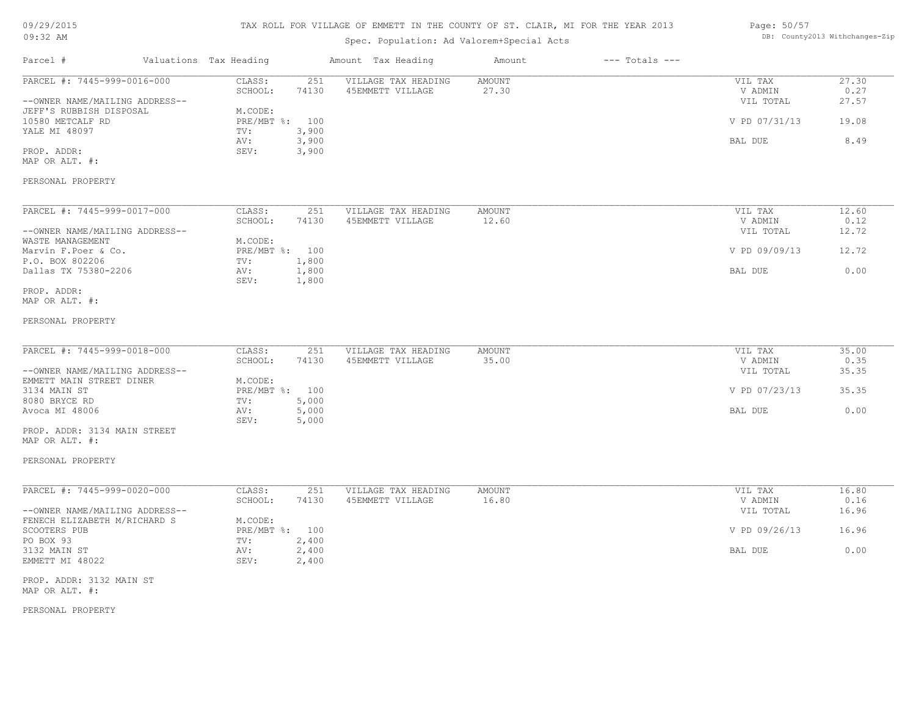TAX ROLL FOR VILLAGE OF EMMETT IN THE COUNTY OF ST. CLAIR, MI FOR THE YEAR 2013

Spec. Population: Ad Valorem+Special Acts

09/29/2015
09:32 AM

DB: County2013 Withchanges-Zip

| Parcel # | Valuations | Tax Heading | Amount | Tax Heading | Amount | --- Totals --- | |
|---|---|---|---|---|---|---|---|
| PARCEL #: 7445-999-0016-000 | CLASS: | 251 | VILLAGE TAX HEADING | AMOUNT | | VIL TAX | 27.30 |
| | SCHOOL: | 74130 | 45EMMETT VILLAGE | 27.30 | | V ADMIN | 0.27 |
| --OWNER NAME/MAILING ADDRESS-- | | | | | | VIL TOTAL | 27.57 |
| JEFF'S RUBBISH DISPOSAL | M.CODE: | | | | | | |
| 10580 METCALF RD | PRE/MBT %: | 100 | | | | V PD 07/31/13 | 19.08 |
| YALE MI 48097 | TV: | 3,900 | | | | | |
| | AV: | 3,900 | | | | BAL DUE | 8.49 |
| PROP. ADDR: | SEV: | 3,900 | | | | | |
| MAP OR ALT. #: | | | | | | | |
| PERSONAL PROPERTY | | | | | | | |
| PARCEL #: 7445-999-0017-000 | CLASS: | 251 | VILLAGE TAX HEADING | AMOUNT | | VIL TAX | 12.60 |
| | SCHOOL: | 74130 | 45EMMETT VILLAGE | 12.60 | | V ADMIN | 0.12 |
| --OWNER NAME/MAILING ADDRESS-- | | | | | | VIL TOTAL | 12.72 |
| WASTE MANAGEMENT | M.CODE: | | | | | | |
| Marvin F.Poer & Co. | PRE/MBT %: | 100 | | | | V PD 09/09/13 | 12.72 |
| P.O. BOX 802206 | TV: | 1,800 | | | | | |
| Dallas TX 75380-2206 | AV: | 1,800 | | | | BAL DUE | 0.00 |
| | SEV: | 1,800 | | | | | |
| PROP. ADDR: | | | | | | | |
| MAP OR ALT. #: | | | | | | | |
| PERSONAL PROPERTY | | | | | | | |
| PARCEL #: 7445-999-0018-000 | CLASS: | 251 | VILLAGE TAX HEADING | AMOUNT | | VIL TAX | 35.00 |
| | SCHOOL: | 74130 | 45EMMETT VILLAGE | 35.00 | | V ADMIN | 0.35 |
| --OWNER NAME/MAILING ADDRESS-- | | | | | | VIL TOTAL | 35.35 |
| EMMETT MAIN STREET DINER | M.CODE: | | | | | | |
| 3134 MAIN ST | PRE/MBT %: | 100 | | | | V PD 07/23/13 | 35.35 |
| 8080 BRYCE RD | TV: | 5,000 | | | | | |
| Avoca MI 48006 | AV: | 5,000 | | | | BAL DUE | 0.00 |
| | SEV: | 5,000 | | | | | |
| PROP. ADDR: 3134 MAIN STREET | | | | | | | |
| MAP OR ALT. #: | | | | | | | |
| PERSONAL PROPERTY | | | | | | | |
| PARCEL #: 7445-999-0020-000 | CLASS: | 251 | VILLAGE TAX HEADING | AMOUNT | | VIL TAX | 16.80 |
| | SCHOOL: | 74130 | 45EMMETT VILLAGE | 16.80 | | V ADMIN | 0.16 |
| --OWNER NAME/MAILING ADDRESS-- | | | | | | VIL TOTAL | 16.96 |
| FENECH ELIZABETH M/RICHARD S | M.CODE: | | | | | | |
| SCOOTERS PUB | PRE/MBT %: | 100 | | | | V PD 09/26/13 | 16.96 |
| PO BOX 93 | TV: | 2,400 | | | | | |
| 3132 MAIN ST | AV: | 2,400 | | | | BAL DUE | 0.00 |
| EMMETT MI 48022 | SEV: | 2,400 | | | | | |
| PROP. ADDR: 3132 MAIN ST | | | | | | | |
| MAP OR ALT. #: | | | | | | | |
| PERSONAL PROPERTY | | | | | | | |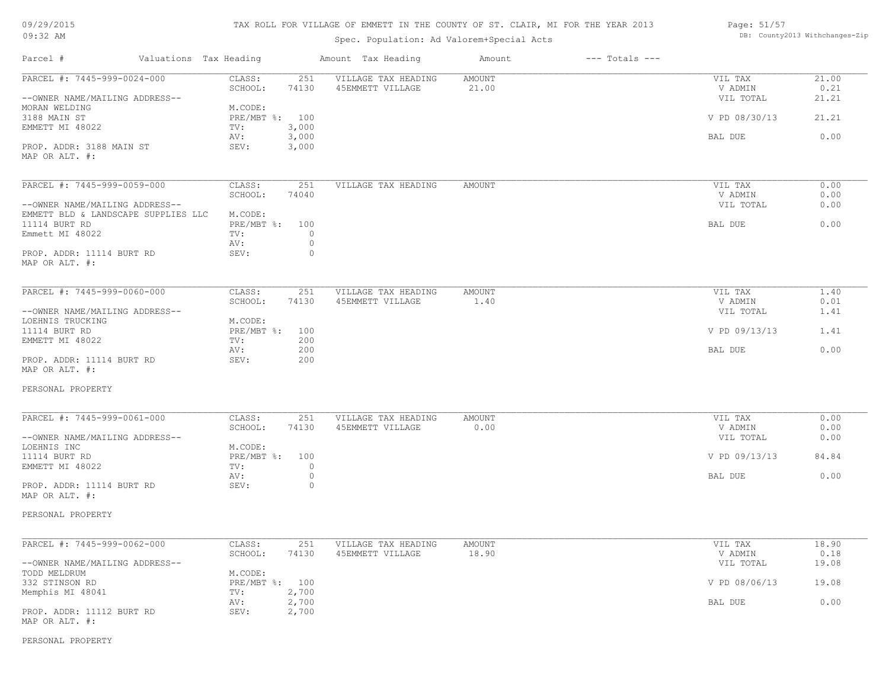# TAX ROLL FOR VILLAGE OF EMMETT IN THE COUNTY OF ST. CLAIR, MI FOR THE YEAR 2013

Spec. Population: Ad Valorem+Special Acts

09/29/2015 09:32 AM — DB: County2013 Withchanges-Zip

| Parcel # | Valuations | Tax Heading | Amount | Tax Heading | Amount | --- Totals --- | |
|---|---|---|---|---|---|---|---|
| PARCEL #: 7445-999-0024-000 | CLASS: | 251 | VILLAGE TAX HEADING | AMOUNT | | VIL TAX | 21.00 |
| | SCHOOL: | 74130 | 45EMMETT VILLAGE | 21.00 | | V ADMIN | 0.21 |
| --OWNER NAME/MAILING ADDRESS-- | | | | | | VIL TOTAL | 21.21 |
| MORAN WELDING | M.CODE: | | | | | | |
| 3188 MAIN ST | PRE/MBT %: | 100 | | | | V PD 08/30/13 | 21.21 |
| EMMETT MI 48022 | TV: | 3,000 | | | | | |
| | AV: | 3,000 | | | | BAL DUE | 0.00 |
| PROP. ADDR: 3188 MAIN ST | SEV: | 3,000 | | | | | |
| MAP OR ALT. #: | | | | | | | |

| Parcel # | Valuations | Tax Heading | Amount | Tax Heading | Amount | --- Totals --- | |
|---|---|---|---|---|---|---|---|
| PARCEL #: 7445-999-0059-000 | CLASS: | 251 | VILLAGE TAX HEADING | AMOUNT | | VIL TAX | 0.00 |
| | SCHOOL: | 74040 | | | | V ADMIN | 0.00 |
| --OWNER NAME/MAILING ADDRESS-- | | | | | | VIL TOTAL | 0.00 |
| EMMETT BLD & LANDSCAPE SUPPLIES LLC | M.CODE: | | | | | | |
| 11114 BURT RD | PRE/MBT %: | 100 | | | | BAL DUE | 0.00 |
| Emmett MI 48022 | TV: | 0 | | | | | |
| | AV: | 0 | | | | | |
| PROP. ADDR: 11114 BURT RD | SEV: | 0 | | | | | |
| MAP OR ALT. #: | | | | | | | |

| Parcel # | Valuations | Tax Heading | Amount | Tax Heading | Amount | --- Totals --- | |
|---|---|---|---|---|---|---|---|
| PARCEL #: 7445-999-0060-000 | CLASS: | 251 | VILLAGE TAX HEADING | AMOUNT | | VIL TAX | 1.40 |
| | SCHOOL: | 74130 | 45EMMETT VILLAGE | 1.40 | | V ADMIN | 0.01 |
| --OWNER NAME/MAILING ADDRESS-- | | | | | | VIL TOTAL | 1.41 |
| LOEHNIS TRUCKING | M.CODE: | | | | | | |
| 11114 BURT RD | PRE/MBT %: | 100 | | | | V PD 09/13/13 | 1.41 |
| EMMETT MI 48022 | TV: | 200 | | | | | |
| | AV: | 200 | | | | BAL DUE | 0.00 |
| PROP. ADDR: 11114 BURT RD | SEV: | 200 | | | | | |
| MAP OR ALT. #: | | | | | | | |

PERSONAL PROPERTY

| Parcel # | Valuations | Tax Heading | Amount | Tax Heading | Amount | --- Totals --- | |
|---|---|---|---|---|---|---|---|
| PARCEL #: 7445-999-0061-000 | CLASS: | 251 | VILLAGE TAX HEADING | AMOUNT | | VIL TAX | 0.00 |
| | SCHOOL: | 74130 | 45EMMETT VILLAGE | 0.00 | | V ADMIN | 0.00 |
| --OWNER NAME/MAILING ADDRESS-- | | | | | | VIL TOTAL | 0.00 |
| LOEHNIS INC | M.CODE: | | | | | | |
| 11114 BURT RD | PRE/MBT %: | 100 | | | | V PD 09/13/13 | 84.84 |
| EMMETT MI 48022 | TV: | 0 | | | | | |
| | AV: | 0 | | | | BAL DUE | 0.00 |
| PROP. ADDR: 11114 BURT RD | SEV: | 0 | | | | | |
| MAP OR ALT. #: | | | | | | | |

PERSONAL PROPERTY

| Parcel # | Valuations | Tax Heading | Amount | Tax Heading | Amount | --- Totals --- | |
|---|---|---|---|---|---|---|---|
| PARCEL #: 7445-999-0062-000 | CLASS: | 251 | VILLAGE TAX HEADING | AMOUNT | | VIL TAX | 18.90 |
| | SCHOOL: | 74130 | 45EMMETT VILLAGE | 18.90 | | V ADMIN | 0.18 |
| --OWNER NAME/MAILING ADDRESS-- | | | | | | VIL TOTAL | 19.08 |
| TODD MELDRUM | M.CODE: | | | | | | |
| 332 STINSON RD | PRE/MBT %: | 100 | | | | V PD 08/06/13 | 19.08 |
| Memphis MI 48041 | TV: | 2,700 | | | | | |
| | AV: | 2,700 | | | | BAL DUE | 0.00 |
| PROP. ADDR: 11112 BURT RD | SEV: | 2,700 | | | | | |
| MAP OR ALT. #: | | | | | | | |

PERSONAL PROPERTY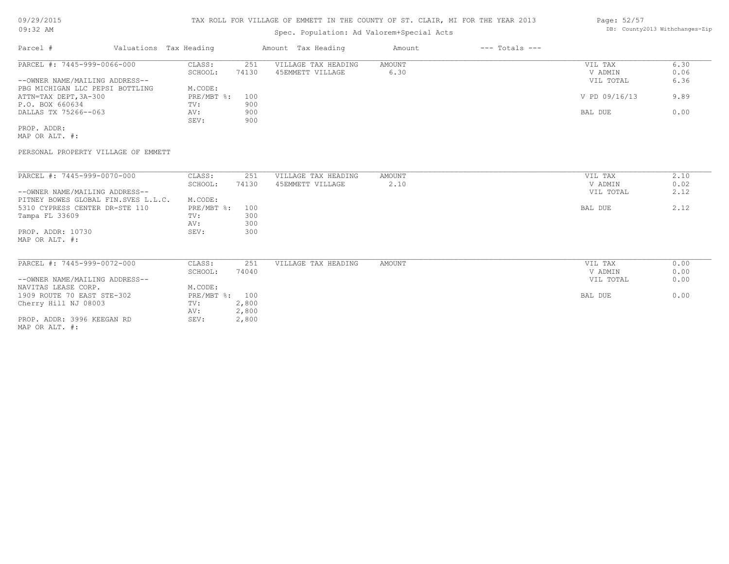# TAX ROLL FOR VILLAGE OF EMMETT IN THE COUNTY OF ST. CLAIR, MI FOR THE YEAR 2013

Spec. Population: Ad Valorem+Special Acts

| Parcel # | Valuations | Tax Heading | Amount | Tax Heading | Amount | --- Totals --- | | |
|---|---|---|---|---|---|---|---|---|
| PARCEL #: 7445-999-0066-000 | CLASS: | 251 | VILLAGE TAX HEADING | AMOUNT | | | VIL TAX | 6.30 |
| | SCHOOL: | 74130 | 45EMMETT VILLAGE | 6.30 | | | V ADMIN | 0.06 |
| --OWNER NAME/MAILING ADDRESS-- | | | | | | | VIL TOTAL | 6.36 |
| PBG MICHIGAN LLC PEPSI BOTTLING | M.CODE: | | | | | | | |
| ATTN=TAX DEPT,3A-300 | PRE/MBT %: | 100 | | | | | V PD 09/16/13 | 9.89 |
| P.O. BOX 660634 | TV: | 900 | | | | | | |
| DALLAS TX 75266--063 | AV: | 900 | | | | | BAL DUE | 0.00 |
| | SEV: | 900 | | | | | | |
| PROP. ADDR: | | | | | | | | |
| MAP OR ALT. #: | | | | | | | | |
| PERSONAL PROPERTY VILLAGE OF EMMETT | | | | | | | | |

| Parcel # | Valuations | Tax Heading | Amount | Tax Heading | Amount | --- Totals --- | | |
|---|---|---|---|---|---|---|---|---|
| PARCEL #: 7445-999-0070-000 | CLASS: | 251 | VILLAGE TAX HEADING | AMOUNT | | | VIL TAX | 2.10 |
| | SCHOOL: | 74130 | 45EMMETT VILLAGE | 2.10 | | | V ADMIN | 0.02 |
| --OWNER NAME/MAILING ADDRESS-- | | | | | | | VIL TOTAL | 2.12 |
| PITNEY BOWES GLOBAL FIN.SVES L.L.C. | M.CODE: | | | | | | | |
| 5310 CYPRESS CENTER DR-STE 110 | PRE/MBT %: | 100 | | | | | BAL DUE | 2.12 |
| Tampa FL 33609 | TV: | 300 | | | | | | |
| | AV: | 300 | | | | | | |
| PROP. ADDR: 10730 | SEV: | 300 | | | | | | |
| MAP OR ALT. #: | | | | | | | | |

| Parcel # | Valuations | Tax Heading | Amount | Tax Heading | Amount | --- Totals --- | | |
|---|---|---|---|---|---|---|---|---|
| PARCEL #: 7445-999-0072-000 | CLASS: | 251 | VILLAGE TAX HEADING | AMOUNT | | | VIL TAX | 0.00 |
| | SCHOOL: | 74040 | | | | | V ADMIN | 0.00 |
| --OWNER NAME/MAILING ADDRESS-- | | | | | | | VIL TOTAL | 0.00 |
| NAVITAS LEASE CORP. | M.CODE: | | | | | | | |
| 1909 ROUTE 70 EAST STE-302 | PRE/MBT %: | 100 | | | | | BAL DUE | 0.00 |
| Cherry Hill NJ 08003 | TV: | 2,800 | | | | | | |
| | AV: | 2,800 | | | | | | |
| PROP. ADDR: 3996 KEEGAN RD | SEV: | 2,800 | | | | | | |
| MAP OR ALT. #: | | | | | | | | |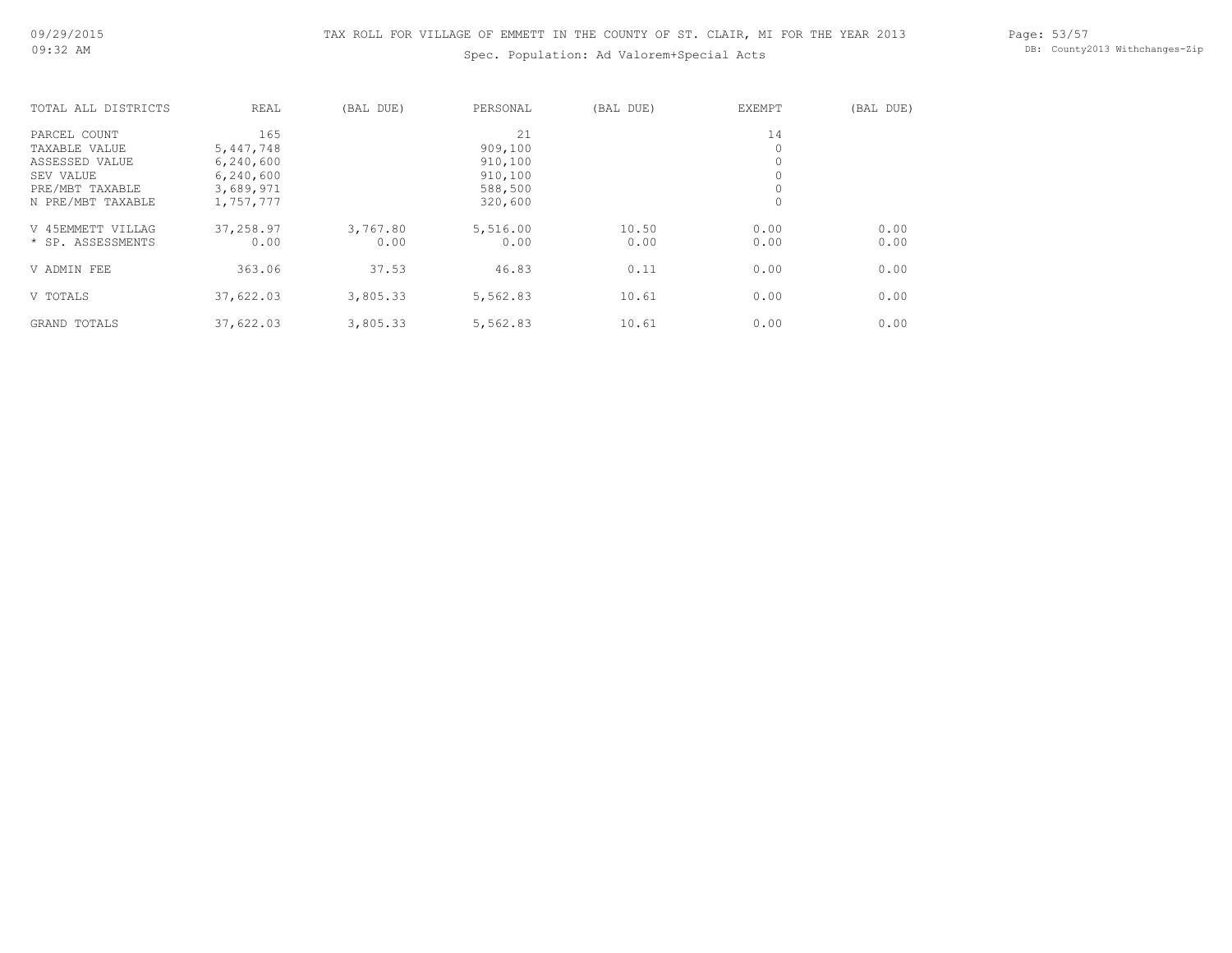TAX ROLL FOR VILLAGE OF EMMETT IN THE COUNTY OF ST. CLAIR, MI FOR THE YEAR 2013

Spec. Population: Ad Valorem+Special Acts

| TOTAL ALL DISTRICTS | REAL | (BAL DUE) | PERSONAL | (BAL DUE) | EXEMPT | (BAL DUE) |
|---|---|---|---|---|---|---|
| PARCEL COUNT | 165 | | 21 | | 14 | |
| TAXABLE VALUE | 5,447,748 | | 909,100 | | 0 | |
| ASSESSED VALUE | 6,240,600 | | 910,100 | | 0 | |
| SEV VALUE | 6,240,600 | | 910,100 | | 0 | |
| PRE/MBT TAXABLE | 3,689,971 | | 588,500 | | 0 | |
| N PRE/MBT TAXABLE | 1,757,777 | | 320,600 | | 0 | |
| V 45EMMETT VILLAG | 37,258.97 | 3,767.80 | 5,516.00 | 10.50 | 0.00 | 0.00 |
| * SP. ASSESSMENTS | 0.00 | 0.00 | 0.00 | 0.00 | 0.00 | 0.00 |
| V ADMIN FEE | 363.06 | 37.53 | 46.83 | 0.11 | 0.00 | 0.00 |
| V TOTALS | 37,622.03 | 3,805.33 | 5,562.83 | 10.61 | 0.00 | 0.00 |
| GRAND TOTALS | 37,622.03 | 3,805.33 | 5,562.83 | 10.61 | 0.00 | 0.00 |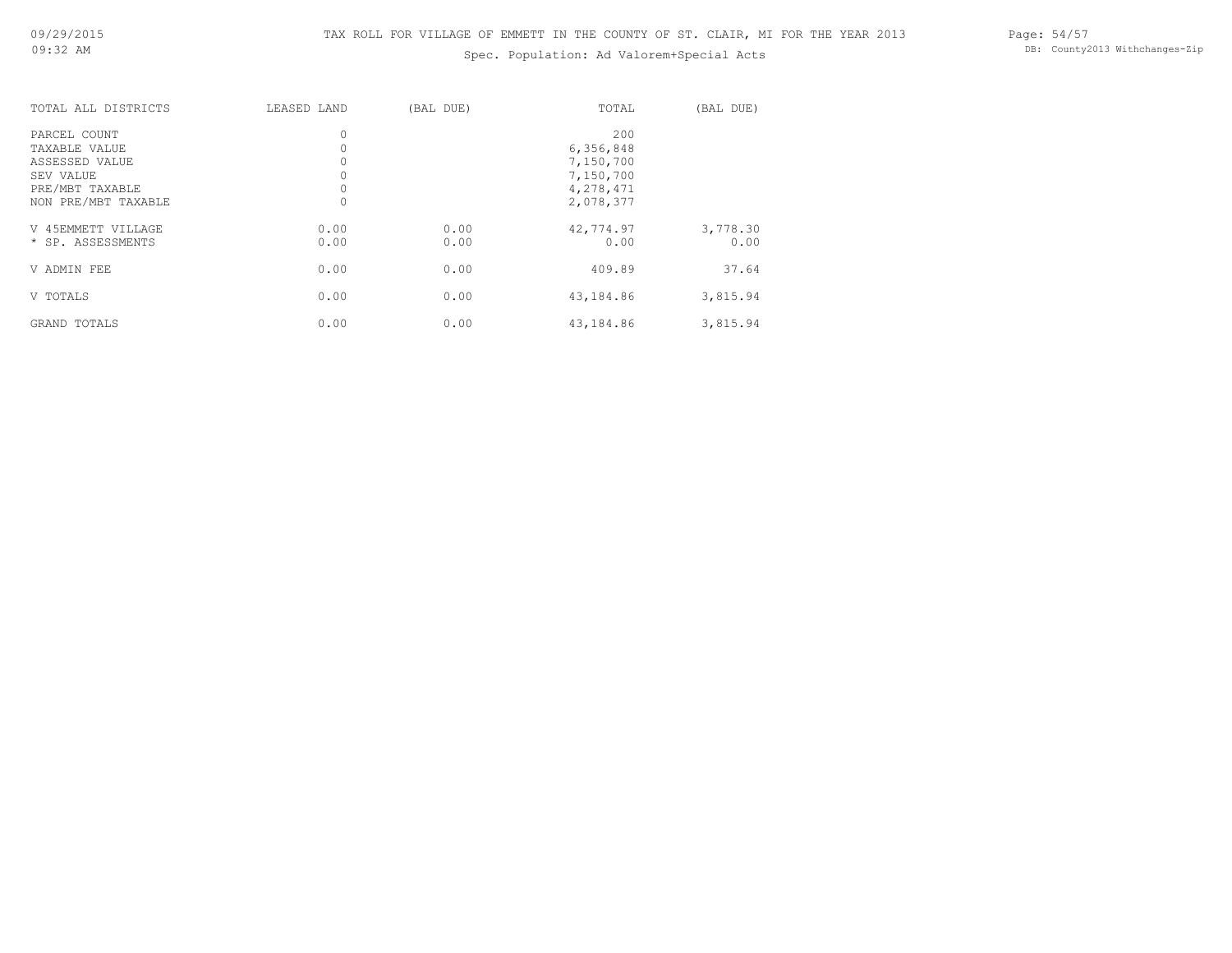TAX ROLL FOR VILLAGE OF EMMETT IN THE COUNTY OF ST. CLAIR, MI FOR THE YEAR 2013

Spec. Population: Ad Valorem+Special Acts

| TOTAL ALL DISTRICTS | LEASED LAND | (BAL DUE) | TOTAL | (BAL DUE) |
|---|---|---|---|---|
| PARCEL COUNT | 0 | | 200 | |
| TAXABLE VALUE | 0 | | 6,356,848 | |
| ASSESSED VALUE | 0 | | 7,150,700 | |
| SEV VALUE | 0 | | 7,150,700 | |
| PRE/MBT TAXABLE | 0 | | 4,278,471 | |
| NON PRE/MBT TAXABLE | 0 | | 2,078,377 | |
| V 45EMMETT VILLAGE | 0.00 | 0.00 | 42,774.97 | 3,778.30 |
| * SP. ASSESSMENTS | 0.00 | 0.00 | 0.00 | 0.00 |
| V ADMIN FEE | 0.00 | 0.00 | 409.89 | 37.64 |
| V TOTALS | 0.00 | 0.00 | 43,184.86 | 3,815.94 |
| GRAND TOTALS | 0.00 | 0.00 | 43,184.86 | 3,815.94 |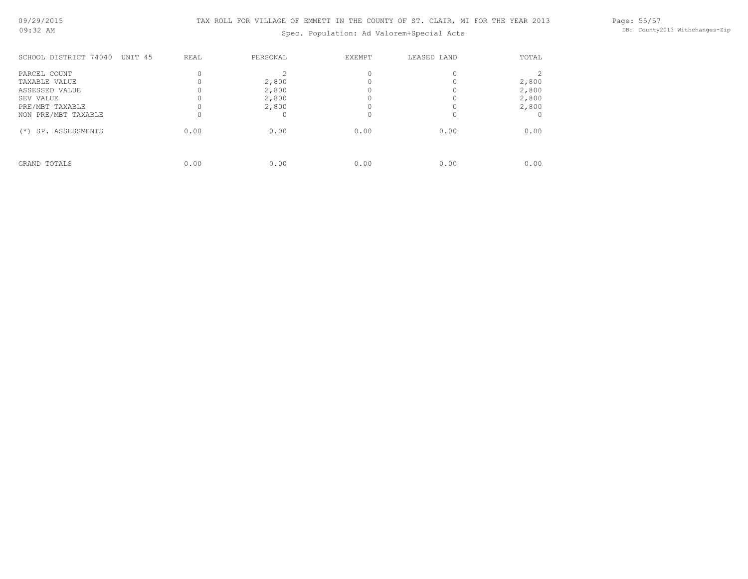TAX ROLL FOR VILLAGE OF EMMETT IN THE COUNTY OF ST. CLAIR, MI FOR THE YEAR 2013

Spec. Population: Ad Valorem+Special Acts

| SCHOOL DISTRICT 74040 UNIT 45 | REAL | PERSONAL | EXEMPT | LEASED LAND | TOTAL |
|---|---|---|---|---|---|
| PARCEL COUNT | 0 | 2 | 0 | 0 | 2 |
| TAXABLE VALUE | 0 | 2,800 | 0 | 0 | 2,800 |
| ASSESSED VALUE | 0 | 2,800 | 0 | 0 | 2,800 |
| SEV VALUE | 0 | 2,800 | 0 | 0 | 2,800 |
| PRE/MBT TAXABLE | 0 | 2,800 | 0 | 0 | 2,800 |
| NON PRE/MBT TAXABLE | 0 | 0 | 0 | 0 | 0 |
| (*) SP. ASSESSMENTS | 0.00 | 0.00 | 0.00 | 0.00 | 0.00 |
| GRAND TOTALS | 0.00 | 0.00 | 0.00 | 0.00 | 0.00 |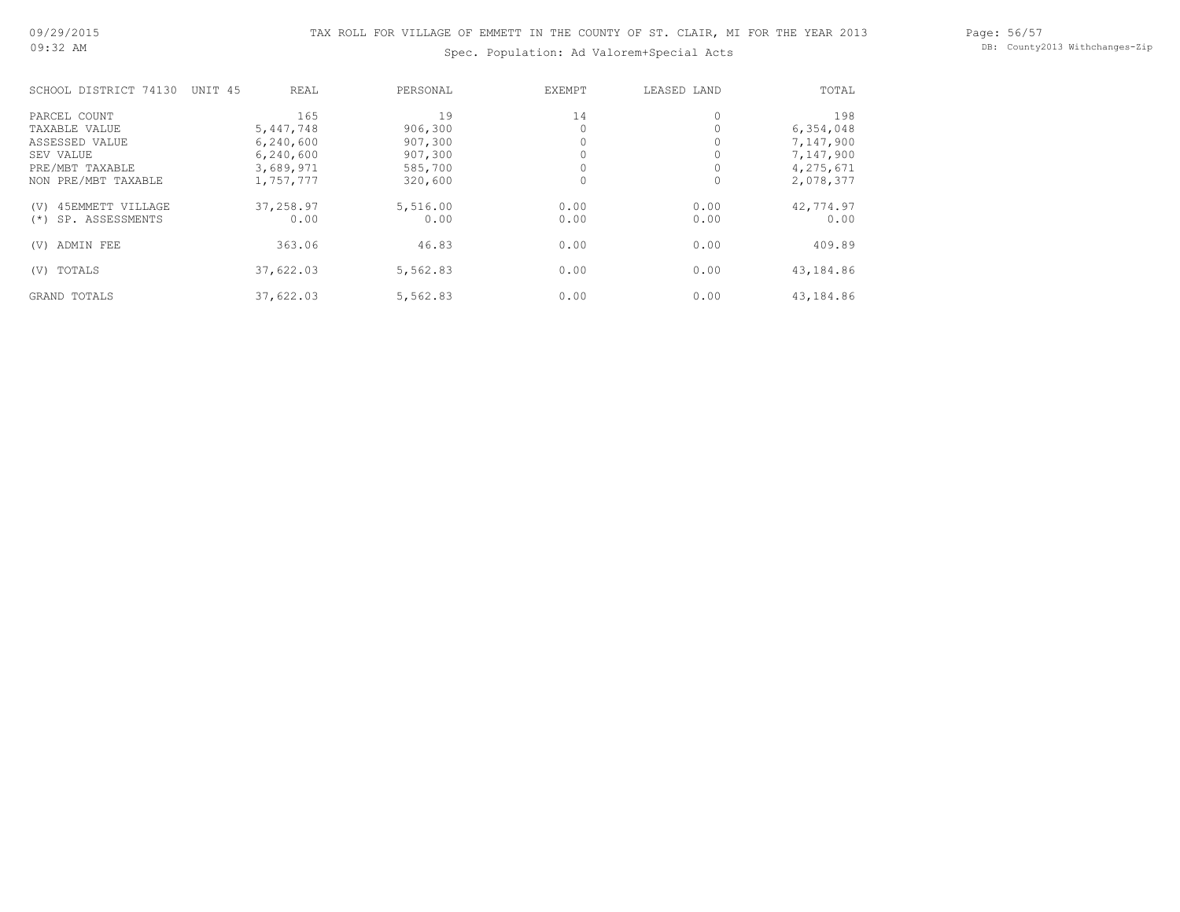# TAX ROLL FOR VILLAGE OF EMMETT IN THE COUNTY OF ST. CLAIR, MI FOR THE YEAR 2013

Spec. Population: Ad Valorem+Special Acts

| SCHOOL DISTRICT 74130 UNIT 45 | REAL | PERSONAL | EXEMPT | LEASED LAND | TOTAL |
|---|---|---|---|---|---|
| PARCEL COUNT | 165 | 19 | 14 | 0 | 198 |
| TAXABLE VALUE | 5,447,748 | 906,300 | 0 | 0 | 6,354,048 |
| ASSESSED VALUE | 6,240,600 | 907,300 | 0 | 0 | 7,147,900 |
| SEV VALUE | 6,240,600 | 907,300 | 0 | 0 | 7,147,900 |
| PRE/MBT TAXABLE | 3,689,971 | 585,700 | 0 | 0 | 4,275,671 |
| NON PRE/MBT TAXABLE | 1,757,777 | 320,600 | 0 | 0 | 2,078,377 |
| (V) 45EMMETT VILLAGE | 37,258.97 | 5,516.00 | 0.00 | 0.00 | 42,774.97 |
| (*) SP. ASSESSMENTS | 0.00 | 0.00 | 0.00 | 0.00 | 0.00 |
| (V) ADMIN FEE | 363.06 | 46.83 | 0.00 | 0.00 | 409.89 |
| (V) TOTALS | 37,622.03 | 5,562.83 | 0.00 | 0.00 | 43,184.86 |
| GRAND TOTALS | 37,622.03 | 5,562.83 | 0.00 | 0.00 | 43,184.86 |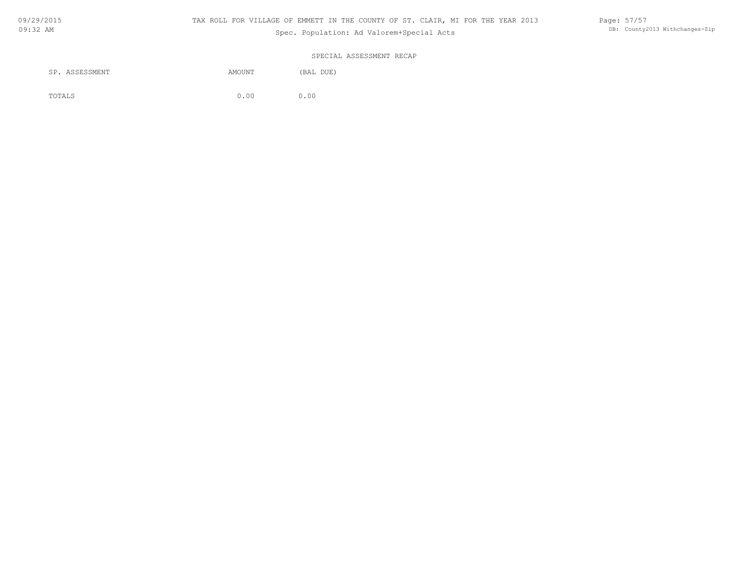## SPECIAL ASSESSMENT RECAP

| SP. ASSESSMENT | AMOUNT | (BAL DUE) |
|---|---|---|
| TOTALS | 0.00 | 0.00 |